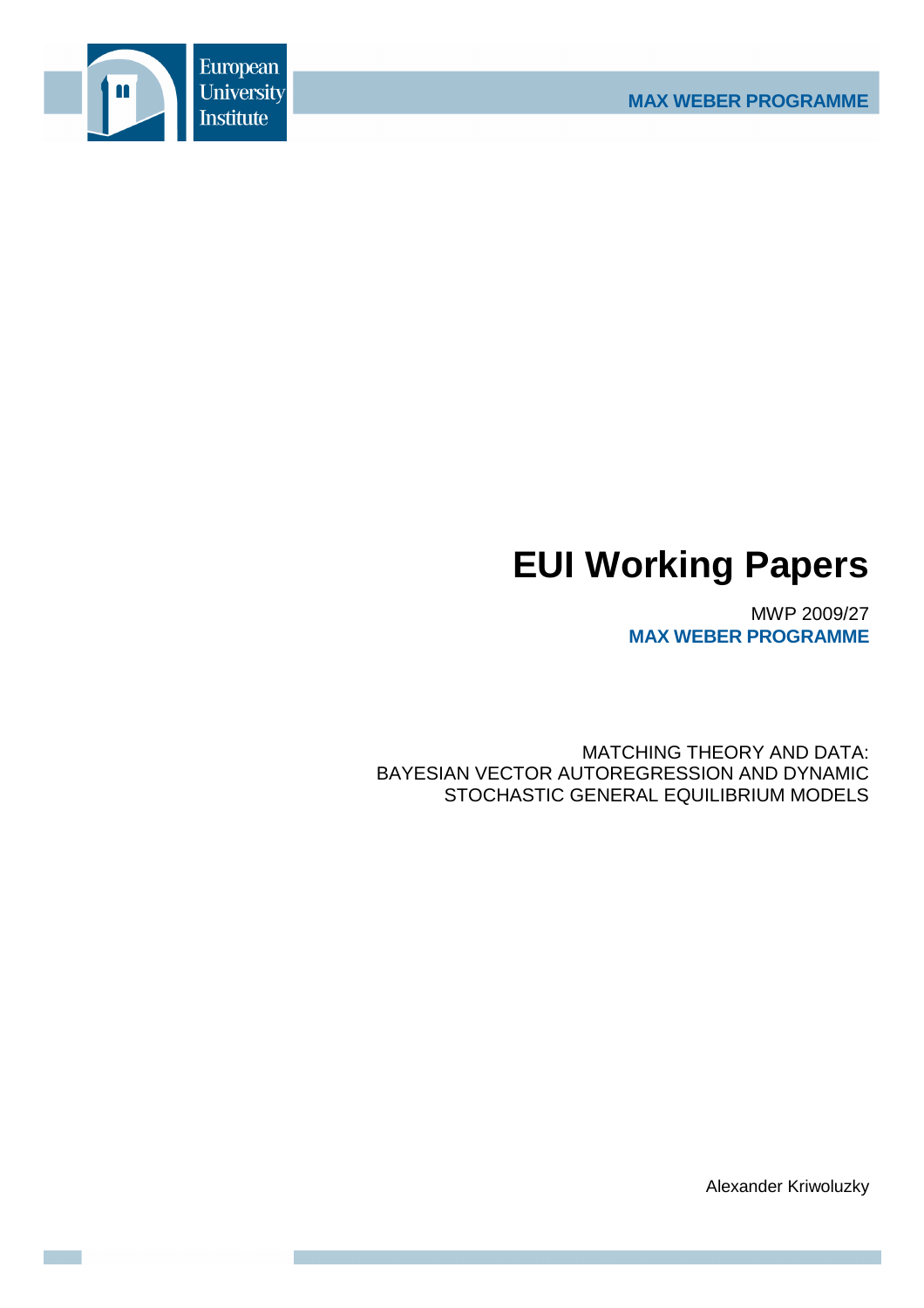European University Institute

**MAX WEBER PROGRAMME**

# EUI Working Papers

MWP 2009/27

**MAX WEBER PROGRAMME**

MATCHING THEORY AND DATA:
BAYESIAN VECTOR AUTOREGRESSION AND DYNAMIC
STOCHASTIC GENERAL EQUILIBRIUM MODELS

Alexander Kriwoluzky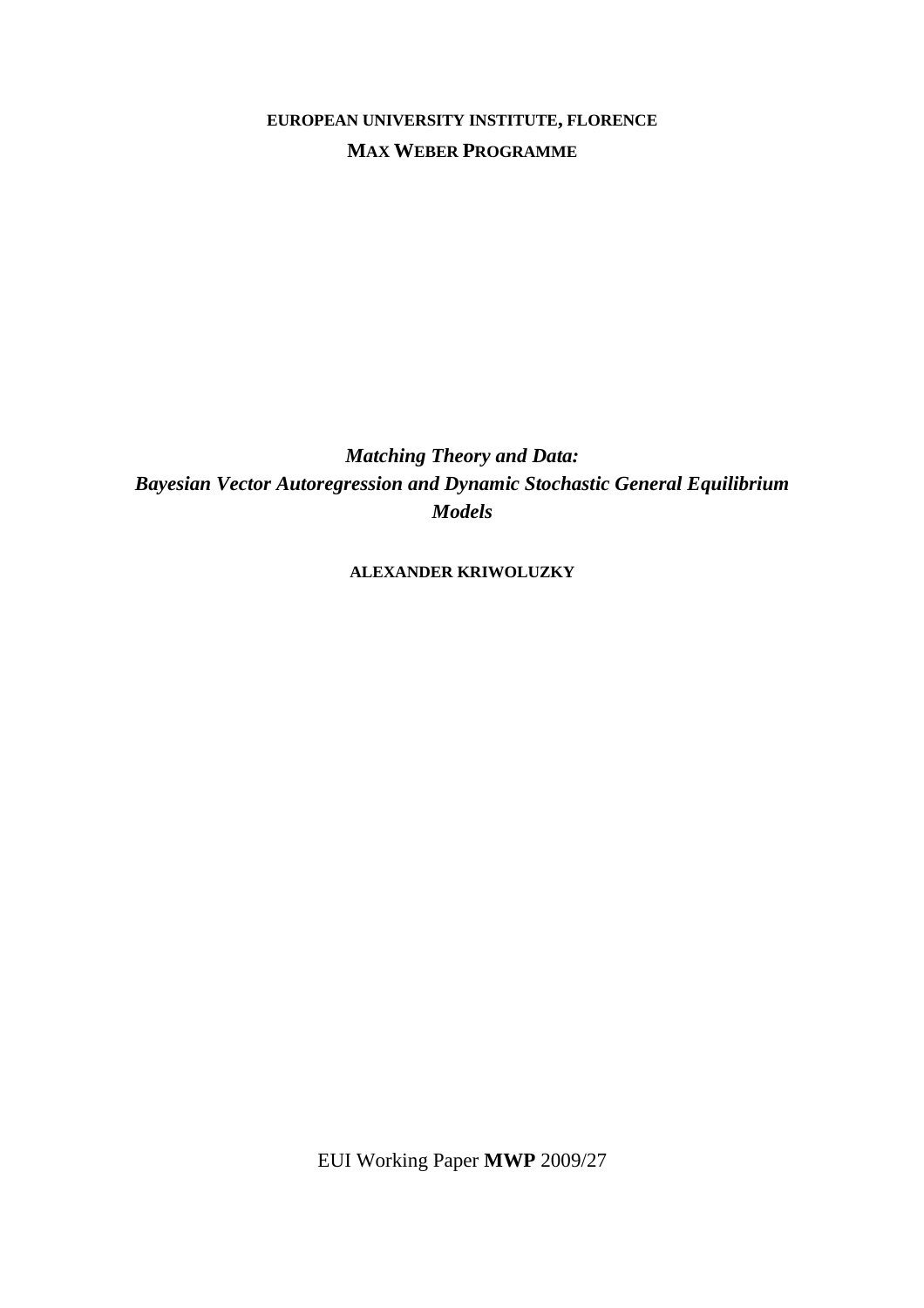**EUROPEAN UNIVERSITY INSTITUTE, FLORENCE**

**MAX WEBER PROGRAMME**

# *Matching Theory and Data: Bayesian Vector Autoregression and Dynamic Stochastic General Equilibrium Models*

**ALEXANDER KRIWOLUZKY**

EUI Working Paper **MWP** 2009/27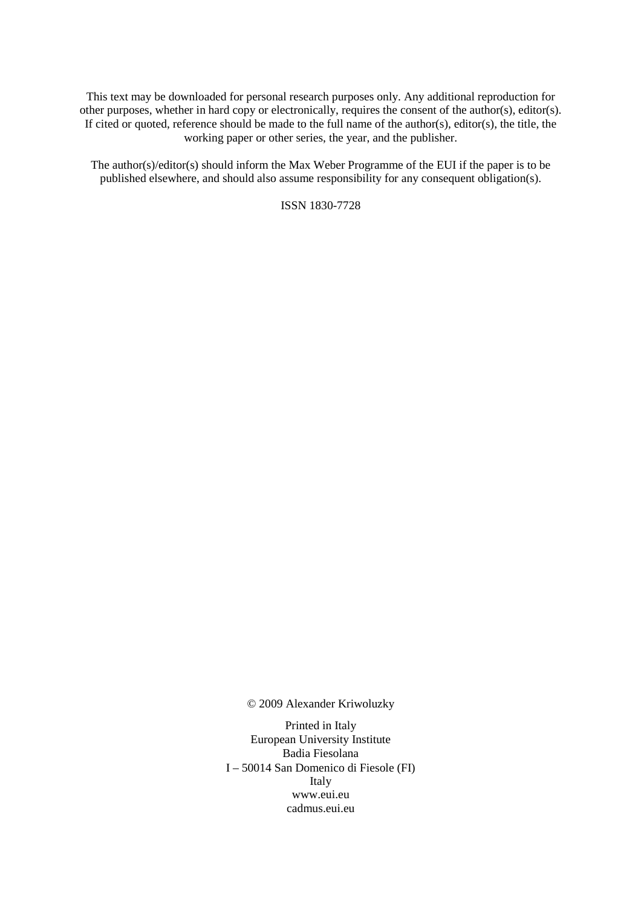This text may be downloaded for personal research purposes only. Any additional reproduction for other purposes, whether in hard copy or electronically, requires the consent of the author(s), editor(s). If cited or quoted, reference should be made to the full name of the author(s), editor(s), the title, the working paper or other series, the year, and the publisher.

The author(s)/editor(s) should inform the Max Weber Programme of the EUI if the paper is to be published elsewhere, and should also assume responsibility for any consequent obligation(s).

ISSN 1830-7728

© 2009 Alexander Kriwoluzky

Printed in Italy
European University Institute
Badia Fiesolana
I – 50014 San Domenico di Fiesole (FI)
Italy
www.eui.eu
cadmus.eui.eu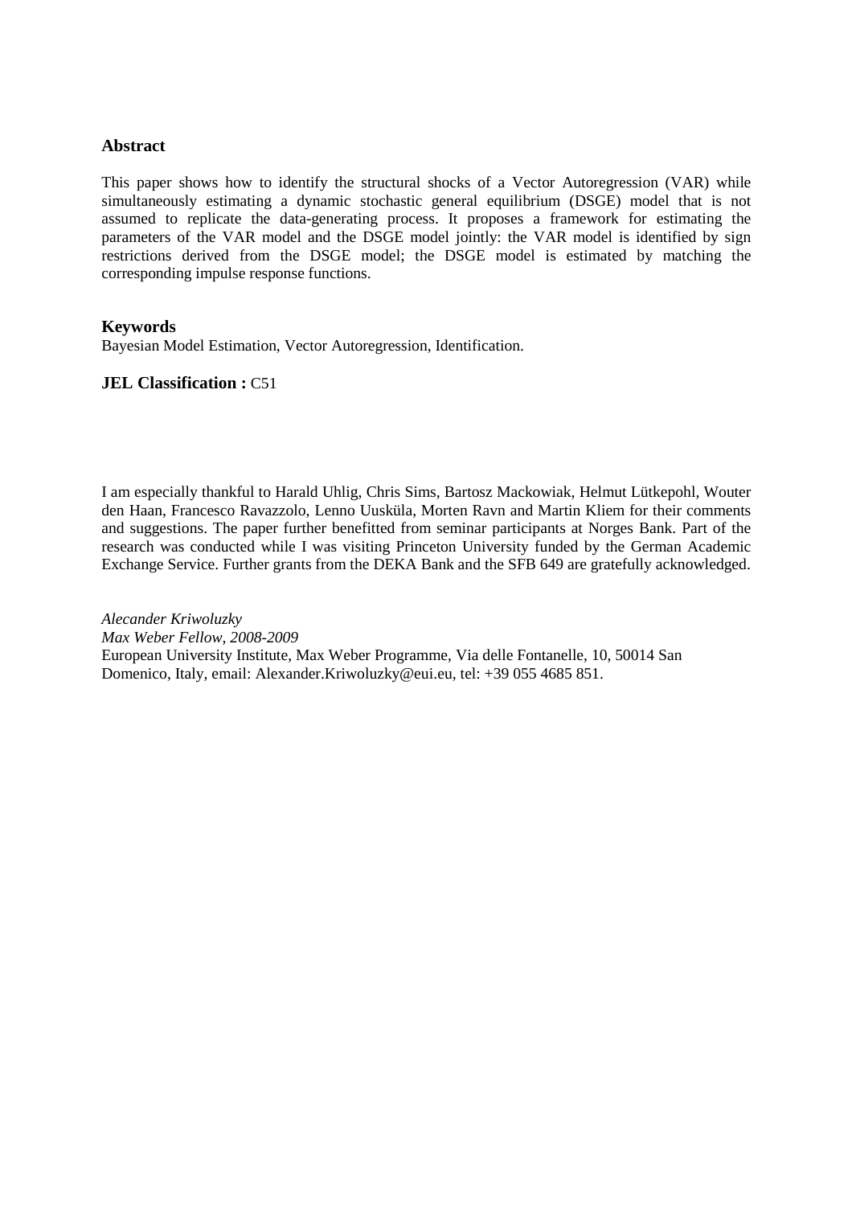### Abstract

This paper shows how to identify the structural shocks of a Vector Autoregression (VAR) while simultaneously estimating a dynamic stochastic general equilibrium (DSGE) model that is not assumed to replicate the data-generating process. It proposes a framework for estimating the parameters of the VAR model and the DSGE model jointly: the VAR model is identified by sign restrictions derived from the DSGE model; the DSGE model is estimated by matching the corresponding impulse response functions.

### Keywords

Bayesian Model Estimation, Vector Autoregression, Identification.

**JEL Classification :** C51

I am especially thankful to Harald Uhlig, Chris Sims, Bartosz Mackowiak, Helmut Lütkepohl, Wouter den Haan, Francesco Ravazzolo, Lenno Uusküla, Morten Ravn and Martin Kliem for their comments and suggestions. The paper further benefitted from seminar participants at Norges Bank. Part of the research was conducted while I was visiting Princeton University funded by the German Academic Exchange Service. Further grants from the DEKA Bank and the SFB 649 are gratefully acknowledged.

*Alecander Kriwoluzky*
*Max Weber Fellow, 2008-2009*
European University Institute, Max Weber Programme, Via delle Fontanelle, 10, 50014 San Domenico, Italy, email: Alexander.Kriwoluzky@eui.eu, tel: +39 055 4685 851.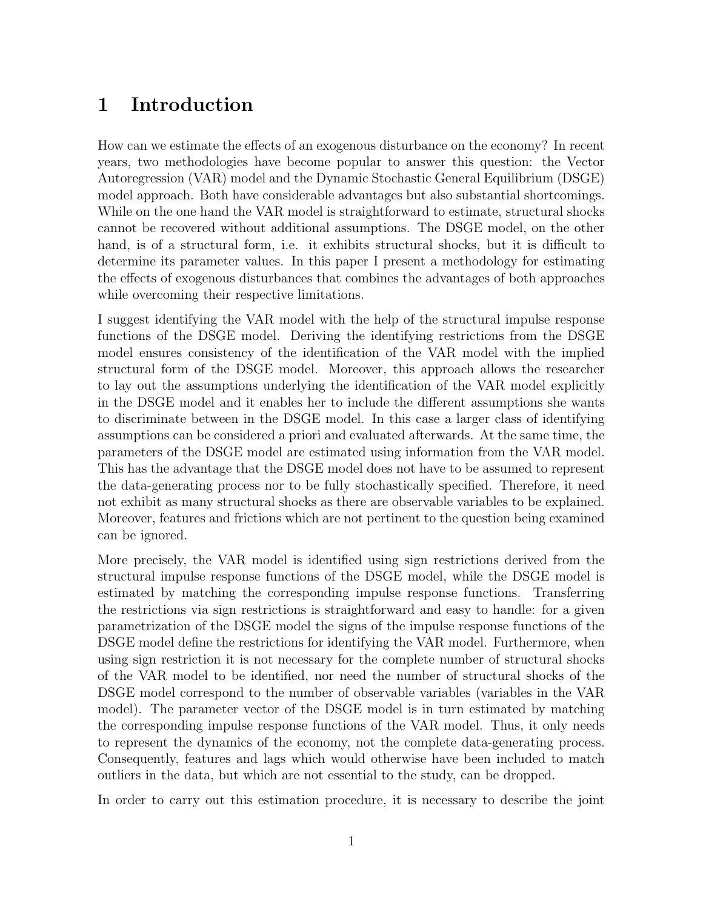# 1 Introduction

How can we estimate the effects of an exogenous disturbance on the economy? In recent years, two methodologies have become popular to answer this question: the Vector Autoregression (VAR) model and the Dynamic Stochastic General Equilibrium (DSGE) model approach. Both have considerable advantages but also substantial shortcomings. While on the one hand the VAR model is straightforward to estimate, structural shocks cannot be recovered without additional assumptions. The DSGE model, on the other hand, is of a structural form, i.e. it exhibits structural shocks, but it is difficult to determine its parameter values. In this paper I present a methodology for estimating the effects of exogenous disturbances that combines the advantages of both approaches while overcoming their respective limitations.

I suggest identifying the VAR model with the help of the structural impulse response functions of the DSGE model. Deriving the identifying restrictions from the DSGE model ensures consistency of the identification of the VAR model with the implied structural form of the DSGE model. Moreover, this approach allows the researcher to lay out the assumptions underlying the identification of the VAR model explicitly in the DSGE model and it enables her to include the different assumptions she wants to discriminate between in the DSGE model. In this case a larger class of identifying assumptions can be considered a priori and evaluated afterwards. At the same time, the parameters of the DSGE model are estimated using information from the VAR model. This has the advantage that the DSGE model does not have to be assumed to represent the data-generating process nor to be fully stochastically specified. Therefore, it need not exhibit as many structural shocks as there are observable variables to be explained. Moreover, features and frictions which are not pertinent to the question being examined can be ignored.

More precisely, the VAR model is identified using sign restrictions derived from the structural impulse response functions of the DSGE model, while the DSGE model is estimated by matching the corresponding impulse response functions. Transferring the restrictions via sign restrictions is straightforward and easy to handle: for a given parametrization of the DSGE model the signs of the impulse response functions of the DSGE model define the restrictions for identifying the VAR model. Furthermore, when using sign restriction it is not necessary for the complete number of structural shocks of the VAR model to be identified, nor need the number of structural shocks of the DSGE model correspond to the number of observable variables (variables in the VAR model). The parameter vector of the DSGE model is in turn estimated by matching the corresponding impulse response functions of the VAR model. Thus, it only needs to represent the dynamics of the economy, not the complete data-generating process. Consequently, features and lags which would otherwise have been included to match outliers in the data, but which are not essential to the study, can be dropped.

In order to carry out this estimation procedure, it is necessary to describe the joint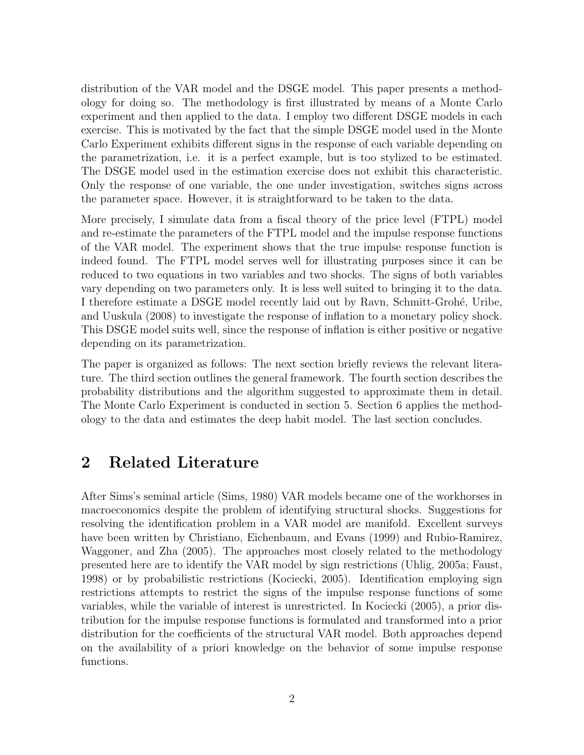distribution of the VAR model and the DSGE model. This paper presents a methodology for doing so. The methodology is first illustrated by means of a Monte Carlo experiment and then applied to the data. I employ two different DSGE models in each exercise. This is motivated by the fact that the simple DSGE model used in the Monte Carlo Experiment exhibits different signs in the response of each variable depending on the parametrization, i.e. it is a perfect example, but is too stylized to be estimated. The DSGE model used in the estimation exercise does not exhibit this characteristic. Only the response of one variable, the one under investigation, switches signs across the parameter space. However, it is straightforward to be taken to the data.

More precisely, I simulate data from a fiscal theory of the price level (FTPL) model and re-estimate the parameters of the FTPL model and the impulse response functions of the VAR model. The experiment shows that the true impulse response function is indeed found. The FTPL model serves well for illustrating purposes since it can be reduced to two equations in two variables and two shocks. The signs of both variables vary depending on two parameters only. It is less well suited to bringing it to the data. I therefore estimate a DSGE model recently laid out by Ravn, Schmitt-Grohé, Uribe, and Uuskula (2008) to investigate the response of inflation to a monetary policy shock. This DSGE model suits well, since the response of inflation is either positive or negative depending on its parametrization.

The paper is organized as follows: The next section briefly reviews the relevant literature. The third section outlines the general framework. The fourth section describes the probability distributions and the algorithm suggested to approximate them in detail. The Monte Carlo Experiment is conducted in section 5. Section 6 applies the methodology to the data and estimates the deep habit model. The last section concludes.

# 2 Related Literature

After Sims's seminal article (Sims, 1980) VAR models became one of the workhorses in macroeconomics despite the problem of identifying structural shocks. Suggestions for resolving the identification problem in a VAR model are manifold. Excellent surveys have been written by Christiano, Eichenbaum, and Evans (1999) and Rubio-Ramirez, Waggoner, and Zha (2005). The approaches most closely related to the methodology presented here are to identify the VAR model by sign restrictions (Uhlig, 2005a; Faust, 1998) or by probabilistic restrictions (Kociecki, 2005). Identification employing sign restrictions attempts to restrict the signs of the impulse response functions of some variables, while the variable of interest is unrestricted. In Kociecki (2005), a prior distribution for the impulse response functions is formulated and transformed into a prior distribution for the coefficients of the structural VAR model. Both approaches depend on the availability of a priori knowledge on the behavior of some impulse response functions.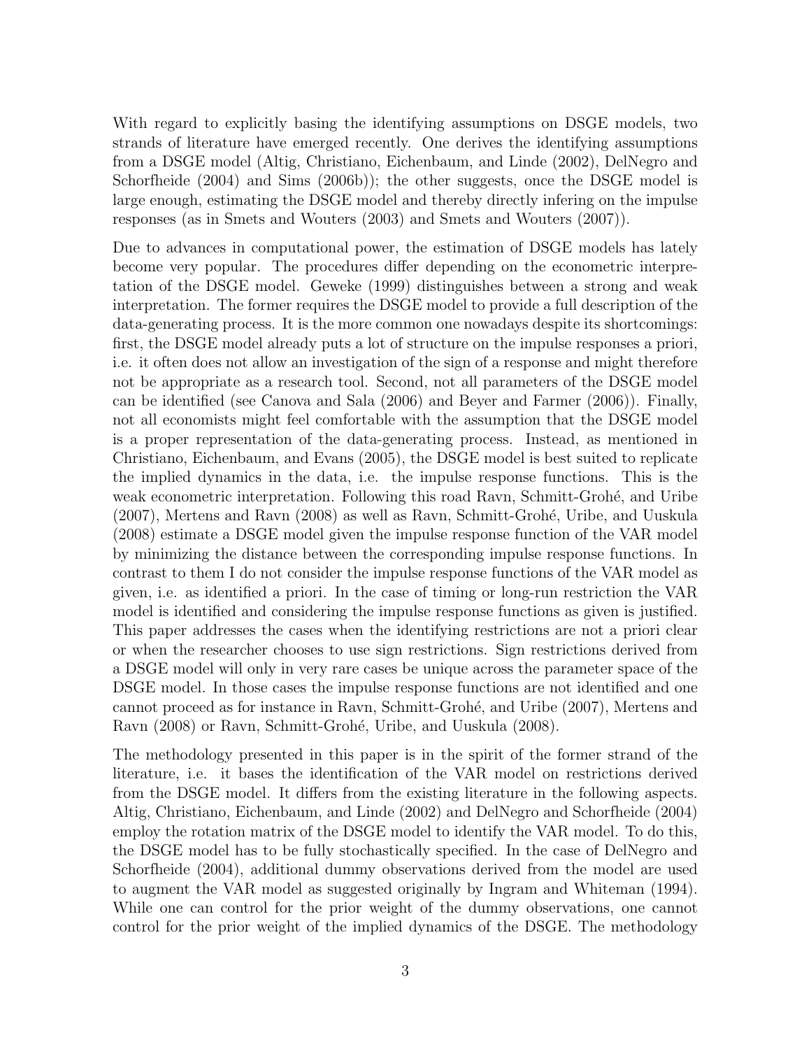With regard to explicitly basing the identifying assumptions on DSGE models, two strands of literature have emerged recently. One derives the identifying assumptions from a DSGE model (Altig, Christiano, Eichenbaum, and Linde (2002), DelNegro and Schorfheide (2004) and Sims (2006b)); the other suggests, once the DSGE model is large enough, estimating the DSGE model and thereby directly infering on the impulse responses (as in Smets and Wouters (2003) and Smets and Wouters (2007)).

Due to advances in computational power, the estimation of DSGE models has lately become very popular. The procedures differ depending on the econometric interpretation of the DSGE model. Geweke (1999) distinguishes between a strong and weak interpretation. The former requires the DSGE model to provide a full description of the data-generating process. It is the more common one nowadays despite its shortcomings: first, the DSGE model already puts a lot of structure on the impulse responses a priori, i.e. it often does not allow an investigation of the sign of a response and might therefore not be appropriate as a research tool. Second, not all parameters of the DSGE model can be identified (see Canova and Sala (2006) and Beyer and Farmer (2006)). Finally, not all economists might feel comfortable with the assumption that the DSGE model is a proper representation of the data-generating process. Instead, as mentioned in Christiano, Eichenbaum, and Evans (2005), the DSGE model is best suited to replicate the implied dynamics in the data, i.e. the impulse response functions. This is the weak econometric interpretation. Following this road Ravn, Schmitt-Grohé, and Uribe (2007), Mertens and Ravn (2008) as well as Ravn, Schmitt-Grohé, Uribe, and Uuskula (2008) estimate a DSGE model given the impulse response function of the VAR model by minimizing the distance between the corresponding impulse response functions. In contrast to them I do not consider the impulse response functions of the VAR model as given, i.e. as identified a priori. In the case of timing or long-run restriction the VAR model is identified and considering the impulse response functions as given is justified. This paper addresses the cases when the identifying restrictions are not a priori clear or when the researcher chooses to use sign restrictions. Sign restrictions derived from a DSGE model will only in very rare cases be unique across the parameter space of the DSGE model. In those cases the impulse response functions are not identified and one cannot proceed as for instance in Ravn, Schmitt-Grohé, and Uribe (2007), Mertens and Ravn (2008) or Ravn, Schmitt-Grohé, Uribe, and Uuskula (2008).

The methodology presented in this paper is in the spirit of the former strand of the literature, i.e. it bases the identification of the VAR model on restrictions derived from the DSGE model. It differs from the existing literature in the following aspects. Altig, Christiano, Eichenbaum, and Linde (2002) and DelNegro and Schorfheide (2004) employ the rotation matrix of the DSGE model to identify the VAR model. To do this, the DSGE model has to be fully stochastically specified. In the case of DelNegro and Schorfheide (2004), additional dummy observations derived from the model are used to augment the VAR model as suggested originally by Ingram and Whiteman (1994). While one can control for the prior weight of the dummy observations, one cannot control for the prior weight of the implied dynamics of the DSGE. The methodology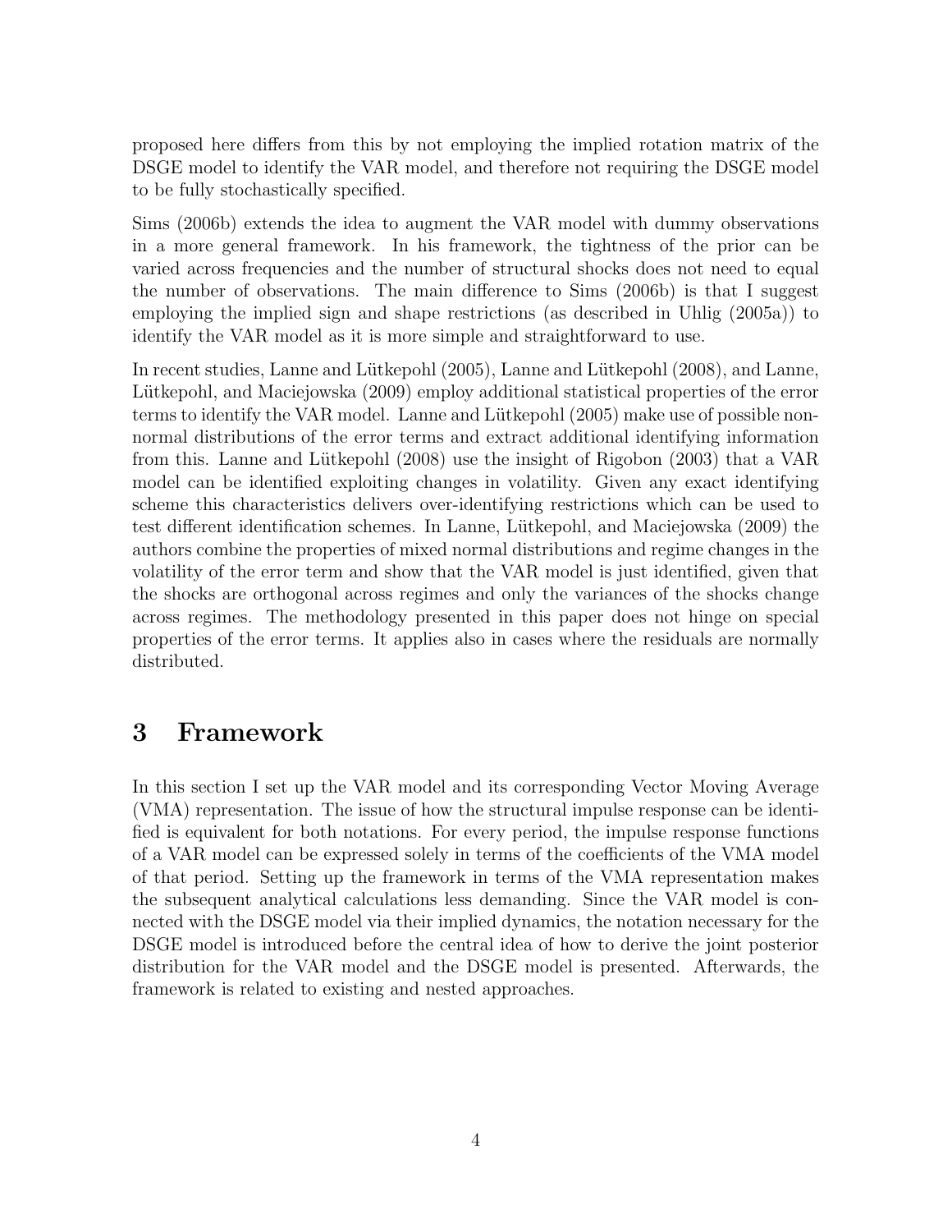proposed here differs from this by not employing the implied rotation matrix of the DSGE model to identify the VAR model, and therefore not requiring the DSGE model to be fully stochastically specified.

Sims (2006b) extends the idea to augment the VAR model with dummy observations in a more general framework. In his framework, the tightness of the prior can be varied across frequencies and the number of structural shocks does not need to equal the number of observations. The main difference to Sims (2006b) is that I suggest employing the implied sign and shape restrictions (as described in Uhlig (2005a)) to identify the VAR model as it is more simple and straightforward to use.

In recent studies, Lanne and Lütkepohl (2005), Lanne and Lütkepohl (2008), and Lanne, Lütkepohl, and Maciejowska (2009) employ additional statistical properties of the error terms to identify the VAR model. Lanne and Lütkepohl (2005) make use of possible non-normal distributions of the error terms and extract additional identifying information from this. Lanne and Lütkepohl (2008) use the insight of Rigobon (2003) that a VAR model can be identified exploiting changes in volatility. Given any exact identifying scheme this characteristics delivers over-identifying restrictions which can be used to test different identification schemes. In Lanne, Lütkepohl, and Maciejowska (2009) the authors combine the properties of mixed normal distributions and regime changes in the volatility of the error term and show that the VAR model is just identified, given that the shocks are orthogonal across regimes and only the variances of the shocks change across regimes. The methodology presented in this paper does not hinge on special properties of the error terms. It applies also in cases where the residuals are normally distributed.

# 3 Framework

In this section I set up the VAR model and its corresponding Vector Moving Average (VMA) representation. The issue of how the structural impulse response can be identified is equivalent for both notations. For every period, the impulse response functions of a VAR model can be expressed solely in terms of the coefficients of the VMA model of that period. Setting up the framework in terms of the VMA representation makes the subsequent analytical calculations less demanding. Since the VAR model is connected with the DSGE model via their implied dynamics, the notation necessary for the DSGE model is introduced before the central idea of how to derive the joint posterior distribution for the VAR model and the DSGE model is presented. Afterwards, the framework is related to existing and nested approaches.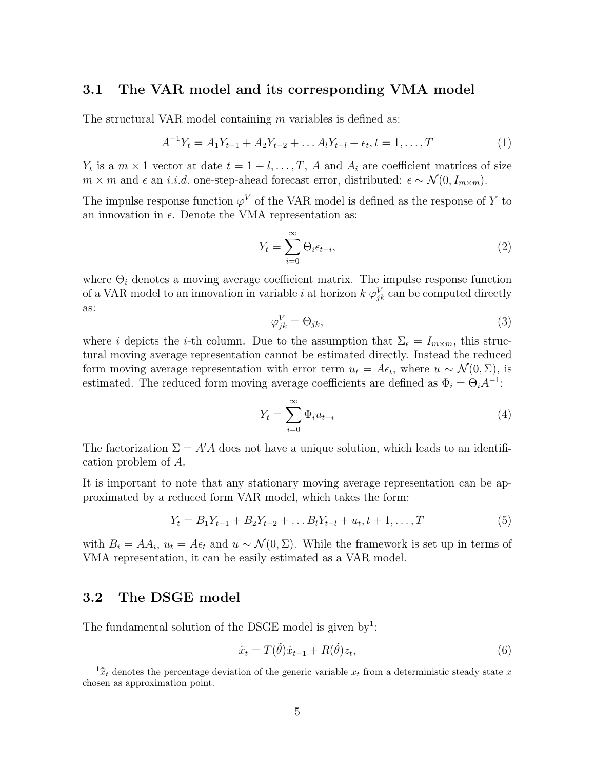### 3.1 The VAR model and its corresponding VMA model

The structural VAR model containing $m$ variables is defined as:

$$A^{-1}Y_t = A_1Y_{t-1} + A_2Y_{t-2} + \dots A_lY_{t-l} + \epsilon_t, t = 1, \dots, T \tag{1}$$

$Y_t$ is a $m \times 1$ vector at date $t = 1 + l, \dots, T$, $A$ and $A_i$ are coefficient matrices of size $m \times m$ and $\epsilon$ an *i.i.d.* one-step-ahead forecast error, distributed: $\epsilon \sim \mathcal{N}(0, I_{m \times m})$.

The impulse response function $\varphi^V$ of the VAR model is defined as the response of $Y$ to an innovation in $\epsilon$. Denote the VMA representation as:

$$Y_t = \sum_{i=0}^{\infty} \Theta_i \epsilon_{t-i}, \tag{2}$$

where $\Theta_i$ denotes a moving average coefficient matrix. The impulse response function of a VAR model to an innovation in variable $i$ at horizon $k$ $\varphi^V_{jk}$ can be computed directly as:

$$\varphi^V_{jk} = \Theta_{jk}, \tag{3}$$

where $i$ depicts the $i$-th column. Due to the assumption that $\Sigma_\epsilon = I_{m \times m}$, this structural moving average representation cannot be estimated directly. Instead the reduced form moving average representation with error term $u_t = A\epsilon_t$, where $u \sim \mathcal{N}(0, \Sigma)$, is estimated. The reduced form moving average coefficients are defined as $\Phi_i = \Theta_i A^{-1}$:

$$Y_t = \sum_{i=0}^{\infty} \Phi_i u_{t-i} \tag{4}$$

The factorization $\Sigma = A'A$ does not have a unique solution, which leads to an identification problem of $A$.

It is important to note that any stationary moving average representation can be approximated by a reduced form VAR model, which takes the form:

$$Y_t = B_1Y_{t-1} + B_2Y_{t-2} + \dots B_lY_{t-l} + u_t, t + 1, \dots, T \tag{5}$$

with $B_i = AA_i$, $u_t = A\epsilon_t$ and $u \sim \mathcal{N}(0, \Sigma)$. While the framework is set up in terms of VMA representation, it can be easily estimated as a VAR model.

### 3.2 The DSGE model

The fundamental solution of the DSGE model is given by[1]:

$$\hat{x}_t = T(\tilde{\theta})\hat{x}_{t-1} + R(\tilde{\theta})z_t, \tag{6}$$

[1] $\hat{x}_t$ denotes the percentage deviation of the generic variable $x_t$ from a deterministic steady state $x$ chosen as approximation point.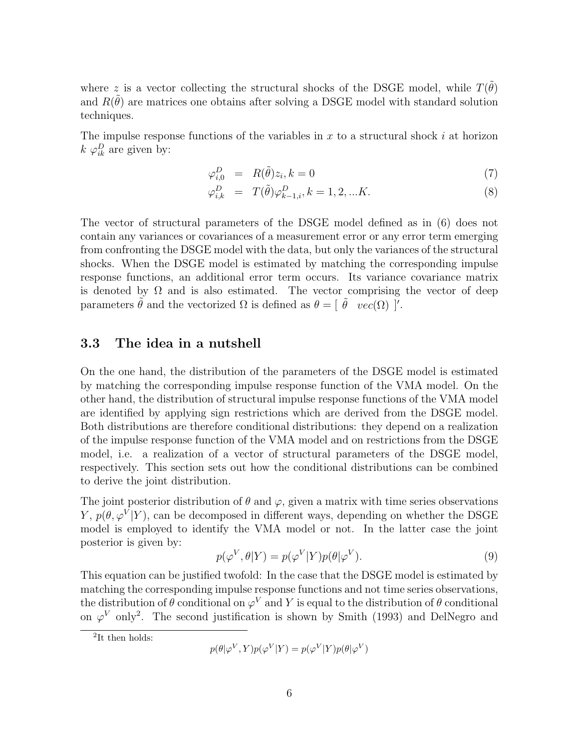where $z$ is a vector collecting the structural shocks of the DSGE model, while $T(\tilde{\theta})$ and $R(\tilde{\theta})$ are matrices one obtains after solving a DSGE model with standard solution techniques.

The impulse response functions of the variables in $x$ to a structural shock $i$ at horizon $k$ $\varphi^D_{ik}$ are given by:

$$
\begin{aligned}
\varphi^D_{i,0} &= R(\tilde{\theta})z_i, k = 0 \qquad (7)\\
\varphi^D_{i,k} &= T(\tilde{\theta})\varphi^D_{k-1,i}, k = 1, 2, ...K. \qquad (8)
\end{aligned}
$$

The vector of structural parameters of the DSGE model defined as in (6) does not contain any variances or covariances of a measurement error or any error term emerging from confronting the DSGE model with the data, but only the variances of the structural shocks. When the DSGE model is estimated by matching the corresponding impulse response functions, an additional error term occurs. Its variance covariance matrix is denoted by $\Omega$ and is also estimated. The vector comprising the vector of deep parameters $\tilde{\theta}$ and the vectorized $\Omega$ is defined as $\theta = [\ \tilde{\theta} \quad vec(\Omega)\ ]'$.

### 3.3 The idea in a nutshell

On the one hand, the distribution of the parameters of the DSGE model is estimated by matching the corresponding impulse response function of the VMA model. On the other hand, the distribution of structural impulse response functions of the VMA model are identified by applying sign restrictions which are derived from the DSGE model. Both distributions are therefore conditional distributions: they depend on a realization of the impulse response function of the VMA model and on restrictions from the DSGE model, i.e. a realization of a vector of structural parameters of the DSGE model, respectively. This section sets out how the conditional distributions can be combined to derive the joint distribution.

The joint posterior distribution of $\theta$ and $\varphi$, given a matrix with time series observations $Y$, $p(\theta, \varphi^V|Y)$, can be decomposed in different ways, depending on whether the DSGE model is employed to identify the VMA model or not. In the latter case the joint posterior is given by:

$$
p(\varphi^V, \theta|Y) = p(\varphi^V|Y)p(\theta|\varphi^V). \qquad (9)
$$

This equation can be justified twofold: In the case that the DSGE model is estimated by matching the corresponding impulse response functions and not time series observations, the distribution of $\theta$ conditional on $\varphi^V$ and $Y$ is equal to the distribution of $\theta$ conditional on $\varphi^V$ only[2]. The second justification is shown by Smith (1993) and DelNegro and

---

[2]It then holds:

$$
p(\theta|\varphi^V, Y)p(\varphi^V|Y) = p(\varphi^V|Y)p(\theta|\varphi^V)
$$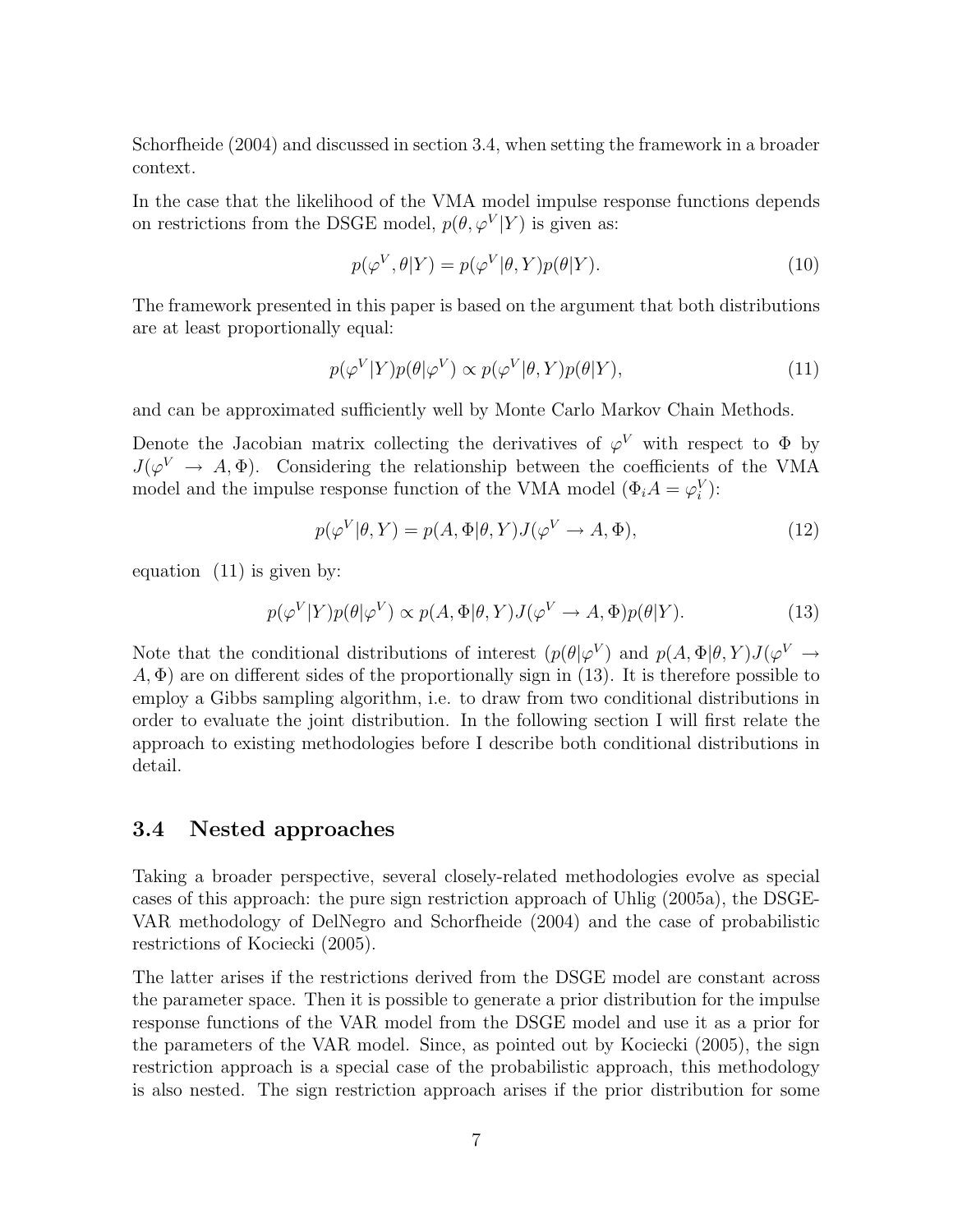Schorfheide (2004) and discussed in section 3.4, when setting the framework in a broader context.

In the case that the likelihood of the VMA model impulse response functions depends on restrictions from the DSGE model, $p(\theta, \varphi^V|Y)$ is given as:

$$p(\varphi^V, \theta|Y) = p(\varphi^V|\theta, Y)p(\theta|Y). \tag{10}$$

The framework presented in this paper is based on the argument that both distributions are at least proportionally equal:

$$p(\varphi^V|Y)p(\theta|\varphi^V) \propto p(\varphi^V|\theta, Y)p(\theta|Y), \tag{11}$$

and can be approximated sufficiently well by Monte Carlo Markov Chain Methods.

Denote the Jacobian matrix collecting the derivatives of $\varphi^V$ with respect to $\Phi$ by $J(\varphi^V \rightarrow A, \Phi)$. Considering the relationship between the coefficients of the VMA model and the impulse response function of the VMA model ($\Phi_i A = \varphi_i^V$):

$$p(\varphi^V|\theta, Y) = p(A, \Phi|\theta, Y)J(\varphi^V \rightarrow A, \Phi), \tag{12}$$

equation (11) is given by:

$$p(\varphi^V|Y)p(\theta|\varphi^V) \propto p(A, \Phi|\theta, Y)J(\varphi^V \rightarrow A, \Phi)p(\theta|Y). \tag{13}$$

Note that the conditional distributions of interest ($p(\theta|\varphi^V)$ and $p(A, \Phi|\theta, Y)J(\varphi^V \rightarrow A, \Phi)$ are on different sides of the proportionally sign in (13). It is therefore possible to employ a Gibbs sampling algorithm, i.e. to draw from two conditional distributions in order to evaluate the joint distribution. In the following section I will first relate the approach to existing methodologies before I describe both conditional distributions in detail.

### 3.4 Nested approaches

Taking a broader perspective, several closely-related methodologies evolve as special cases of this approach: the pure sign restriction approach of Uhlig (2005a), the DSGE-VAR methodology of DelNegro and Schorfheide (2004) and the case of probabilistic restrictions of Kociecki (2005).

The latter arises if the restrictions derived from the DSGE model are constant across the parameter space. Then it is possible to generate a prior distribution for the impulse response functions of the VAR model from the DSGE model and use it as a prior for the parameters of the VAR model. Since, as pointed out by Kociecki (2005), the sign restriction approach is a special case of the probabilistic approach, this methodology is also nested. The sign restriction approach arises if the prior distribution for some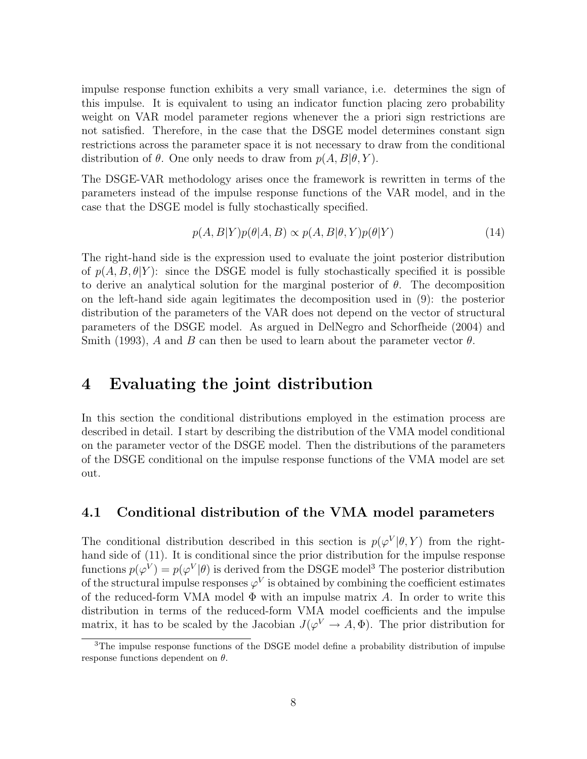impulse response function exhibits a very small variance, i.e. determines the sign of this impulse. It is equivalent to using an indicator function placing zero probability weight on VAR model parameter regions whenever the a priori sign restrictions are not satisfied. Therefore, in the case that the DSGE model determines constant sign restrictions across the parameter space it is not necessary to draw from the conditional distribution of $\theta$. One only needs to draw from $p(A, B|\theta, Y)$.

The DSGE-VAR methodology arises once the framework is rewritten in terms of the parameters instead of the impulse response functions of the VAR model, and in the case that the DSGE model is fully stochastically specified.

$$p(A, B|Y)p(\theta|A, B) \propto p(A, B|\theta, Y)p(\theta|Y) \tag{14}$$

The right-hand side is the expression used to evaluate the joint posterior distribution of $p(A, B, \theta|Y)$: since the DSGE model is fully stochastically specified it is possible to derive an analytical solution for the marginal posterior of $\theta$. The decomposition on the left-hand side again legitimates the decomposition used in (9): the posterior distribution of the parameters of the VAR does not depend on the vector of structural parameters of the DSGE model. As argued in DelNegro and Schorfheide (2004) and Smith (1993), $A$ and $B$ can then be used to learn about the parameter vector $\theta$.

# 4 Evaluating the joint distribution

In this section the conditional distributions employed in the estimation process are described in detail. I start by describing the distribution of the VMA model conditional on the parameter vector of the DSGE model. Then the distributions of the parameters of the DSGE conditional on the impulse response functions of the VMA model are set out.

## 4.1 Conditional distribution of the VMA model parameters

The conditional distribution described in this section is $p(\varphi^V|\theta, Y)$ from the right-hand side of (11). It is conditional since the prior distribution for the impulse response functions $p(\varphi^V) = p(\varphi^V|\theta)$ is derived from the DSGE model[3] The posterior distribution of the structural impulse responses $\varphi^V$ is obtained by combining the coefficient estimates of the reduced-form VMA model $\Phi$ with an impulse matrix $A$. In order to write this distribution in terms of the reduced-form VMA model coefficients and the impulse matrix, it has to be scaled by the Jacobian $J(\varphi^V \rightarrow A, \Phi)$. The prior distribution for

[3]The impulse response functions of the DSGE model define a probability distribution of impulse response functions dependent on $\theta$.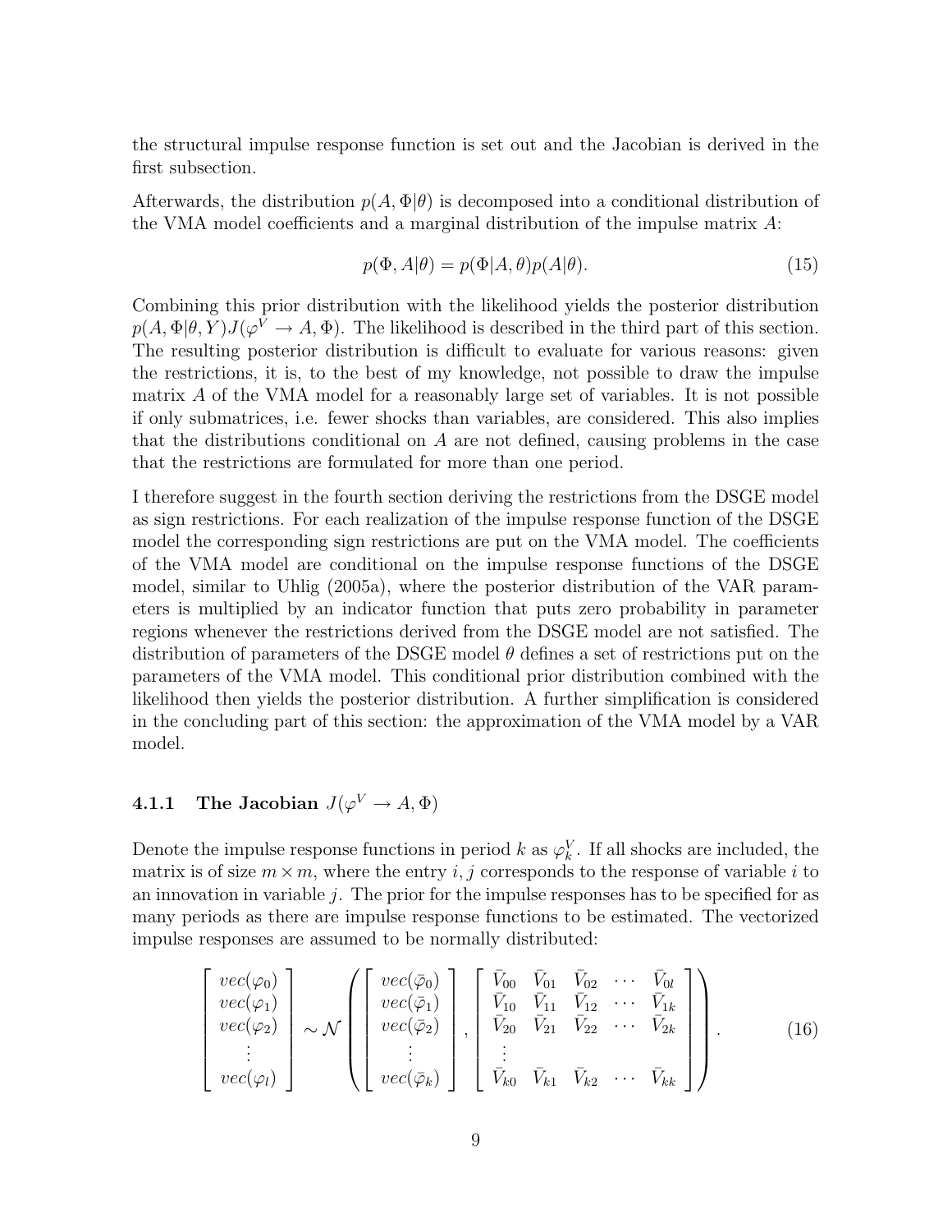the structural impulse response function is set out and the Jacobian is derived in the first subsection.

Afterwards, the distribution $p(A, \Phi|\theta)$ is decomposed into a conditional distribution of the VMA model coefficients and a marginal distribution of the impulse matrix $A$:

$$p(\Phi, A|\theta) = p(\Phi|A, \theta)p(A|\theta). \tag{15}$$

Combining this prior distribution with the likelihood yields the posterior distribution $p(A, \Phi|\theta, Y)J(\varphi^V \to A, \Phi)$. The likelihood is described in the third part of this section. The resulting posterior distribution is difficult to evaluate for various reasons: given the restrictions, it is, to the best of my knowledge, not possible to draw the impulse matrix $A$ of the VMA model for a reasonably large set of variables. It is not possible if only submatrices, i.e. fewer shocks than variables, are considered. This also implies that the distributions conditional on $A$ are not defined, causing problems in the case that the restrictions are formulated for more than one period.

I therefore suggest in the fourth section deriving the restrictions from the DSGE model as sign restrictions. For each realization of the impulse response function of the DSGE model the corresponding sign restrictions are put on the VMA model. The coefficients of the VMA model are conditional on the impulse response functions of the DSGE model, similar to Uhlig (2005a), where the posterior distribution of the VAR parameters is multiplied by an indicator function that puts zero probability in parameter regions whenever the restrictions derived from the DSGE model are not satisfied. The distribution of parameters of the DSGE model $\theta$ defines a set of restrictions put on the parameters of the VMA model. This conditional prior distribution combined with the likelihood then yields the posterior distribution. A further simplification is considered in the concluding part of this section: the approximation of the VMA model by a VAR model.

### 4.1.1 The Jacobian $J(\varphi^V \to A, \Phi)$

Denote the impulse response functions in period $k$ as $\varphi_k^V$. If all shocks are included, the matrix is of size $m \times m$, where the entry $i, j$ corresponds to the response of variable $i$ to an innovation in variable $j$. The prior for the impulse responses has to be specified for as many periods as there are impulse response functions to be estimated. The vectorized impulse responses are assumed to be normally distributed:

$$\begin{bmatrix} vec(\varphi_0) \\ vec(\varphi_1) \\ vec(\varphi_2) \\ \vdots \\ vec(\varphi_l) \end{bmatrix} \sim \mathcal{N}\left( \begin{bmatrix} vec(\bar{\varphi}_0) \\ vec(\bar{\varphi}_1) \\ vec(\bar{\varphi}_2) \\ \vdots \\ vec(\bar{\varphi}_k) \end{bmatrix}, \begin{bmatrix} \bar{V}_{00} & \bar{V}_{01} & \bar{V}_{02} & \cdots & \bar{V}_{0l} \\ \bar{V}_{10} & \bar{V}_{11} & \bar{V}_{12} & \cdots & \bar{V}_{1k} \\ \bar{V}_{20} & \bar{V}_{21} & \bar{V}_{22} & \cdots & \bar{V}_{2k} \\ \vdots & & & & \\ \bar{V}_{k0} & \bar{V}_{k1} & \bar{V}_{k2} & \cdots & \bar{V}_{kk} \end{bmatrix} \right). \tag{16}$$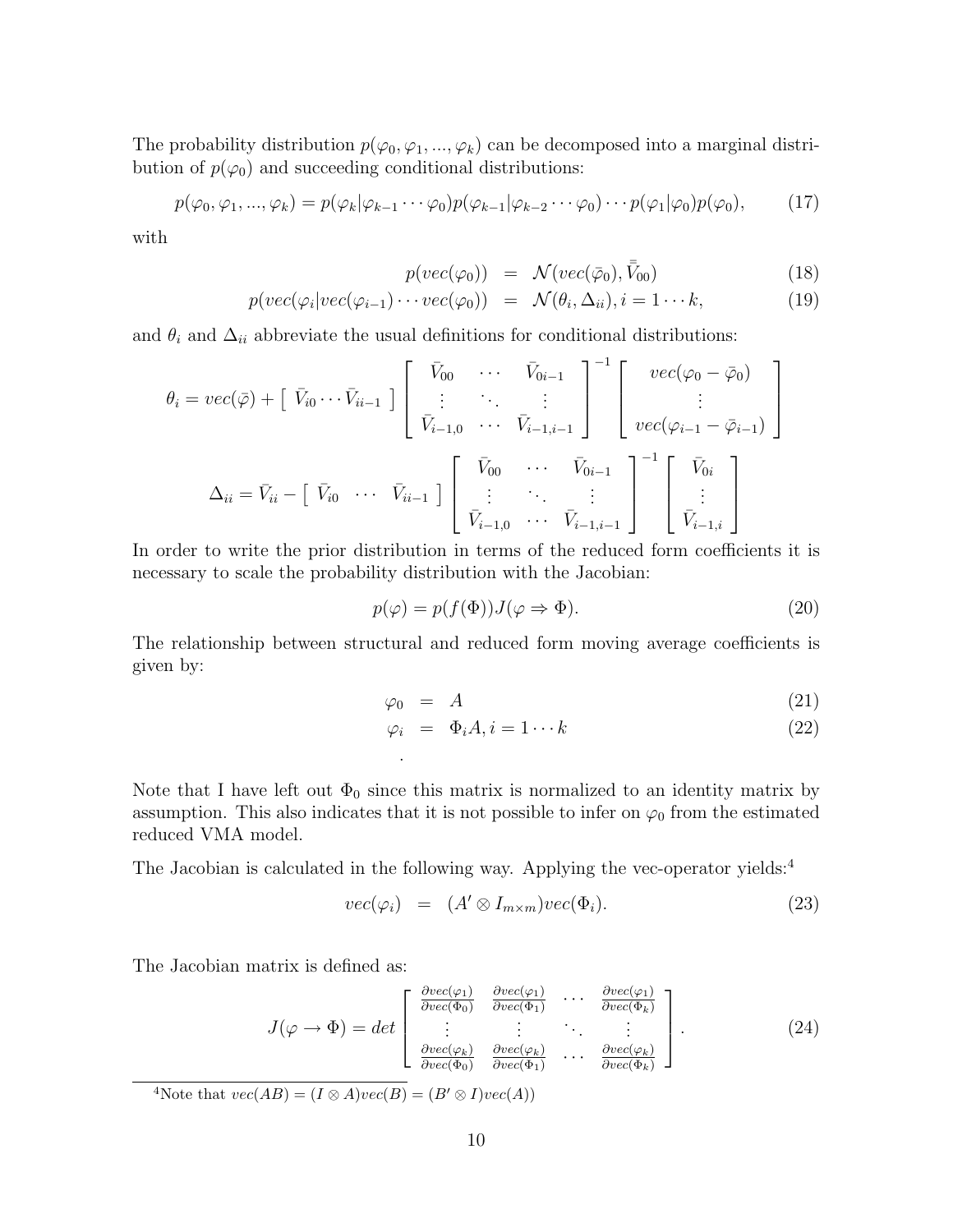The probability distribution $p(\varphi_0, \varphi_1, ..., \varphi_k)$ can be decomposed into a marginal distribution of $p(\varphi_0)$ and succeeding conditional distributions:

$$p(\varphi_0, \varphi_1, ..., \varphi_k) = p(\varphi_k|\varphi_{k-1} \cdots \varphi_0)p(\varphi_{k-1}|\varphi_{k-2} \cdots \varphi_0) \cdots p(\varphi_1|\varphi_0)p(\varphi_0), \tag{17}$$

with

$$\begin{aligned} p(vec(\varphi_0)) &= \mathcal{N}(vec(\bar{\varphi}_0), \bar{\bar{V}}_{00}) & (18) \\ p(vec(\varphi_i|vec(\varphi_{i-1}) \cdots vec(\varphi_0)) &= \mathcal{N}(\theta_i, \Delta_{ii}), i = 1 \cdots k, & (19) \end{aligned}$$

and $\theta_i$ and $\Delta_{ii}$ abbreviate the usual definitions for conditional distributions:

$$\theta_i = vec(\bar{\varphi}) + \begin{bmatrix} \bar{V}_{i0} \cdots \bar{V}_{ii-1} \end{bmatrix} \begin{bmatrix} \bar{V}_{00} & \cdots & \bar{V}_{0i-1} \\ \vdots & \ddots & \vdots \\ \bar{V}_{i-1,0} & \cdots & \bar{V}_{i-1,i-1} \end{bmatrix}^{-1} \begin{bmatrix} vec(\varphi_0 - \bar{\varphi}_0) \\ \vdots \\ vec(\varphi_{i-1} - \bar{\varphi}_{i-1}) \end{bmatrix}$$

$$\Delta_{ii} = \bar{V}_{ii} - \begin{bmatrix} \bar{V}_{i0} & \cdots & \bar{V}_{ii-1} \end{bmatrix} \begin{bmatrix} \bar{V}_{00} & \cdots & \bar{V}_{0i-1} \\ \vdots & \ddots & \vdots \\ \bar{V}_{i-1,0} & \cdots & \bar{V}_{i-1,i-1} \end{bmatrix}^{-1} \begin{bmatrix} \bar{V}_{0i} \\ \vdots \\ \bar{V}_{i-1,i} \end{bmatrix}$$

In order to write the prior distribution in terms of the reduced form coefficients it is necessary to scale the probability distribution with the Jacobian:

$$p(\varphi) = p(f(\Phi))J(\varphi \Rightarrow \Phi). \tag{20}$$

The relationship between structural and reduced form moving average coefficients is given by:

$$\begin{aligned} \varphi_0 &= A & (21) \\ \varphi_i &= \Phi_i A, i = 1 \cdots k & (22) \end{aligned}$$

.

Note that I have left out $\Phi_0$ since this matrix is normalized to an identity matrix by assumption. This also indicates that it is not possible to infer on $\varphi_0$ from the estimated reduced VMA model.

The Jacobian is calculated in the following way. Applying the vec-operator yields:[4]

$$vec(\varphi_i) = (A' \otimes I_{m \times m})vec(\Phi_i). \tag{23}$$

The Jacobian matrix is defined as:

$$J(\varphi \rightarrow \Phi) = det \begin{bmatrix} \frac{\partial vec(\varphi_1)}{\partial vec(\Phi_0)} & \frac{\partial vec(\varphi_1)}{\partial vec(\Phi_1)} & \cdots & \frac{\partial vec(\varphi_1)}{\partial vec(\Phi_k)} \\ \vdots & \vdots & \ddots & \vdots \\ \frac{\partial vec(\varphi_k)}{\partial vec(\Phi_0)} & \frac{\partial vec(\varphi_k)}{\partial vec(\Phi_1)} & \cdots & \frac{\partial vec(\varphi_k)}{\partial vec(\Phi_k)} \end{bmatrix}. \tag{24}$$

[4]Note that $vec(AB) = (I \otimes A)vec(B) = (B' \otimes I)vec(A))$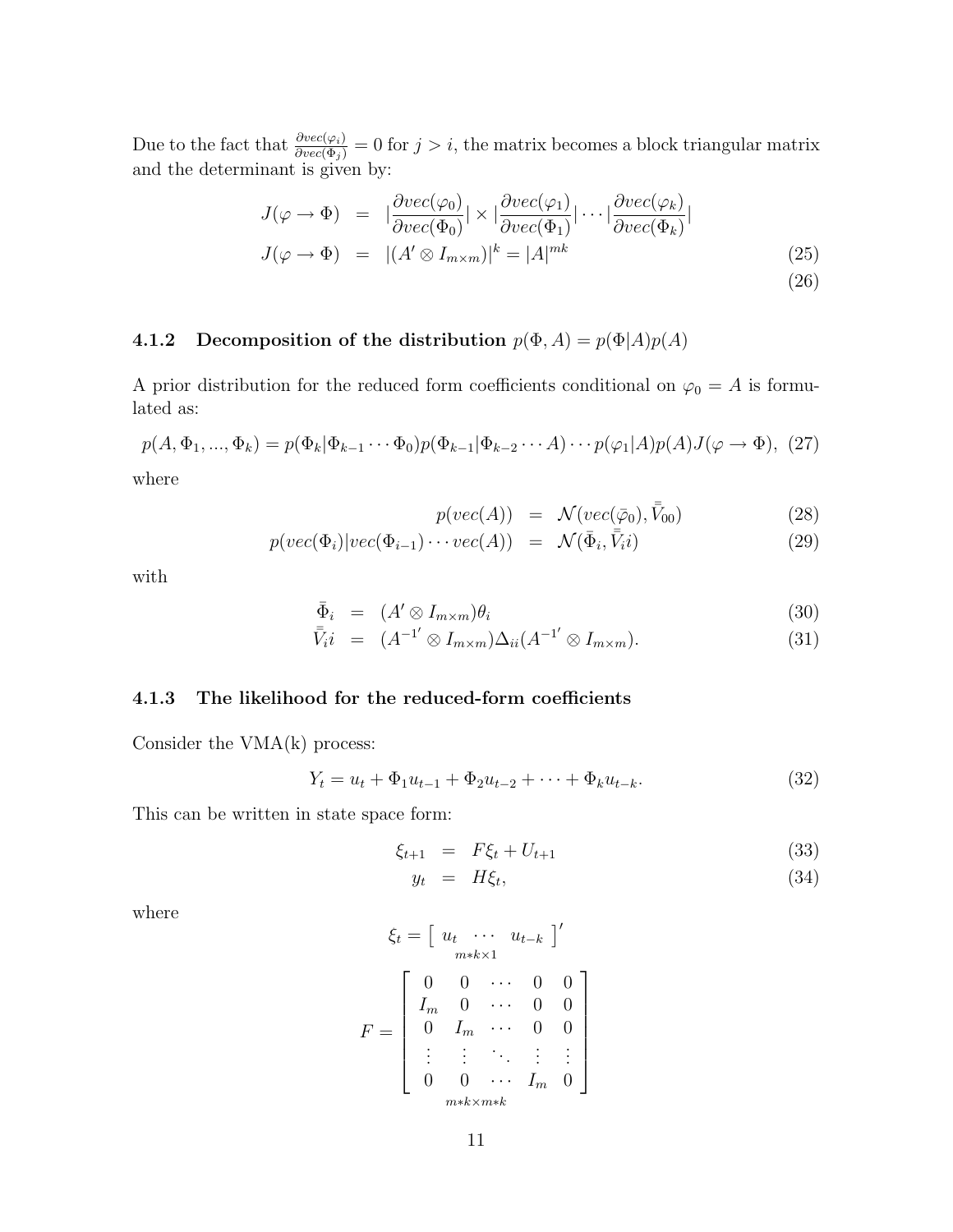Due to the fact that $\frac{\partial vec(\varphi_i)}{\partial vec(\Phi_j)} = 0$ for $j > i$, the matrix becomes a block triangular matrix and the determinant is given by:

$$
\begin{aligned}
J(\varphi \to \Phi) &= |\frac{\partial vec(\varphi_0)}{\partial vec(\Phi_0)}| \times |\frac{\partial vec(\varphi_1)}{\partial vec(\Phi_1)}| \cdots |\frac{\partial vec(\varphi_k)}{\partial vec(\Phi_k)}| \\
J(\varphi \to \Phi) &= |(A' \otimes I_{m \times m})|^k = |A|^{mk} \qquad (25) \\
& \qquad (26)
\end{aligned}
$$

#### 4.1.2 Decomposition of the distribution $p(\Phi, A) = p(\Phi|A)p(A)$

A prior distribution for the reduced form coefficients conditional on $\varphi_0 = A$ is formulated as:

$$
p(A, \Phi_1, ..., \Phi_k) = p(\Phi_k|\Phi_{k-1} \cdots \Phi_0)p(\Phi_{k-1}|\Phi_{k-2} \cdots A) \cdots p(\varphi_1|A)p(A)J(\varphi \to \Phi), \quad (27)
$$

where

$$
\begin{aligned}
p(vec(A)) &= \mathcal{N}(vec(\bar{\varphi}_0), \bar{\bar{V}}_{00}) \qquad (28) \\
p(vec(\Phi_i)|vec(\Phi_{i-1}) \cdots vec(A)) &= \mathcal{N}(\bar{\Phi}_i, \bar{\bar{V}}_i i) \qquad (29)
\end{aligned}
$$

with

$$
\begin{aligned}
\bar{\Phi}_i &= (A' \otimes I_{m \times m})\theta_i \qquad (30) \\
\bar{\bar{V}}_i i &= (A^{-1'} \otimes I_{m \times m})\Delta_{ii}(A^{-1'} \otimes I_{m \times m}). \qquad (31)
\end{aligned}
$$

#### 4.1.3 The likelihood for the reduced-form coefficients

Consider the VMA(k) process:

$$
Y_t = u_t + \Phi_1 u_{t-1} + \Phi_2 u_{t-2} + \cdots + \Phi_k u_{t-k}. \quad (32)
$$

This can be written in state space form:

$$
\begin{aligned}
\xi_{t+1} &= F\xi_t + U_{t+1} \qquad (33) \\
y_t &= H\xi_t, \qquad (34)
\end{aligned}
$$

where

$$
\xi_t = \underset{m*k \times 1}{\begin{bmatrix} u_t & \cdots & u_{t-k} \end{bmatrix}'}
$$

$$
F = \underset{m*k \times m*k}{\begin{bmatrix} 0 & 0 & \cdots & 0 & 0 \\ I_m & 0 & \cdots & 0 & 0 \\ 0 & I_m & \cdots & 0 & 0 \\ \vdots & \vdots & \ddots & \vdots & \vdots \\ 0 & 0 & \cdots & I_m & 0 \end{bmatrix}}
$$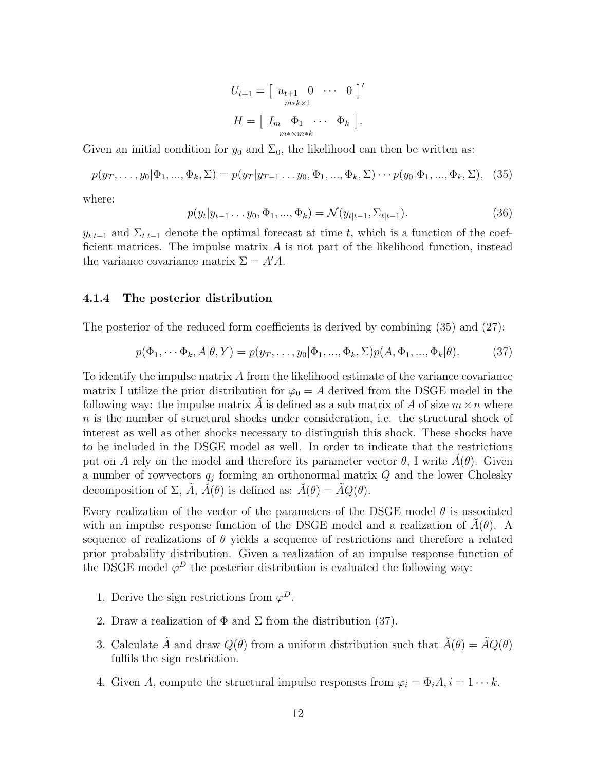$$U_{t+1} = \left[ \begin{array}{cccc} u_{t+1} & 0 & \cdots & 0 \end{array} \right]'_{m*k\times 1}$$

$$H = \left[ \begin{array}{cccc} I_m & \Phi_1 & \cdots & \Phi_k \end{array} \right]_{m*\times m*k}.$$

Given an initial condition for $y_0$ and $\Sigma_0$, the likelihood can then be written as:

$$p(y_T, \ldots, y_0|\Phi_1, ..., \Phi_k, \Sigma) = p(y_T|y_{T-1} \ldots y_0, \Phi_1, ..., \Phi_k, \Sigma) \cdots p(y_0|\Phi_1, ..., \Phi_k, \Sigma), \quad (35)$$

where:

$$p(y_t|y_{t-1} \ldots y_0, \Phi_1, ..., \Phi_k) = \mathcal{N}(y_{t|t-1}, \Sigma_{t|t-1}). \quad (36)$$

$y_{t|t-1}$ and $\Sigma_{t|t-1}$ denote the optimal forecast at time $t$, which is a function of the coefficient matrices. The impulse matrix $A$ is not part of the likelihood function, instead the variance covariance matrix $\Sigma = A'A$.

#### 4.1.4 The posterior distribution

The posterior of the reduced form coefficients is derived by combining (35) and (27):

$$p(\Phi_1, \cdots \Phi_k, A|\theta, Y) = p(y_T, \ldots, y_0|\Phi_1, ..., \Phi_k, \Sigma)p(A, \Phi_1, ..., \Phi_k|\theta). \quad (37)$$

To identify the impulse matrix $A$ from the likelihood estimate of the variance covariance matrix I utilize the prior distribution for $\varphi_0 = A$ derived from the DSGE model in the following way: the impulse matrix $\breve{A}$ is defined as a sub matrix of $A$ of size $m \times n$ where $n$ is the number of structural shocks under consideration, i.e. the structural shock of interest as well as other shocks necessary to distinguish this shock. These shocks have to be included in the DSGE model as well. In order to indicate that the restrictions put on $A$ rely on the model and therefore its parameter vector $\theta$, I write $\breve{A}(\theta)$. Given a number of rowvectors $q_j$ forming an orthonormal matrix $Q$ and the lower Cholesky decomposition of $\Sigma$, $\tilde{A}$, $\breve{A}(\theta)$ is defined as: $\breve{A}(\theta) = \tilde{A}Q(\theta)$.

Every realization of the vector of the parameters of the DSGE model $\theta$ is associated with an impulse response function of the DSGE model and a realization of $\breve{A}(\theta)$. A sequence of realizations of $\theta$ yields a sequence of restrictions and therefore a related prior probability distribution. Given a realization of an impulse response function of the DSGE model $\varphi^D$ the posterior distribution is evaluated the following way:

1. Derive the sign restrictions from $\varphi^D$.
2. Draw a realization of $\Phi$ and $\Sigma$ from the distribution (37).
3. Calculate $\tilde{A}$ and draw $Q(\theta)$ from a uniform distribution such that $\breve{A}(\theta) = \tilde{A}Q(\theta)$ fulfils the sign restriction.
4. Given $A$, compute the structural impulse responses from $\varphi_i = \Phi_i A, i = 1 \cdots k$.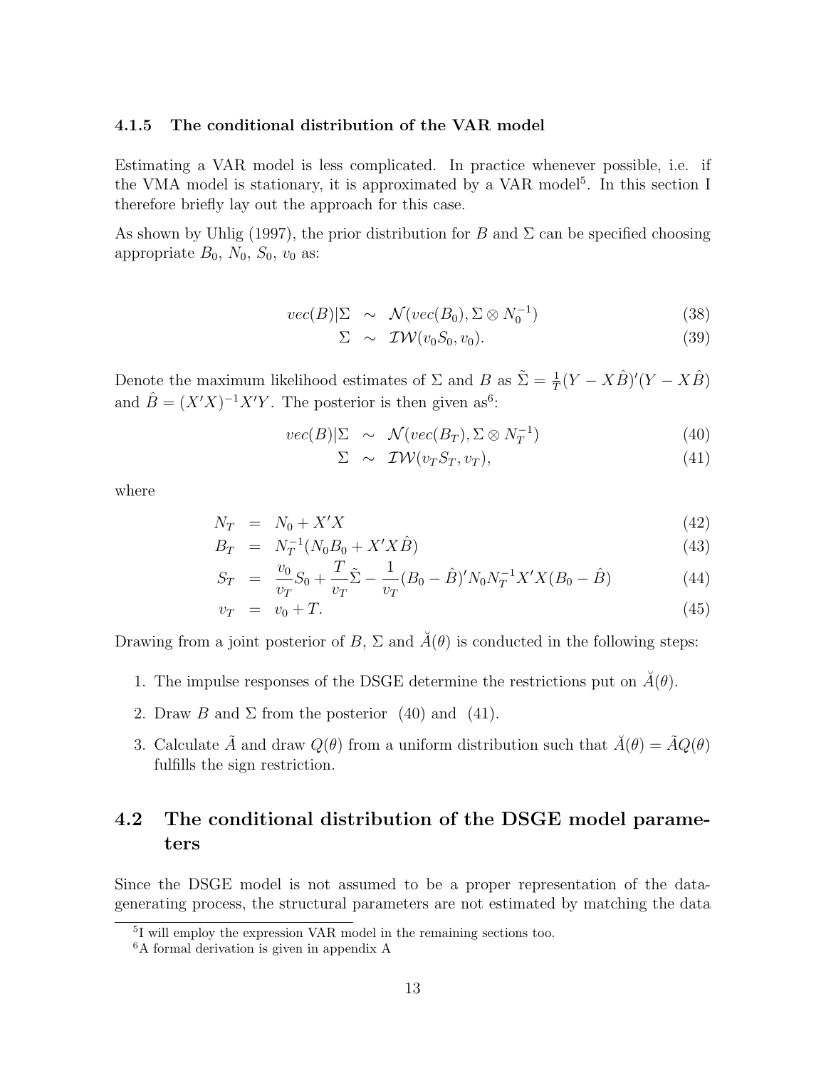#### 4.1.5 The conditional distribution of the VAR model

Estimating a VAR model is less complicated. In practice whenever possible, i.e. if the VMA model is stationary, it is approximated by a VAR model[5]. In this section I therefore briefly lay out the approach for this case.

As shown by Uhlig (1997), the prior distribution for $B$ and $\Sigma$ can be specified choosing appropriate $B_0$, $N_0$, $S_0$, $v_0$ as:

$$
\begin{aligned}
vec(B)|\Sigma &\sim \mathcal{N}(vec(B_0), \Sigma \otimes N_0^{-1}) && (38)\\
\Sigma &\sim \mathcal{IW}(v_0 S_0, v_0). && (39)
\end{aligned}
$$

Denote the maximum likelihood estimates of $\Sigma$ and $B$ as $\tilde{\Sigma} = \frac{1}{T}(Y - X\hat{B})'(Y - X\hat{B})$ and $\hat{B} = (X'X)^{-1}X'Y$. The posterior is then given as[6]:

$$
\begin{aligned}
vec(B)|\Sigma &\sim \mathcal{N}(vec(B_T), \Sigma \otimes N_T^{-1}) && (40)\\
\Sigma &\sim \mathcal{IW}(v_T S_T, v_T), && (41)
\end{aligned}
$$

where

$$
\begin{aligned}
N_T &= N_0 + X'X && (42)\\
B_T &= N_T^{-1}(N_0 B_0 + X'X\hat{B}) && (43)\\
S_T &= \frac{v_0}{v_T} S_0 + \frac{T}{v_T}\tilde{\Sigma} - \frac{1}{v_T}(B_0 - \hat{B})' N_0 N_T^{-1} X'X (B_0 - \hat{B}) && (44)\\
v_T &= v_0 + T. && (45)
\end{aligned}
$$

Drawing from a joint posterior of $B$, $\Sigma$ and $\breve{A}(\theta)$ is conducted in the following steps:

1. The impulse responses of the DSGE determine the restrictions put on $\breve{A}(\theta)$.
2. Draw $B$ and $\Sigma$ from the posterior (40) and (41).
3. Calculate $\tilde{A}$ and draw $Q(\theta)$ from a uniform distribution such that $\breve{A}(\theta) = \tilde{A}Q(\theta)$ fulfills the sign restriction.

### 4.2 The conditional distribution of the DSGE model parameters

Since the DSGE model is not assumed to be a proper representation of the data-generating process, the structural parameters are not estimated by matching the data

---

[5] I will employ the expression VAR model in the remaining sections too.

[6] A formal derivation is given in appendix A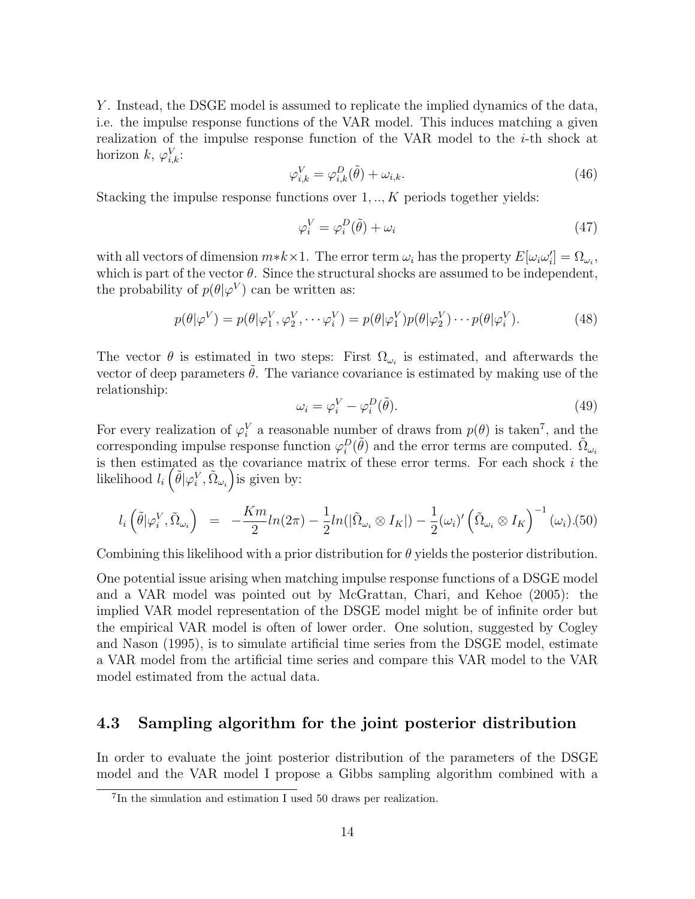$Y$. Instead, the DSGE model is assumed to replicate the implied dynamics of the data, i.e. the impulse response functions of the VAR model. This induces matching a given realization of the impulse response function of the VAR model to the $i$-th shock at horizon $k$, $\varphi^V_{i,k}$:

$$\varphi^V_{i,k} = \varphi^D_{i,k}(\tilde{\theta}) + \omega_{i,k}. \tag{46}$$

Stacking the impulse response functions over $1,..,K$ periods together yields:

$$\varphi^V_i = \varphi^D_i(\tilde{\theta}) + \omega_i \tag{47}$$

with all vectors of dimension $m{*}k{\times}1$. The error term $\omega_i$ has the property $E[\omega_i \omega_i'] = \Omega_{\omega_i}$, which is part of the vector $\theta$. Since the structural shocks are assumed to be independent, the probability of $p(\theta|\varphi^V)$ can be written as:

$$p(\theta|\varphi^V) = p(\theta|\varphi^V_1, \varphi^V_2, \cdots \varphi^V_i) = p(\theta|\varphi^V_1)p(\theta|\varphi^V_2)\cdots p(\theta|\varphi^V_i). \tag{48}$$

The vector $\theta$ is estimated in two steps: First $\Omega_{\omega_i}$ is estimated, and afterwards the vector of deep parameters $\tilde{\theta}$. The variance covariance is estimated by making use of the relationship:

$$\omega_i = \varphi^V_i - \varphi^D_i(\tilde{\theta}). \tag{49}$$

For every realization of $\varphi^V_i$ a reasonable number of draws from $p(\theta)$ is taken[7], and the corresponding impulse response function $\varphi^D_i(\tilde{\theta})$ and the error terms are computed. $\tilde{\Omega}_{\omega_i}$ is then estimated as the covariance matrix of these error terms. For each shock $i$ the likelihood $l_i\left(\tilde{\theta}|\varphi^V_i, \tilde{\Omega}_{\omega_i}\right)$ is given by:

$$l_i\left(\tilde{\theta}|\varphi^V_i, \tilde{\Omega}_{\omega_i}\right) = -\frac{Km}{2}ln(2\pi) - \frac{1}{2}ln(|\tilde{\Omega}_{\omega_i} \otimes I_K|) - \frac{1}{2}(\omega_i)'\left(\tilde{\Omega}_{\omega_i} \otimes I_K\right)^{-1}(\omega_i). \tag{50}$$

Combining this likelihood with a prior distribution for $\theta$ yields the posterior distribution.

One potential issue arising when matching impulse response functions of a DSGE model and a VAR model was pointed out by McGrattan, Chari, and Kehoe (2005): the implied VAR model representation of the DSGE model might be of infinite order but the empirical VAR model is often of lower order. One solution, suggested by Cogley and Nason (1995), is to simulate artificial time series from the DSGE model, estimate a VAR model from the artificial time series and compare this VAR model to the VAR model estimated from the actual data.

## 4.3 Sampling algorithm for the joint posterior distribution

In order to evaluate the joint posterior distribution of the parameters of the DSGE model and the VAR model I propose a Gibbs sampling algorithm combined with a

[7] In the simulation and estimation I used 50 draws per realization.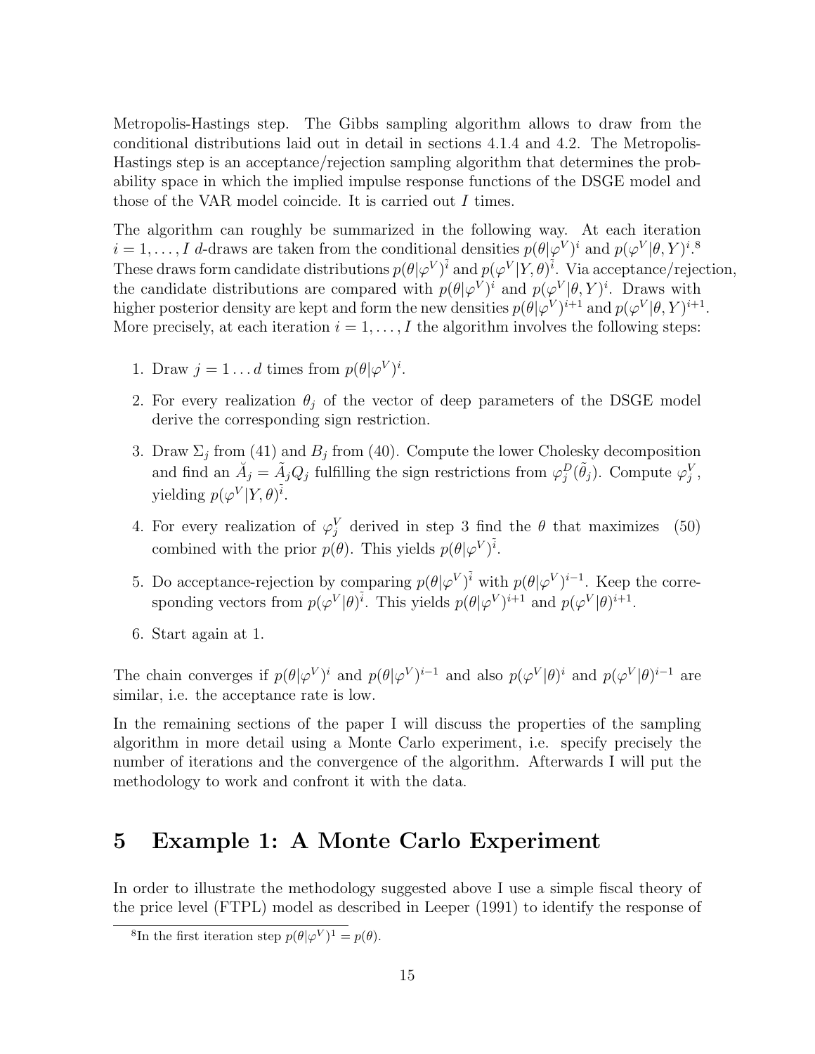Metropolis-Hastings step. The Gibbs sampling algorithm allows to draw from the conditional distributions laid out in detail in sections 4.1.4 and 4.2. The Metropolis-Hastings step is an acceptance/rejection sampling algorithm that determines the probability space in which the implied impulse response functions of the DSGE model and those of the VAR model coincide. It is carried out $I$ times.

The algorithm can roughly be summarized in the following way. At each iteration $i = 1, \ldots, I$ $d$-draws are taken from the conditional densities $p(\theta|\varphi^V)^i$ and $p(\varphi^V|\theta, Y)^i$.[8] These draws form candidate distributions $p(\theta|\varphi^V)^{\tilde{i}}$ and $p(\varphi^V|Y, \theta)^{\tilde{i}}$. Via acceptance/rejection, the candidate distributions are compared with $p(\theta|\varphi^V)^i$ and $p(\varphi^V|\theta, Y)^i$. Draws with higher posterior density are kept and form the new densities $p(\theta|\varphi^V)^{i+1}$ and $p(\varphi^V|\theta, Y)^{i+1}$. More precisely, at each iteration $i = 1, \ldots, I$ the algorithm involves the following steps:

1. Draw $j = 1 \ldots d$ times from $p(\theta|\varphi^V)^i$.
2. For every realization $\theta_j$ of the vector of deep parameters of the DSGE model derive the corresponding sign restriction.
3. Draw $\Sigma_j$ from (41) and $B_j$ from (40). Compute the lower Cholesky decomposition and find an $\breve{A}_j = \tilde{A}_j Q_j$ fulfilling the sign restrictions from $\varphi_j^D(\tilde{\theta}_j)$. Compute $\varphi_j^V$, yielding $p(\varphi^V|Y, \theta)^{\tilde{i}}$.
4. For every realization of $\varphi_j^V$ derived in step 3 find the $\theta$ that maximizes (50) combined with the prior $p(\theta)$. This yields $p(\theta|\varphi^V)^{\tilde{i}}$.
5. Do acceptance-rejection by comparing $p(\theta|\varphi^V)^{\tilde{i}}$ with $p(\theta|\varphi^V)^{i-1}$. Keep the corresponding vectors from $p(\varphi^V|\theta)^{\tilde{i}}$. This yields $p(\theta|\varphi^V)^{i+1}$ and $p(\varphi^V|\theta)^{i+1}$.
6. Start again at 1.

The chain converges if $p(\theta|\varphi^V)^i$ and $p(\theta|\varphi^V)^{i-1}$ and also $p(\varphi^V|\theta)^i$ and $p(\varphi^V|\theta)^{i-1}$ are similar, i.e. the acceptance rate is low.

In the remaining sections of the paper I will discuss the properties of the sampling algorithm in more detail using a Monte Carlo experiment, i.e. specify precisely the number of iterations and the convergence of the algorithm. Afterwards I will put the methodology to work and confront it with the data.

# 5 Example 1: A Monte Carlo Experiment

In order to illustrate the methodology suggested above I use a simple fiscal theory of the price level (FTPL) model as described in Leeper (1991) to identify the response of

[8] In the first iteration step $p(\theta|\varphi^V)^1 = p(\theta)$.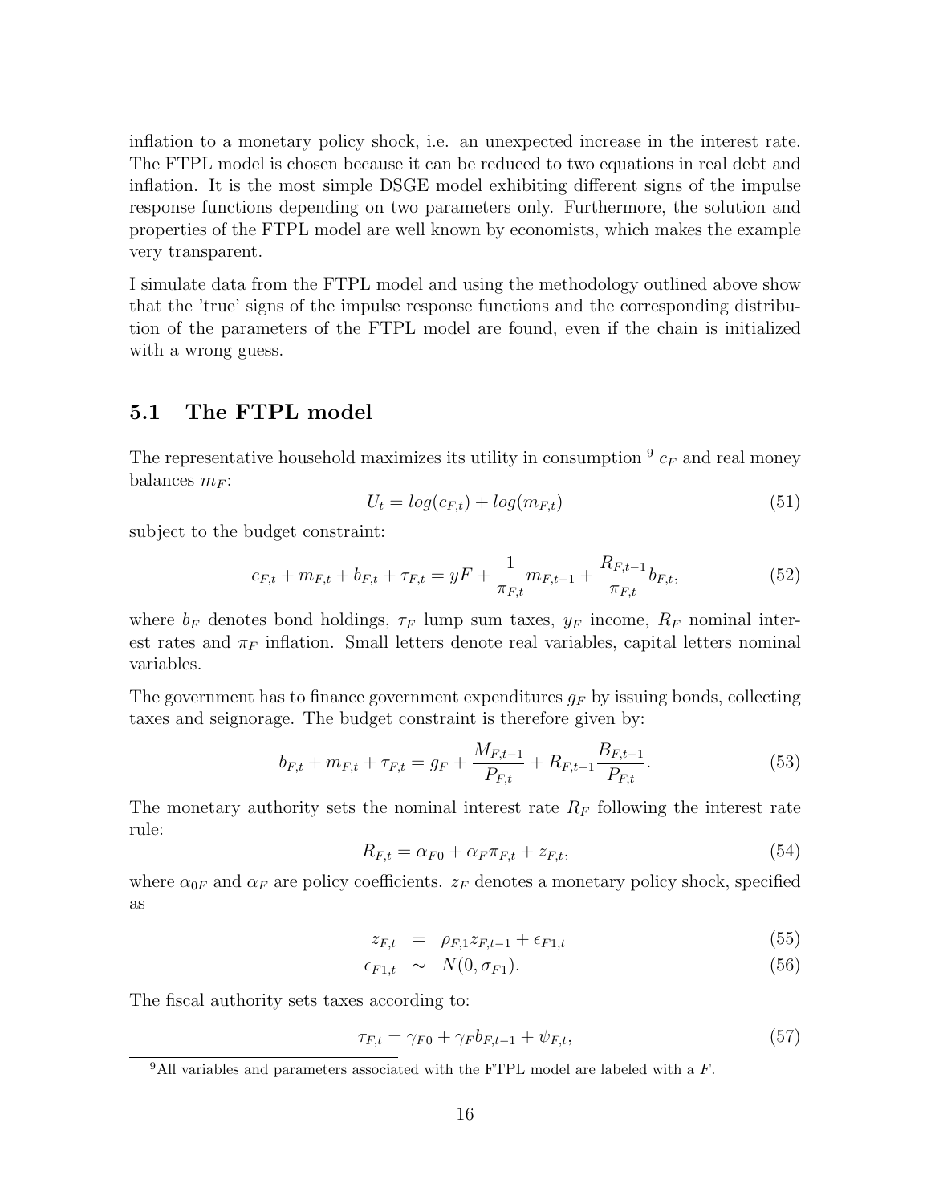inflation to a monetary policy shock, i.e. an unexpected increase in the interest rate. The FTPL model is chosen because it can be reduced to two equations in real debt and inflation. It is the most simple DSGE model exhibiting different signs of the impulse response functions depending on two parameters only. Furthermore, the solution and properties of the FTPL model are well known by economists, which makes the example very transparent.

I simulate data from the FTPL model and using the methodology outlined above show that the 'true' signs of the impulse response functions and the corresponding distribution of the parameters of the FTPL model are found, even if the chain is initialized with a wrong guess.

## 5.1 The FTPL model

The representative household maximizes its utility in consumption [9] $c_F$ and real money balances $m_F$:

$$U_t = log(c_{F,t}) + log(m_{F,t}) \tag{51}$$

subject to the budget constraint:

$$c_{F,t} + m_{F,t} + b_{F,t} + \tau_{F,t} = yF + \frac{1}{\pi_{F,t}} m_{F,t-1} + \frac{R_{F,t-1}}{\pi_{F,t}} b_{F,t}, \tag{52}$$

where $b_F$ denotes bond holdings, $\tau_F$ lump sum taxes, $y_F$ income, $R_F$ nominal interest rates and $\pi_F$ inflation. Small letters denote real variables, capital letters nominal variables.

The government has to finance government expenditures $g_F$ by issuing bonds, collecting taxes and seignorage. The budget constraint is therefore given by:

$$b_{F,t} + m_{F,t} + \tau_{F,t} = g_F + \frac{M_{F,t-1}}{P_{F,t}} + R_{F,t-1} \frac{B_{F,t-1}}{P_{F,t}}. \tag{53}$$

The monetary authority sets the nominal interest rate $R_F$ following the interest rate rule:

$$R_{F,t} = \alpha_{F0} + \alpha_F \pi_{F,t} + z_{F,t}, \tag{54}$$

where $\alpha_{0F}$ and $\alpha_F$ are policy coefficients. $z_F$ denotes a monetary policy shock, specified as

$$z_{F,t} = \rho_{F,1} z_{F,t-1} + \epsilon_{F1,t} \tag{55}$$

$$\epsilon_{F1,t} \sim N(0, \sigma_{F1}). \tag{56}$$

The fiscal authority sets taxes according to:

$$\tau_{F,t} = \gamma_{F0} + \gamma_F b_{F,t-1} + \psi_{F,t}, \tag{57}$$

[9] All variables and parameters associated with the FTPL model are labeled with a $F$.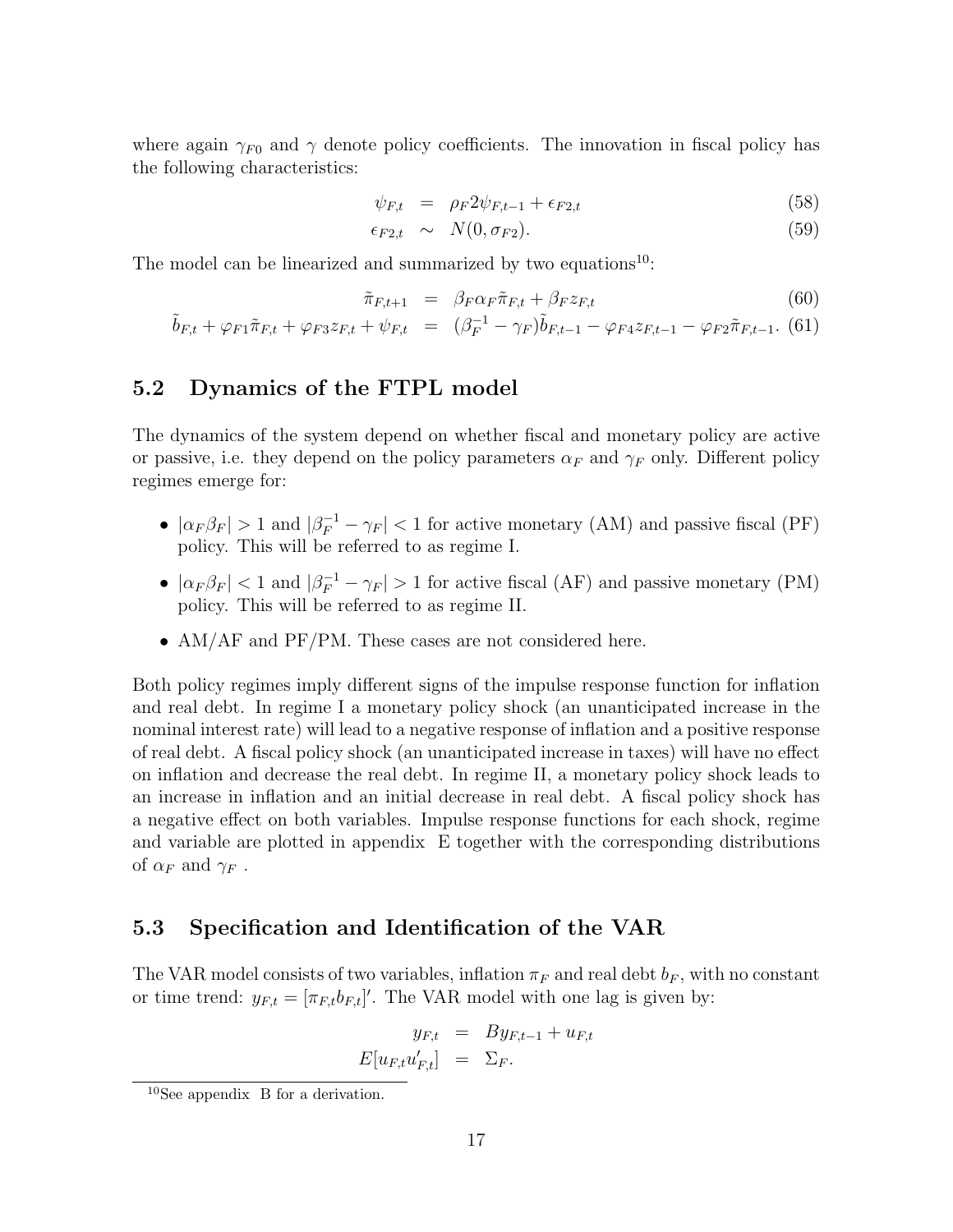where again $\gamma_{F0}$ and $\gamma$ denote policy coefficients. The innovation in fiscal policy has the following characteristics:

$$\psi_{F,t} = \rho_F 2\psi_{F,t-1} + \epsilon_{F2,t} \tag{58}$$

$$\epsilon_{F2,t} \sim N(0, \sigma_{F2}). \tag{59}$$

The model can be linearized and summarized by two equations[10]:

$$\tilde{\pi}_{F,t+1} = \beta_F \alpha_F \tilde{\pi}_{F,t} + \beta_F z_{F,t} \tag{60}$$

$$\tilde{b}_{F,t} + \varphi_{F1}\tilde{\pi}_{F,t} + \varphi_{F3} z_{F,t} + \psi_{F,t} = (\beta_F^{-1} - \gamma_F)\tilde{b}_{F,t-1} - \varphi_{F4} z_{F,t-1} - \varphi_{F2}\tilde{\pi}_{F,t-1}. \tag{61}$$

## 5.2 Dynamics of the FTPL model

The dynamics of the system depend on whether fiscal and monetary policy are active or passive, i.e. they depend on the policy parameters $\alpha_F$ and $\gamma_F$ only. Different policy regimes emerge for:

- $|\alpha_F \beta_F| > 1$ and $|\beta_F^{-1} - \gamma_F| < 1$ for active monetary (AM) and passive fiscal (PF) policy. This will be referred to as regime I.
- $|\alpha_F \beta_F| < 1$ and $|\beta_F^{-1} - \gamma_F| > 1$ for active fiscal (AF) and passive monetary (PM) policy. This will be referred to as regime II.
- AM/AF and PF/PM. These cases are not considered here.

Both policy regimes imply different signs of the impulse response function for inflation and real debt. In regime I a monetary policy shock (an unanticipated increase in the nominal interest rate) will lead to a negative response of inflation and a positive response of real debt. A fiscal policy shock (an unanticipated increase in taxes) will have no effect on inflation and decrease the real debt. In regime II, a monetary policy shock leads to an increase in inflation and an initial decrease in real debt. A fiscal policy shock has a negative effect on both variables. Impulse response functions for each shock, regime and variable are plotted in appendix E together with the corresponding distributions of $\alpha_F$ and $\gamma_F$ .

## 5.3 Specification and Identification of the VAR

The VAR model consists of two variables, inflation $\pi_F$ and real debt $b_F$, with no constant or time trend: $y_{F,t} = [\pi_{F,t} b_{F,t}]'$. The VAR model with one lag is given by:

$$y_{F,t} = B y_{F,t-1} + u_{F,t}$$

$$E[u_{F,t} u'_{F,t}] = \Sigma_F.$$

[10] See appendix B for a derivation.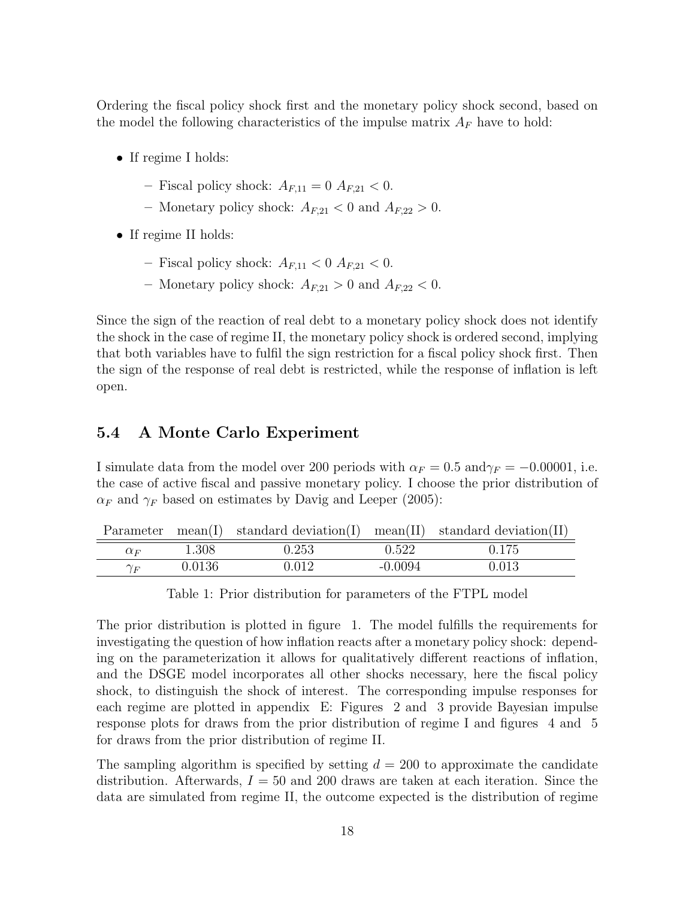Ordering the fiscal policy shock first and the monetary policy shock second, based on the model the following characteristics of the impulse matrix $A_F$ have to hold:

- If regime I holds:
  - Fiscal policy shock: $A_{F,11} = 0$ $A_{F,21} < 0$.
  - Monetary policy shock: $A_{F,21} < 0$ and $A_{F,22} > 0$.
- If regime II holds:
  - Fiscal policy shock: $A_{F,11} < 0$ $A_{F,21} < 0$.
  - Monetary policy shock: $A_{F,21} > 0$ and $A_{F,22} < 0$.

Since the sign of the reaction of real debt to a monetary policy shock does not identify the shock in the case of regime II, the monetary policy shock is ordered second, implying that both variables have to fulfil the sign restriction for a fiscal policy shock first. Then the sign of the response of real debt is restricted, while the response of inflation is left open.

## 5.4 A Monte Carlo Experiment

I simulate data from the model over 200 periods with $\alpha_F = 0.5$ and$\gamma_F = -0.00001$, i.e. the case of active fiscal and passive monetary policy. I choose the prior distribution of $\alpha_F$ and $\gamma_F$ based on estimates by Davig and Leeper (2005):

| Parameter | mean(I) | standard deviation(I) | mean(II) | standard deviation(II) |
|---|---|---|---|---|
| $\alpha_F$ | 1.308 | 0.253 | 0.522 | 0.175 |
| $\gamma_F$ | 0.0136 | 0.012 | -0.0094 | 0.013 |

Table 1: Prior distribution for parameters of the FTPL model

The prior distribution is plotted in figure 1. The model fulfills the requirements for investigating the question of how inflation reacts after a monetary policy shock: depending on the parameterization it allows for qualitatively different reactions of inflation, and the DSGE model incorporates all other shocks necessary, here the fiscal policy shock, to distinguish the shock of interest. The corresponding impulse responses for each regime are plotted in appendix E: Figures 2 and 3 provide Bayesian impulse response plots for draws from the prior distribution of regime I and figures 4 and 5 for draws from the prior distribution of regime II.

The sampling algorithm is specified by setting $d = 200$ to approximate the candidate distribution. Afterwards, $I = 50$ and 200 draws are taken at each iteration. Since the data are simulated from regime II, the outcome expected is the distribution of regime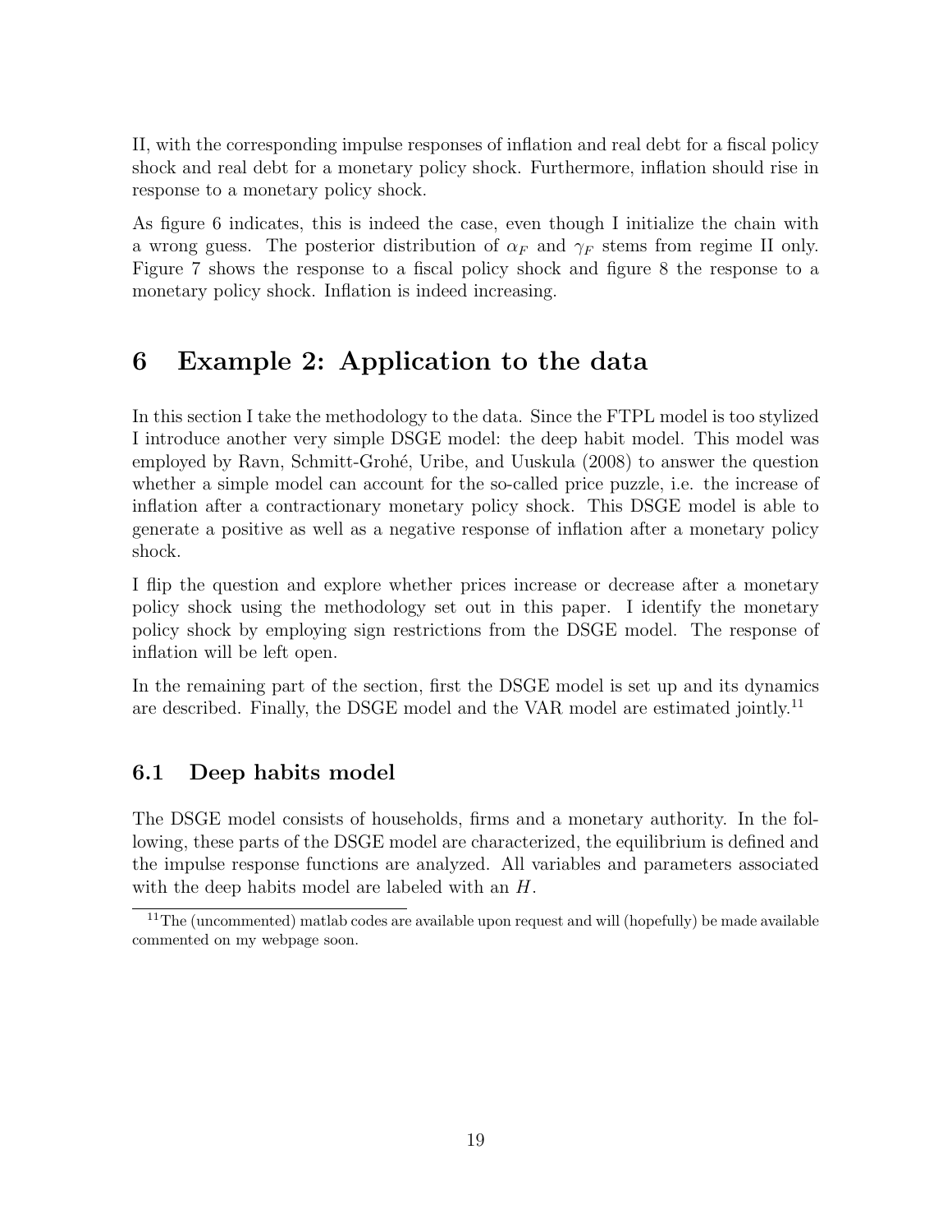II, with the corresponding impulse responses of inflation and real debt for a fiscal policy shock and real debt for a monetary policy shock. Furthermore, inflation should rise in response to a monetary policy shock.

As figure 6 indicates, this is indeed the case, even though I initialize the chain with a wrong guess. The posterior distribution of $\alpha_F$ and $\gamma_F$ stems from regime II only. Figure 7 shows the response to a fiscal policy shock and figure 8 the response to a monetary policy shock. Inflation is indeed increasing.

# 6 Example 2: Application to the data

In this section I take the methodology to the data. Since the FTPL model is too stylized I introduce another very simple DSGE model: the deep habit model. This model was employed by Ravn, Schmitt-Grohé, Uribe, and Uuskula (2008) to answer the question whether a simple model can account for the so-called price puzzle, i.e. the increase of inflation after a contractionary monetary policy shock. This DSGE model is able to generate a positive as well as a negative response of inflation after a monetary policy shock.

I flip the question and explore whether prices increase or decrease after a monetary policy shock using the methodology set out in this paper. I identify the monetary policy shock by employing sign restrictions from the DSGE model. The response of inflation will be left open.

In the remaining part of the section, first the DSGE model is set up and its dynamics are described. Finally, the DSGE model and the VAR model are estimated jointly.[11]

## 6.1 Deep habits model

The DSGE model consists of households, firms and a monetary authority. In the following, these parts of the DSGE model are characterized, the equilibrium is defined and the impulse response functions are analyzed. All variables and parameters associated with the deep habits model are labeled with an $H$.

[11] The (uncommented) matlab codes are available upon request and will (hopefully) be made available commented on my webpage soon.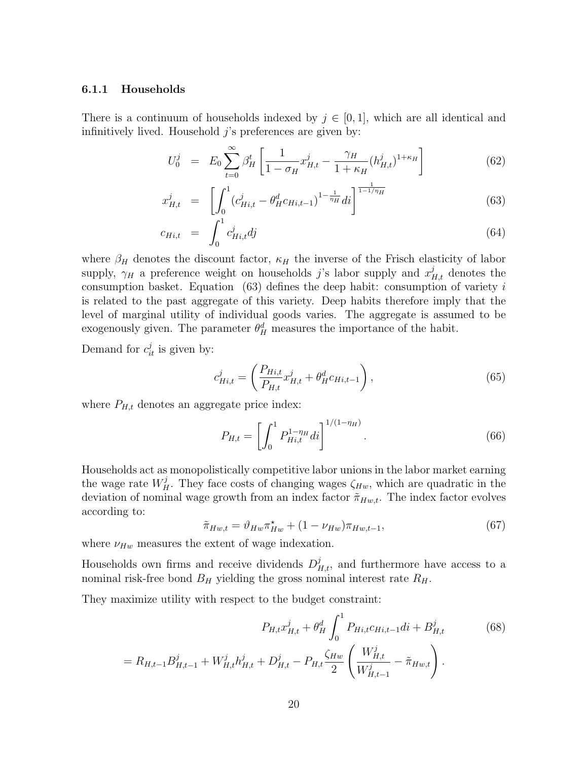### 6.1.1 Households

There is a continuum of households indexed by $j \in [0,1]$, which are all identical and infinitively lived. Household $j$'s preferences are given by:

$$
\begin{aligned}
U_0^j &= E_0 \sum_{t=0}^{\infty} \beta_H^t \left[ \frac{1}{1-\sigma_H} x_{H,t}^j - \frac{\gamma_H}{1+\kappa_H} (h_{H,t}^j)^{1+\kappa_H} \right] && (62) \\
x_{H,t}^j &= \left[ \int_0^1 (c_{Hi,t}^j - \theta_H^d c_{Hi,t-1})^{1-\frac{1}{\eta_H}} di \right]^{\frac{1}{1-1/\eta_H}} && (63) \\
c_{Hi,t} &= \int_0^1 c_{Hi,t}^j dj && (64)
\end{aligned}
$$

where $\beta_H$ denotes the discount factor, $\kappa_H$ the inverse of the Frisch elasticity of labor supply, $\gamma_H$ a preference weight on households $j$'s labor supply and $x_{H,t}^j$ denotes the consumption basket. Equation (63) defines the deep habit: consumption of variety $i$ is related to the past aggregate of this variety. Deep habits therefore imply that the level of marginal utility of individual goods varies. The aggregate is assumed to be exogenously given. The parameter $\theta_H^d$ measures the importance of the habit.

Demand for $c_{it}^j$ is given by:

$$
c_{Hi,t}^j = \left( \frac{P_{Hi,t}}{P_{H,t}} x_{H,t}^j + \theta_H^d c_{Hi,t-1} \right), \tag{65}
$$

where $P_{H,t}$ denotes an aggregate price index:

$$
P_{H,t} = \left[ \int_0^1 P_{Hi,t}^{1-\eta_H} di \right]^{1/(1-\eta_H)}. \tag{66}
$$

Households act as monopolistically competitive labor unions in the labor market earning the wage rate $W_H^j$. They face costs of changing wages $\zeta_{Hw}$, which are quadratic in the deviation of nominal wage growth from an index factor $\tilde{\pi}_{Hw,t}$. The index factor evolves according to:

$$
\tilde{\pi}_{Hw,t} = \vartheta_{Hw} \pi_{Hw}^{\star} + (1 - \nu_{Hw}) \pi_{Hw,t-1}, \tag{67}
$$

where $\nu_{Hw}$ measures the extent of wage indexation.

Households own firms and receive dividends $D_{H,t}^j$, and furthermore have access to a nominal risk-free bond $B_H$ yielding the gross nominal interest rate $R_H$.

They maximize utility with respect to the budget constraint:

$$
\begin{aligned}
& P_{H,t} x_{H,t}^j + \theta_H^d \int_0^1 P_{Hi,t} c_{Hi,t-1} di + B_{H,t}^j && (68) \\
&= R_{H,t-1} B_{H,t-1}^j + W_{H,t}^j h_{H,t}^j + D_{H,t}^j - P_{H,t} \frac{\zeta_{Hw}}{2} \left( \frac{W_{H,t}^j}{W_{H,t-1}^j} - \tilde{\pi}_{Hw,t} \right).
\end{aligned}
$$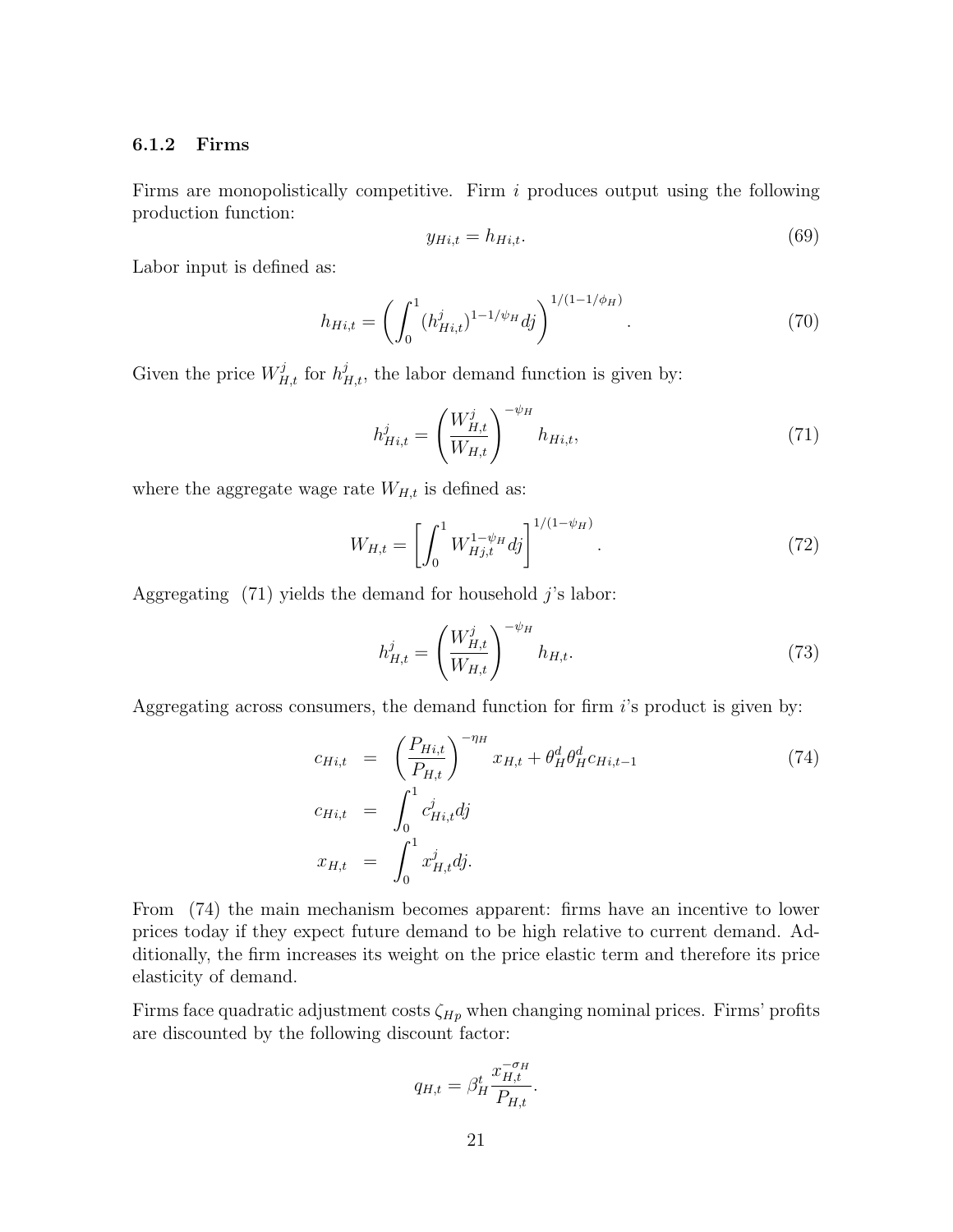### 6.1.2 Firms

Firms are monopolistically competitive. Firm $i$ produces output using the following production function:

$$y_{Hi,t} = h_{Hi,t}. \tag{69}$$

Labor input is defined as:

$$h_{Hi,t} = \left( \int_0^1 (h^j_{Hi,t})^{1-1/\psi_H} dj \right)^{1/(1-1/\phi_H)}. \tag{70}$$

Given the price $W^j_{H,t}$ for $h^j_{H,t}$, the labor demand function is given by:

$$h^j_{Hi,t} = \left( \frac{W^j_{H,t}}{W_{H,t}} \right)^{-\psi_H} h_{Hi,t}, \tag{71}$$

where the aggregate wage rate $W_{H,t}$ is defined as:

$$W_{H,t} = \left[ \int_0^1 W^{1-\psi_H}_{Hj,t} dj \right]^{1/(1-\psi_H)}. \tag{72}$$

Aggregating (71) yields the demand for household $j$'s labor:

$$h^j_{H,t} = \left( \frac{W^j_{H,t}}{W_{H,t}} \right)^{-\psi_H} h_{H,t}. \tag{73}$$

Aggregating across consumers, the demand function for firm $i$'s product is given by:

$$\begin{aligned}
c_{Hi,t} &= \left( \frac{P_{Hi,t}}{P_{H,t}} \right)^{-\eta_H} x_{H,t} + \theta^d_H \theta^d_H c_{Hi,t-1} \qquad (74) \\
c_{Hi,t} &= \int_0^1 c^j_{Hi,t} dj \\
x_{H,t} &= \int_0^1 x^j_{H,t} dj.
\end{aligned}$$

From (74) the main mechanism becomes apparent: firms have an incentive to lower prices today if they expect future demand to be high relative to current demand. Additionally, the firm increases its weight on the price elastic term and therefore its price elasticity of demand.

Firms face quadratic adjustment costs $\zeta_{Hp}$ when changing nominal prices. Firms' profits are discounted by the following discount factor:

$$q_{H,t} = \beta^t_H \frac{x^{-\sigma_H}_{H,t}}{P_{H,t}}.$$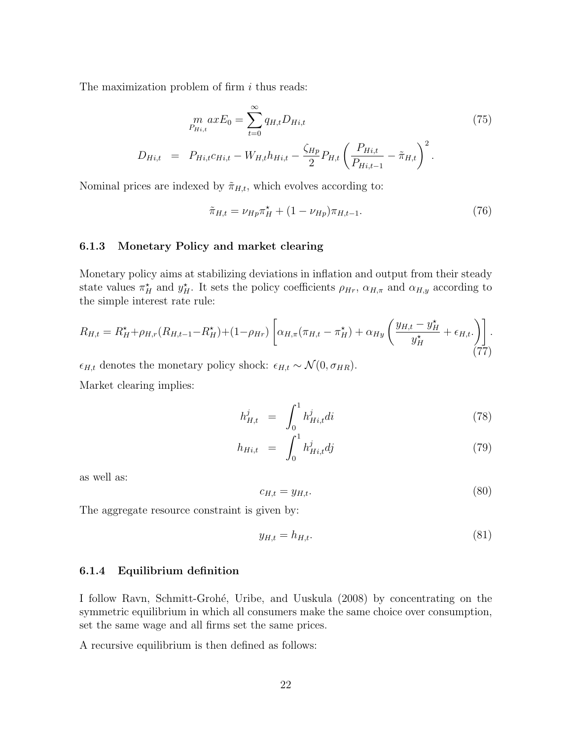The maximization problem of firm $i$ thus reads:

$$\underset{P_{Hi,t}}{m} axE_0 = \sum_{t=0}^{\infty} q_{H,t} D_{Hi,t} \tag{75}$$

$$D_{Hi,t} = P_{Hi,t} c_{Hi,t} - W_{H,t} h_{Hi,t} - \frac{\zeta_{Hp}}{2} P_{H,t} \left( \frac{P_{Hi,t}}{P_{Hi,t-1}} - \tilde{\pi}_{H,t} \right)^2 .$$

Nominal prices are indexed by $\tilde{\pi}_{H,t}$, which evolves according to:

$$\tilde{\pi}_{H,t} = \nu_{Hp} \pi_H^\star + (1 - \nu_{Hp}) \pi_{H,t-1}. \tag{76}$$

### 6.1.3 Monetary Policy and market clearing

Monetary policy aims at stabilizing deviations in inflation and output from their steady state values $\pi_H^\star$ and $y_H^\star$. It sets the policy coefficients $\rho_{Hr}$, $\alpha_{H,\pi}$ and $\alpha_{H,y}$ according to the simple interest rate rule:

$$R_{H,t} = R_H^\star + \rho_{H,r}(R_{H,t-1} - R_H^\star) + (1 - \rho_{Hr}) \left[ \alpha_{H,\pi}(\pi_{H,t} - \pi_H^\star) + \alpha_{Hy} \left( \frac{y_{H,t} - y_H^\star}{y_H^\star} + \epsilon_{H,t}. \right) \right]. \tag{77}$$

$\epsilon_{H,t}$ denotes the monetary policy shock: $\epsilon_{H,t} \sim \mathcal{N}(0, \sigma_{HR})$.

Market clearing implies:

$$h_{H,t}^j = \int_0^1 h_{Hi,t}^j di \tag{78}$$

$$h_{Hi,t} = \int_0^1 h_{Hi,t}^j dj \tag{79}$$

as well as:

$$c_{H,t} = y_{H,t}. \tag{80}$$

The aggregate resource constraint is given by:

$$y_{H,t} = h_{H,t}. \tag{81}$$

### 6.1.4 Equilibrium definition

I follow Ravn, Schmitt-Grohé, Uribe, and Uuskula (2008) by concentrating on the symmetric equilibrium in which all consumers make the same choice over consumption, set the same wage and all firms set the same prices.

A recursive equilibrium is then defined as follows: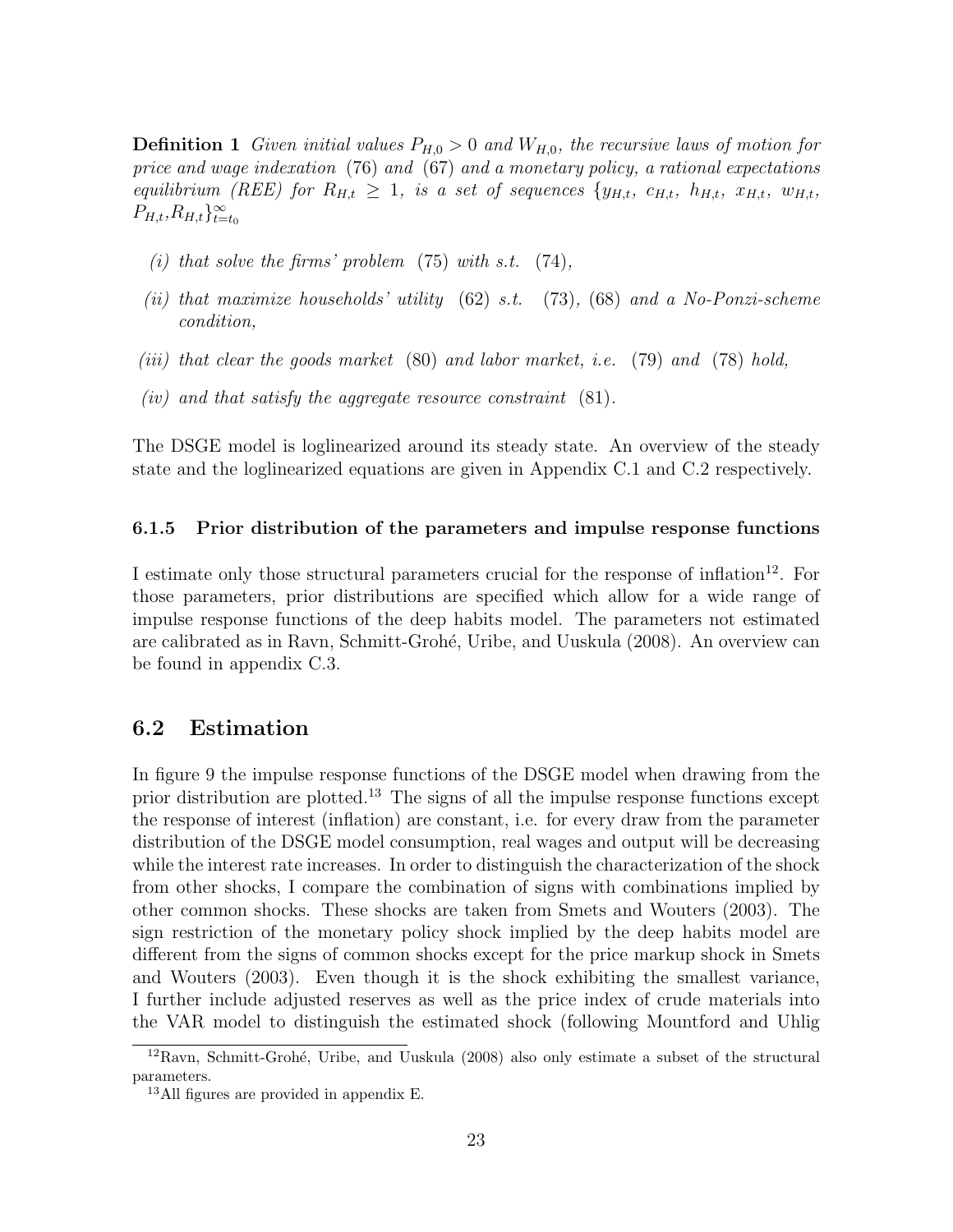**Definition 1** *Given initial values $P_{H,0} > 0$ and $W_{H,0}$, the recursive laws of motion for price and wage indexation* (76) *and* (67) *and a monetary policy, a rational expectations equilibrium (REE) for $R_{H,t} \geq 1$, is a set of sequences $\{y_{H,t},\ c_{H,t},\ h_{H,t},\ x_{H,t},\ w_{H,t},\ P_{H,t}, R_{H,t}\}_{t=t_0}^{\infty}$*

*(i) that solve the firms' problem* (75) *with s.t.* (74)*,*

*(ii) that maximize households' utility* (62) *s.t.* (73)*,* (68) *and a No-Ponzi-scheme condition,*

*(iii) that clear the goods market* (80) *and labor market, i.e.* (79) *and* (78) *hold,*

*(iv) and that satisfy the aggregate resource constraint* (81)*.*

The DSGE model is loglinearized around its steady state. An overview of the steady state and the loglinearized equations are given in Appendix C.1 and C.2 respectively.

### 6.1.5 Prior distribution of the parameters and impulse response functions

I estimate only those structural parameters crucial for the response of inflation[12]. For those parameters, prior distributions are specified which allow for a wide range of impulse response functions of the deep habits model. The parameters not estimated are calibrated as in Ravn, Schmitt-Grohé, Uribe, and Uuskula (2008). An overview can be found in appendix C.3.

## 6.2 Estimation

In figure 9 the impulse response functions of the DSGE model when drawing from the prior distribution are plotted.[13] The signs of all the impulse response functions except the response of interest (inflation) are constant, i.e. for every draw from the parameter distribution of the DSGE model consumption, real wages and output will be decreasing while the interest rate increases. In order to distinguish the characterization of the shock from other shocks, I compare the combination of signs with combinations implied by other common shocks. These shocks are taken from Smets and Wouters (2003). The sign restriction of the monetary policy shock implied by the deep habits model are different from the signs of common shocks except for the price markup shock in Smets and Wouters (2003). Even though it is the shock exhibiting the smallest variance, I further include adjusted reserves as well as the price index of crude materials into the VAR model to distinguish the estimated shock (following Mountford and Uhlig

[12] Ravn, Schmitt-Grohé, Uribe, and Uuskula (2008) also only estimate a subset of the structural parameters.

[13] All figures are provided in appendix E.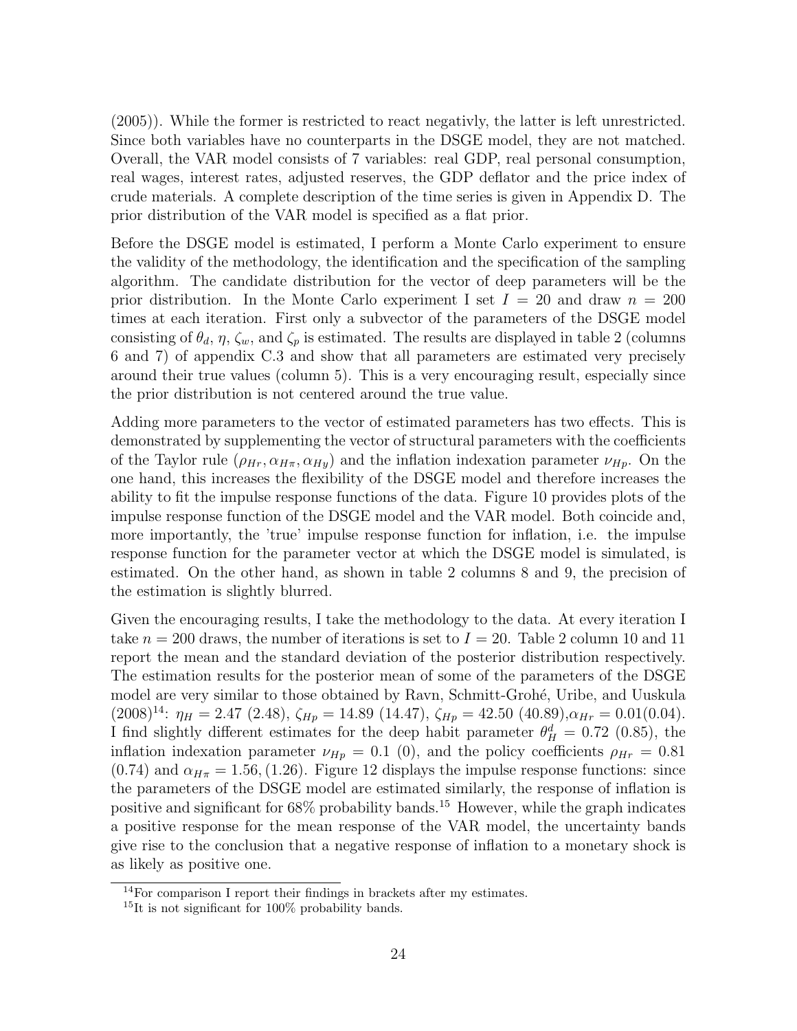(2005)). While the former is restricted to react negativly, the latter is left unrestricted. Since both variables have no counterparts in the DSGE model, they are not matched. Overall, the VAR model consists of 7 variables: real GDP, real personal consumption, real wages, interest rates, adjusted reserves, the GDP deflator and the price index of crude materials. A complete description of the time series is given in Appendix D. The prior distribution of the VAR model is specified as a flat prior.

Before the DSGE model is estimated, I perform a Monte Carlo experiment to ensure the validity of the methodology, the identification and the specification of the sampling algorithm. The candidate distribution for the vector of deep parameters will be the prior distribution. In the Monte Carlo experiment I set $I = 20$ and draw $n = 200$ times at each iteration. First only a subvector of the parameters of the DSGE model consisting of $\theta_d$, $\eta$, $\zeta_w$, and $\zeta_p$ is estimated. The results are displayed in table 2 (columns 6 and 7) of appendix C.3 and show that all parameters are estimated very precisely around their true values (column 5). This is a very encouraging result, especially since the prior distribution is not centered around the true value.

Adding more parameters to the vector of estimated parameters has two effects. This is demonstrated by supplementing the vector of structural parameters with the coefficients of the Taylor rule ($\rho_{Hr}, \alpha_{H\pi}, \alpha_{Hy}$) and the inflation indexation parameter $\nu_{Hp}$. On the one hand, this increases the flexibility of the DSGE model and therefore increases the ability to fit the impulse response functions of the data. Figure 10 provides plots of the impulse response function of the DSGE model and the VAR model. Both coincide and, more importantly, the 'true' impulse response function for inflation, i.e. the impulse response function for the parameter vector at which the DSGE model is simulated, is estimated. On the other hand, as shown in table 2 columns 8 and 9, the precision of the estimation is slightly blurred.

Given the encouraging results, I take the methodology to the data. At every iteration I take $n = 200$ draws, the number of iterations is set to $I = 20$. Table 2 column 10 and 11 report the mean and the standard deviation of the posterior distribution respectively. The estimation results for the posterior mean of some of the parameters of the DSGE model are very similar to those obtained by Ravn, Schmitt-Grohé, Uribe, and Uuskula (2008)[14]: $\eta_H = 2.47$ (2.48), $\zeta_{Hp} = 14.89$ (14.47), $\zeta_{Hp} = 42.50$ (40.89),$\alpha_{Hr} = 0.01(0.04)$. I find slightly different estimates for the deep habit parameter $\theta_H^d = 0.72$ (0.85), the inflation indexation parameter $\nu_{Hp} = 0.1$ (0), and the policy coefficients $\rho_{Hr} = 0.81$ (0.74) and $\alpha_{H\pi} = 1.56, (1.26)$. Figure 12 displays the impulse response functions: since the parameters of the DSGE model are estimated similarly, the response of inflation is positive and significant for 68% probability bands.[15] However, while the graph indicates a positive response for the mean response of the VAR model, the uncertainty bands give rise to the conclusion that a negative response of inflation to a monetary shock is as likely as positive one.

[14]For comparison I report their findings in brackets after my estimates.

[15]It is not significant for 100% probability bands.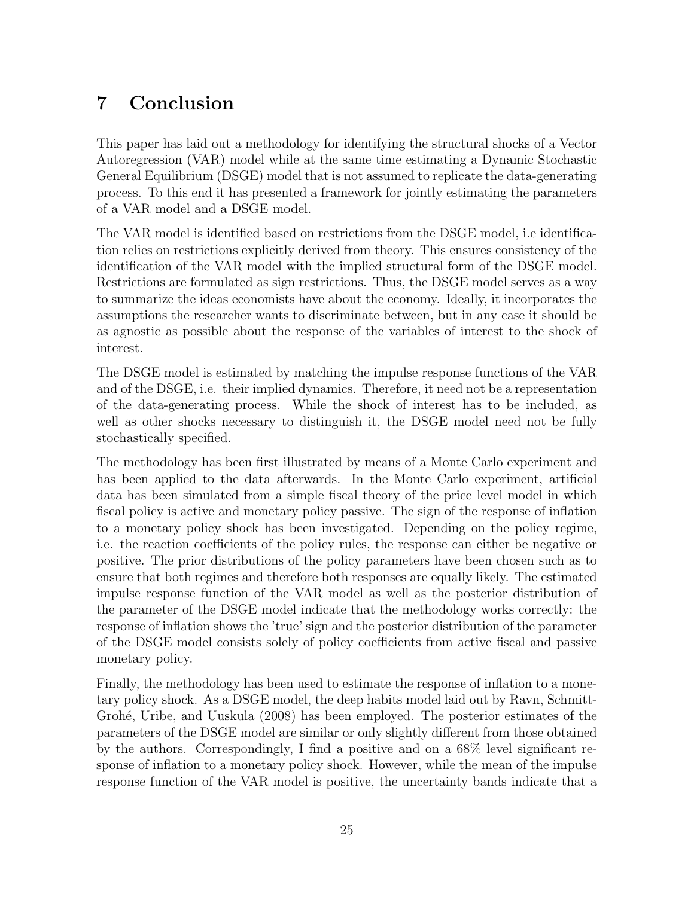# 7 Conclusion

This paper has laid out a methodology for identifying the structural shocks of a Vector Autoregression (VAR) model while at the same time estimating a Dynamic Stochastic General Equilibrium (DSGE) model that is not assumed to replicate the data-generating process. To this end it has presented a framework for jointly estimating the parameters of a VAR model and a DSGE model.

The VAR model is identified based on restrictions from the DSGE model, i.e identification relies on restrictions explicitly derived from theory. This ensures consistency of the identification of the VAR model with the implied structural form of the DSGE model. Restrictions are formulated as sign restrictions. Thus, the DSGE model serves as a way to summarize the ideas economists have about the economy. Ideally, it incorporates the assumptions the researcher wants to discriminate between, but in any case it should be as agnostic as possible about the response of the variables of interest to the shock of interest.

The DSGE model is estimated by matching the impulse response functions of the VAR and of the DSGE, i.e. their implied dynamics. Therefore, it need not be a representation of the data-generating process. While the shock of interest has to be included, as well as other shocks necessary to distinguish it, the DSGE model need not be fully stochastically specified.

The methodology has been first illustrated by means of a Monte Carlo experiment and has been applied to the data afterwards. In the Monte Carlo experiment, artificial data has been simulated from a simple fiscal theory of the price level model in which fiscal policy is active and monetary policy passive. The sign of the response of inflation to a monetary policy shock has been investigated. Depending on the policy regime, i.e. the reaction coefficients of the policy rules, the response can either be negative or positive. The prior distributions of the policy parameters have been chosen such as to ensure that both regimes and therefore both responses are equally likely. The estimated impulse response function of the VAR model as well as the posterior distribution of the parameter of the DSGE model indicate that the methodology works correctly: the response of inflation shows the 'true' sign and the posterior distribution of the parameter of the DSGE model consists solely of policy coefficients from active fiscal and passive monetary policy.

Finally, the methodology has been used to estimate the response of inflation to a monetary policy shock. As a DSGE model, the deep habits model laid out by Ravn, Schmitt-Grohé, Uribe, and Uuskula (2008) has been employed. The posterior estimates of the parameters of the DSGE model are similar or only slightly different from those obtained by the authors. Correspondingly, I find a positive and on a 68% level significant response of inflation to a monetary policy shock. However, while the mean of the impulse response function of the VAR model is positive, the uncertainty bands indicate that a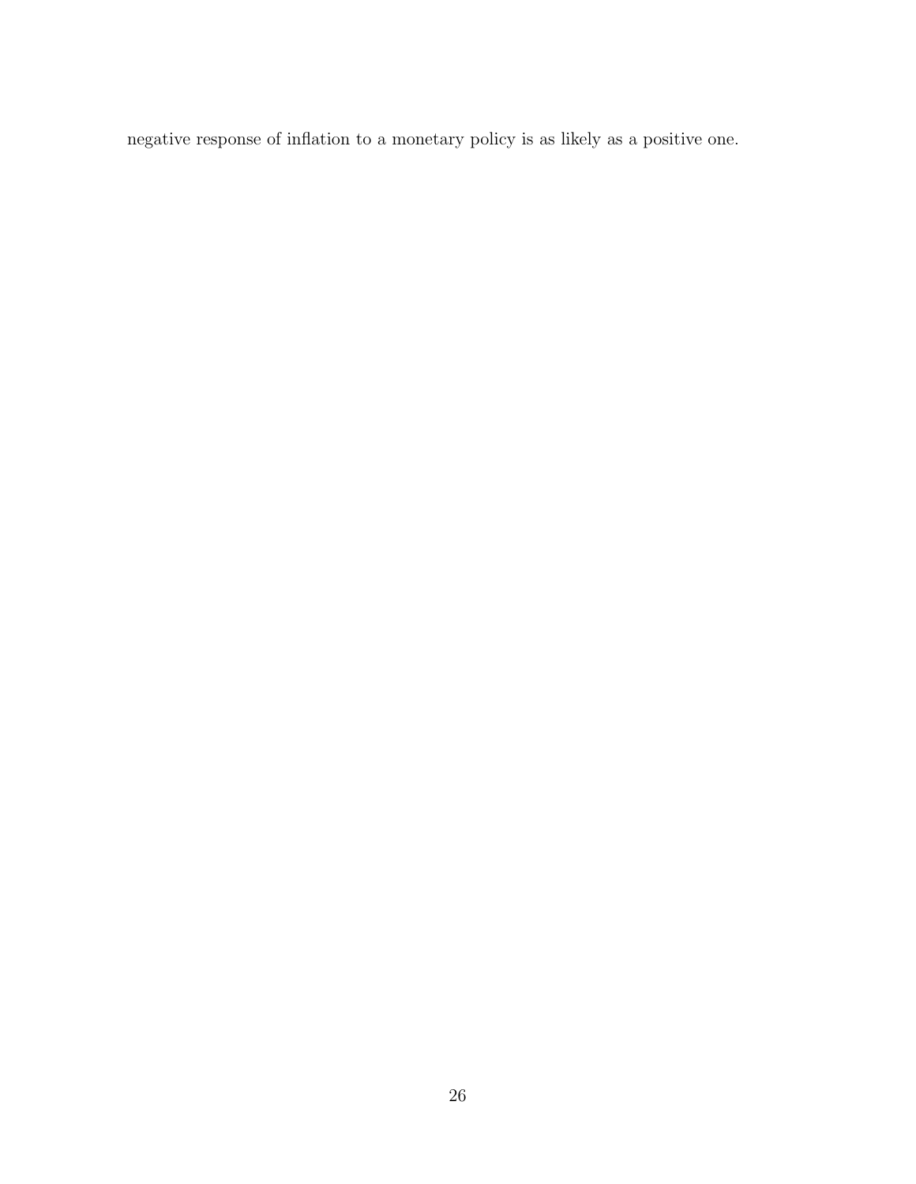negative response of inflation to a monetary policy is as likely as a positive one.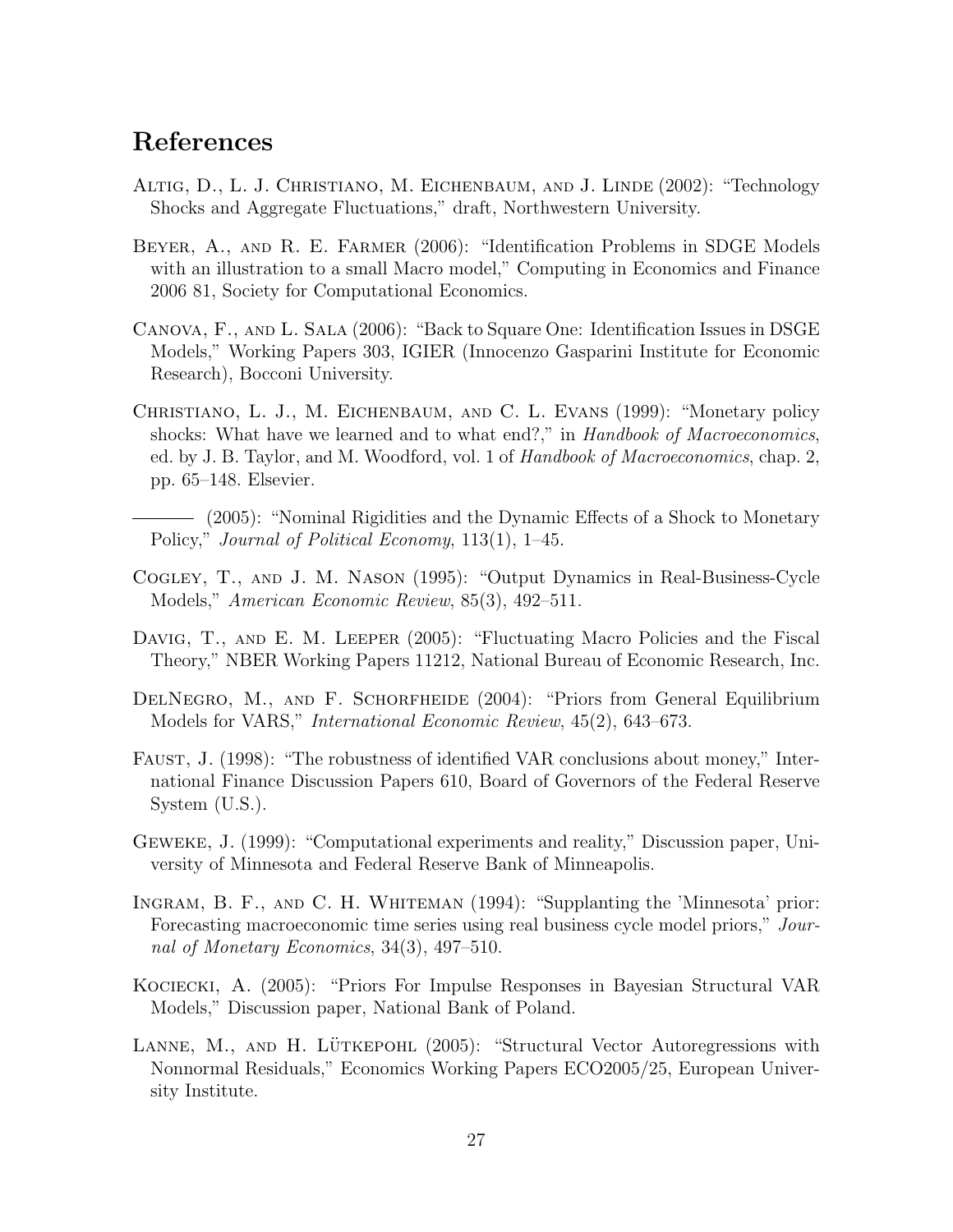# References

Altig, D., L. J. Christiano, M. Eichenbaum, and J. Linde (2002): "Technology Shocks and Aggregate Fluctuations," draft, Northwestern University.

Beyer, A., and R. E. Farmer (2006): "Identification Problems in SDGE Models with an illustration to a small Macro model," Computing in Economics and Finance 2006 81, Society for Computational Economics.

Canova, F., and L. Sala (2006): "Back to Square One: Identification Issues in DSGE Models," Working Papers 303, IGIER (Innocenzo Gasparini Institute for Economic Research), Bocconi University.

Christiano, L. J., M. Eichenbaum, and C. L. Evans (1999): "Monetary policy shocks: What have we learned and to what end?," in *Handbook of Macroeconomics*, ed. by J. B. Taylor, and M. Woodford, vol. 1 of *Handbook of Macroeconomics*, chap. 2, pp. 65–148. Elsevier.

——— (2005): "Nominal Rigidities and the Dynamic Effects of a Shock to Monetary Policy," *Journal of Political Economy*, 113(1), 1–45.

Cogley, T., and J. M. Nason (1995): "Output Dynamics in Real-Business-Cycle Models," *American Economic Review*, 85(3), 492–511.

Davig, T., and E. M. Leeper (2005): "Fluctuating Macro Policies and the Fiscal Theory," NBER Working Papers 11212, National Bureau of Economic Research, Inc.

DelNegro, M., and F. Schorfheide (2004): "Priors from General Equilibrium Models for VARS," *International Economic Review*, 45(2), 643–673.

Faust, J. (1998): "The robustness of identified VAR conclusions about money," International Finance Discussion Papers 610, Board of Governors of the Federal Reserve System (U.S.).

Geweke, J. (1999): "Computational experiments and reality," Discussion paper, University of Minnesota and Federal Reserve Bank of Minneapolis.

Ingram, B. F., and C. H. Whiteman (1994): "Supplanting the 'Minnesota' prior: Forecasting macroeconomic time series using real business cycle model priors," *Journal of Monetary Economics*, 34(3), 497–510.

Kociecki, A. (2005): "Priors For Impulse Responses in Bayesian Structural VAR Models," Discussion paper, National Bank of Poland.

Lanne, M., and H. Lütkepohl (2005): "Structural Vector Autoregressions with Nonnormal Residuals," Economics Working Papers ECO2005/25, European University Institute.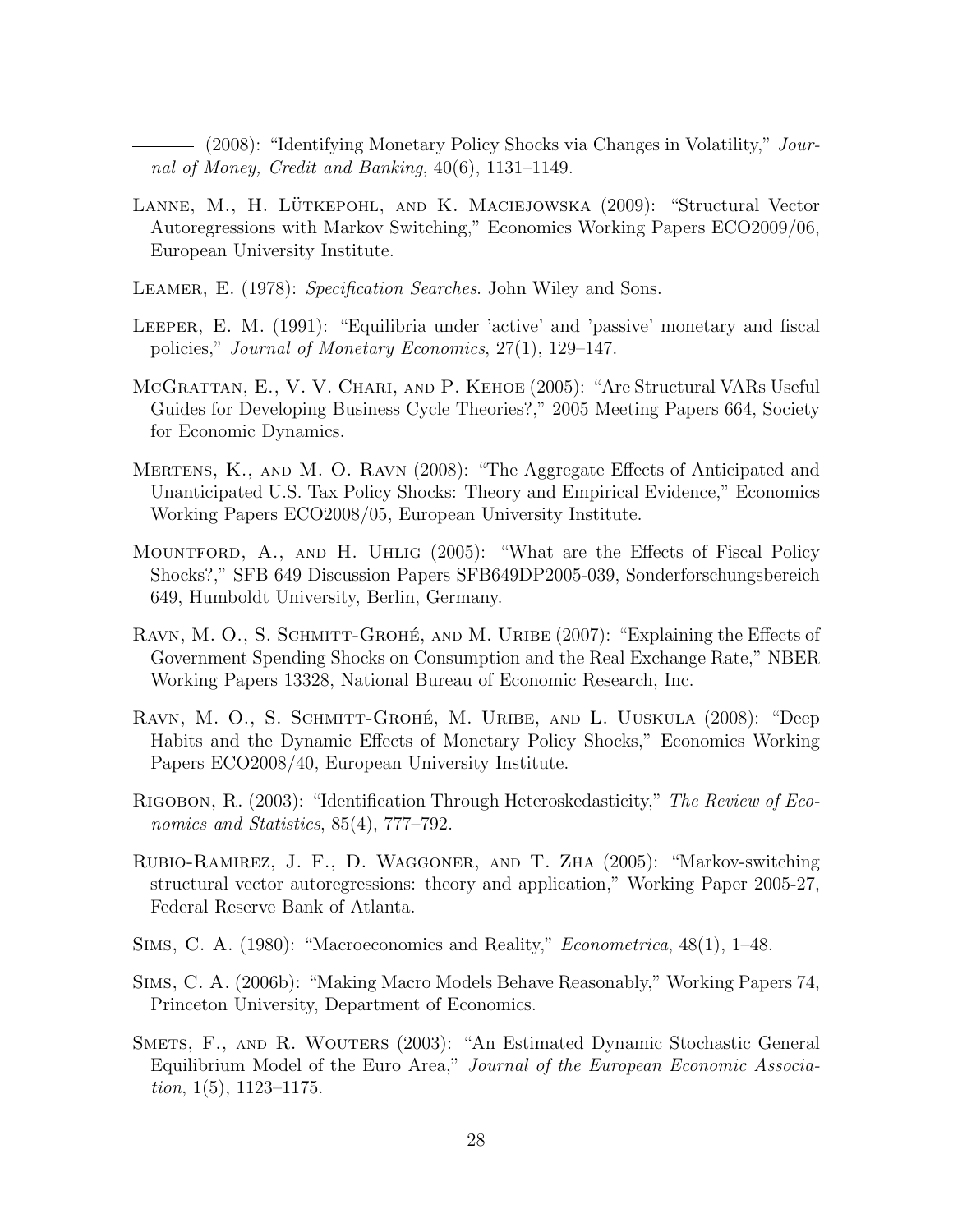——— (2008): "Identifying Monetary Policy Shocks via Changes in Volatility," *Journal of Money, Credit and Banking*, 40(6), 1131–1149.

Lanne, M., H. Lütkepohl, and K. Maciejowska (2009): "Structural Vector Autoregressions with Markov Switching," Economics Working Papers ECO2009/06, European University Institute.

Leamer, E. (1978): *Specification Searches*. John Wiley and Sons.

Leeper, E. M. (1991): "Equilibria under 'active' and 'passive' monetary and fiscal policies," *Journal of Monetary Economics*, 27(1), 129–147.

McGrattan, E., V. V. Chari, and P. Kehoe (2005): "Are Structural VARs Useful Guides for Developing Business Cycle Theories?," 2005 Meeting Papers 664, Society for Economic Dynamics.

Mertens, K., and M. O. Ravn (2008): "The Aggregate Effects of Anticipated and Unanticipated U.S. Tax Policy Shocks: Theory and Empirical Evidence," Economics Working Papers ECO2008/05, European University Institute.

Mountford, A., and H. Uhlig (2005): "What are the Effects of Fiscal Policy Shocks?," SFB 649 Discussion Papers SFB649DP2005-039, Sonderforschungsbereich 649, Humboldt University, Berlin, Germany.

Ravn, M. O., S. Schmitt-Grohé, and M. Uribe (2007): "Explaining the Effects of Government Spending Shocks on Consumption and the Real Exchange Rate," NBER Working Papers 13328, National Bureau of Economic Research, Inc.

Ravn, M. O., S. Schmitt-Grohé, M. Uribe, and L. Uuskula (2008): "Deep Habits and the Dynamic Effects of Monetary Policy Shocks," Economics Working Papers ECO2008/40, European University Institute.

Rigobon, R. (2003): "Identification Through Heteroskedasticity," *The Review of Economics and Statistics*, 85(4), 777–792.

Rubio-Ramirez, J. F., D. Waggoner, and T. Zha (2005): "Markov-switching structural vector autoregressions: theory and application," Working Paper 2005-27, Federal Reserve Bank of Atlanta.

Sims, C. A. (1980): "Macroeconomics and Reality," *Econometrica*, 48(1), 1–48.

Sims, C. A. (2006b): "Making Macro Models Behave Reasonably," Working Papers 74, Princeton University, Department of Economics.

Smets, F., and R. Wouters (2003): "An Estimated Dynamic Stochastic General Equilibrium Model of the Euro Area," *Journal of the European Economic Association*, 1(5), 1123–1175.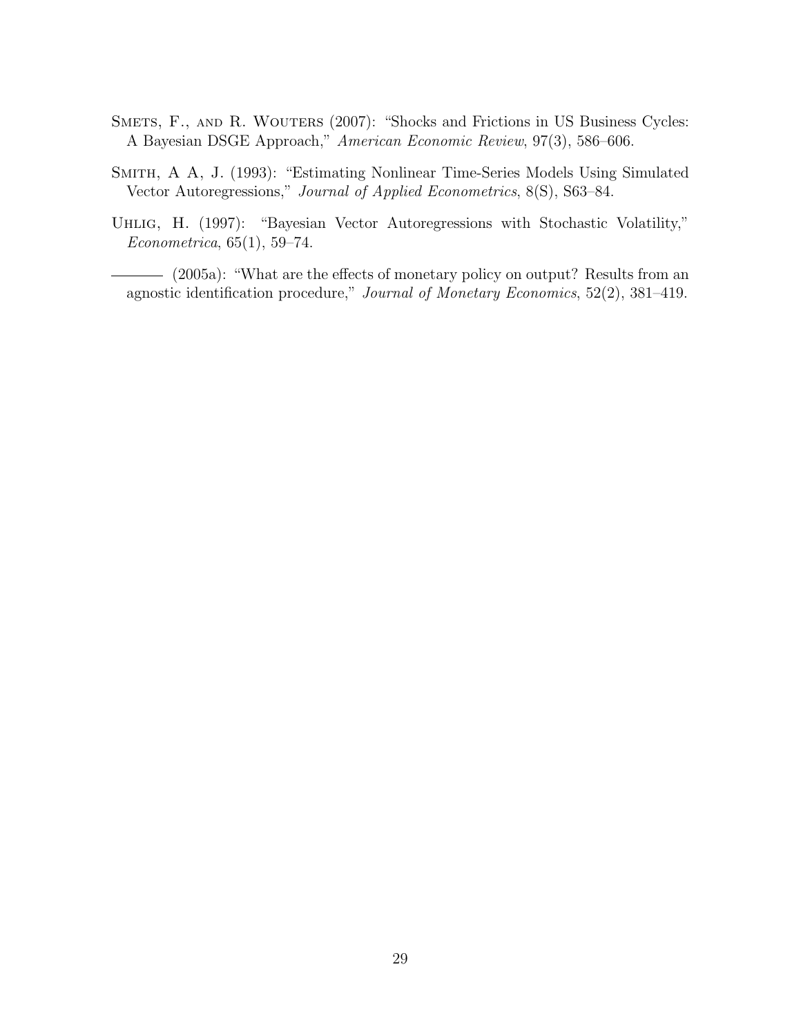Smets, F., and R. Wouters (2007): "Shocks and Frictions in US Business Cycles: A Bayesian DSGE Approach," *American Economic Review*, 97(3), 586–606.

Smith, A A, J. (1993): "Estimating Nonlinear Time-Series Models Using Simulated Vector Autoregressions," *Journal of Applied Econometrics*, 8(S), S63–84.

Uhlig, H. (1997): "Bayesian Vector Autoregressions with Stochastic Volatility," *Econometrica*, 65(1), 59–74.

——— (2005a): "What are the effects of monetary policy on output? Results from an agnostic identification procedure," *Journal of Monetary Economics*, 52(2), 381–419.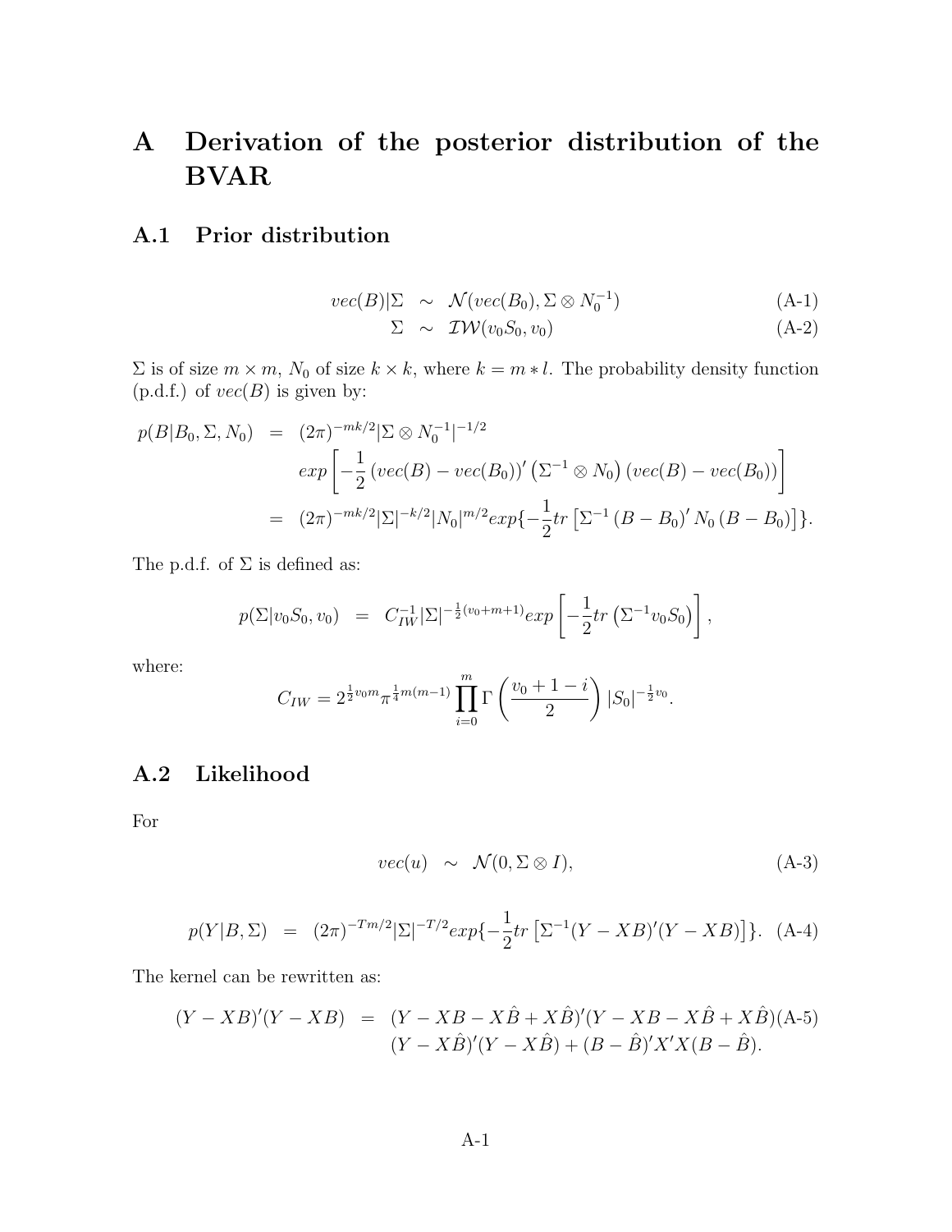# A Derivation of the posterior distribution of the BVAR

## A.1 Prior distribution

$$
\begin{aligned}
vec(B)|\Sigma &\sim \mathcal{N}(vec(B_0), \Sigma \otimes N_0^{-1}) &\text{(A-1)}\\
\Sigma &\sim \mathcal{IW}(v_0 S_0, v_0) &\text{(A-2)}
\end{aligned}
$$

$\Sigma$ is of size $m \times m$, $N_0$ of size $k \times k$, where $k = m * l$. The probability density function (p.d.f.) of $vec(B)$ is given by:

$$
\begin{aligned}
p(B|B_0, \Sigma, N_0) &= (2\pi)^{-mk/2} |\Sigma \otimes N_0^{-1}|^{-1/2} \\
&\quad exp\left[ -\frac{1}{2} \left( vec(B) - vec(B_0) \right)' \left( \Sigma^{-1} \otimes N_0 \right) \left( vec(B) - vec(B_0) \right) \right] \\
&= (2\pi)^{-mk/2} |\Sigma|^{-k/2} |N_0|^{m/2} exp\{ -\frac{1}{2} tr\left[ \Sigma^{-1} \left( B - B_0 \right)' N_0 \left( B - B_0 \right) \right] \}.
\end{aligned}
$$

The p.d.f. of $\Sigma$ is defined as:

$$
p(\Sigma|v_0 S_0, v_0) = C_{IW}^{-1} |\Sigma|^{-\frac{1}{2}(v_0+m+1)} exp\left[ -\frac{1}{2} tr\left( \Sigma^{-1} v_0 S_0 \right) \right],
$$

where:

$$
C_{IW} = 2^{\frac{1}{2}v_0 m} \pi^{\frac{1}{4}m(m-1)} \prod_{i=0}^{m} \Gamma\left( \frac{v_0 + 1 - i}{2} \right) |S_0|^{-\frac{1}{2}v_0}.
$$

## A.2 Likelihood

For

$$
vec(u) \sim \mathcal{N}(0, \Sigma \otimes I), \tag{A-3}
$$

$$
p(Y|B, \Sigma) = (2\pi)^{-Tm/2} |\Sigma|^{-T/2} exp\{ -\frac{1}{2} tr\left[ \Sigma^{-1} (Y - XB)'(Y - XB) \right] \}. \tag{A-4}
$$

The kernel can be rewritten as:

$$
\begin{aligned}
(Y - XB)'(Y - XB) &= (Y - XB - X\hat{B} + X\hat{B})'(Y - XB - X\hat{B} + X\hat{B}) &\text{(A-5)}\\
&\quad (Y - X\hat{B})'(Y - X\hat{B}) + (B - \hat{B})'X'X(B - \hat{B}).
\end{aligned}
$$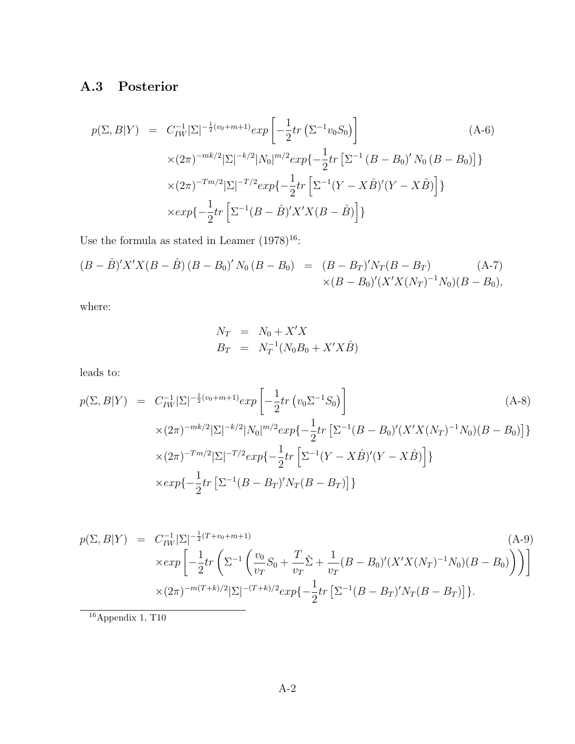### A.3 Posterior

$$
\begin{aligned}
p(\Sigma, B|Y) &= C_{IW}^{-1}|\Sigma|^{-\frac{1}{2}(v_0+m+1)} exp\left[-\frac{1}{2}tr\left(\Sigma^{-1}v_0 S_0\right)\right] \\
&\times (2\pi)^{-mk/2}|\Sigma|^{-k/2}|N_0|^{m/2} exp\{-\frac{1}{2}tr\left[\Sigma^{-1}\left(B-B_0\right)' N_0 \left(B-B_0\right)\right]\} \\
&\times (2\pi)^{-Tm/2}|\Sigma|^{-T/2} exp\{-\frac{1}{2}tr\left[\Sigma^{-1}(Y-X\hat{B})'(Y-X\hat{B})\right]\} \\
&\times exp\{-\frac{1}{2}tr\left[\Sigma^{-1}(B-\hat{B})'X'X(B-\hat{B})\right]\}
\end{aligned} \tag{A-6}
$$

Use the formula as stated in Leamer (1978)[16]:

$$
\begin{aligned}
(B-\hat{B})'X'X(B-\hat{B})\left(B-B_0\right)' N_0 \left(B-B_0\right) &= (B-B_T)'N_T(B-B_T) \\
&\times (B-B_0)'(X'X(N_T)^{-1}N_0)(B-B_0),
\end{aligned} \tag{A-7}
$$

where:

$$
\begin{aligned}
N_T &= N_0 + X'X \\
B_T &= N_T^{-1}(N_0 B_0 + X'X\hat{B})
\end{aligned}
$$

leads to:

$$
\begin{aligned}
p(\Sigma, B|Y) &= C_{IW}^{-1}|\Sigma|^{-\frac{1}{2}(v_0+m+1)} exp\left[-\frac{1}{2}tr\left(v_0\Sigma^{-1}S_0\right)\right] \\
&\times (2\pi)^{-mk/2}|\Sigma|^{-k/2}|N_0|^{m/2} exp\{-\frac{1}{2}tr\left[\Sigma^{-1}(B-B_0)'(X'X(N_T)^{-1}N_0)(B-B_0)\right]\} \\
&\times (2\pi)^{-Tm/2}|\Sigma|^{-T/2} exp\{-\frac{1}{2}tr\left[\Sigma^{-1}(Y-X\hat{B})'(Y-X\hat{B})\right]\} \\
&\times exp\{-\frac{1}{2}tr\left[\Sigma^{-1}(B-B_T)'N_T(B-B_T)\right]\}
\end{aligned} \tag{A-8}
$$

$$
\begin{aligned}
p(\Sigma, B|Y) &= C_{IW}^{-1}|\Sigma|^{-\frac{1}{2}(T+v_0+m+1)} \\
&\times exp\left[-\frac{1}{2}tr\left(\Sigma^{-1}\left(\frac{v_0}{v_T}S_0 + \frac{T}{v_T}\tilde{\Sigma} + \frac{1}{v_T}(B-B_0)'(X'X(N_T)^{-1}N_0)(B-B_0)\right)\right)\right] \\
&\times (2\pi)^{-m(T+k)/2}|\Sigma|^{-(T+k)/2} exp\{-\frac{1}{2}tr\left[\Sigma^{-1}(B-B_T)'N_T(B-B_T)\right]\}.
\end{aligned} \tag{A-9}
$$

---

[16] Appendix 1, T10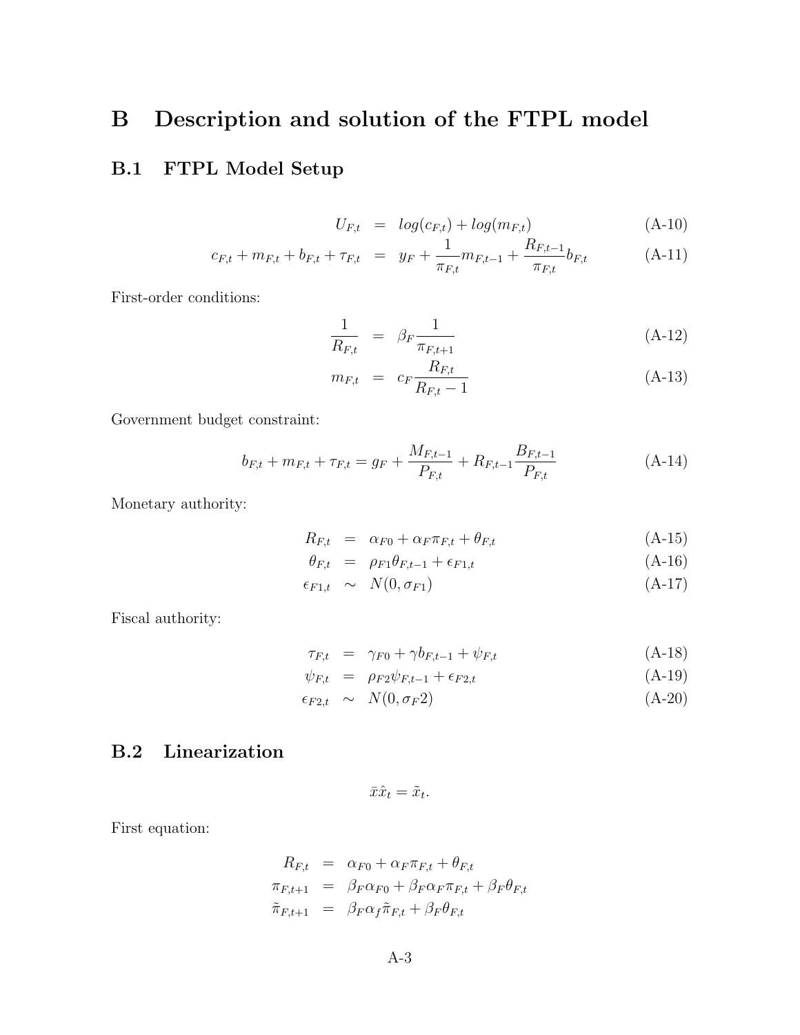# B Description and solution of the FTPL model

## B.1 FTPL Model Setup

$$
\begin{aligned}
U_{F,t} &= log(c_{F,t}) + log(m_{F,t}) && \text{(A-10)} \\
c_{F,t} + m_{F,t} + b_{F,t} + \tau_{F,t} &= y_F + \frac{1}{\pi_{F,t}} m_{F,t-1} + \frac{R_{F,t-1}}{\pi_{F,t}} b_{F,t} && \text{(A-11)}
\end{aligned}
$$

First-order conditions:

$$
\begin{aligned}
\frac{1}{R_{F,t}} &= \beta_F \frac{1}{\pi_{F,t+1}} && \text{(A-12)} \\
m_{F,t} &= c_F \frac{R_{F,t}}{R_{F,t} - 1} && \text{(A-13)}
\end{aligned}
$$

Government budget constraint:

$$
b_{F,t} + m_{F,t} + \tau_{F,t} = g_F + \frac{M_{F,t-1}}{P_{F,t}} + R_{F,t-1} \frac{B_{F,t-1}}{P_{F,t}} \qquad \text{(A-14)}
$$

Monetary authority:

$$
\begin{aligned}
R_{F,t} &= \alpha_{F0} + \alpha_F \pi_{F,t} + \theta_{F,t} && \text{(A-15)} \\
\theta_{F,t} &= \rho_{F1} \theta_{F,t-1} + \epsilon_{F1,t} && \text{(A-16)} \\
\epsilon_{F1,t} &\sim N(0, \sigma_{F1}) && \text{(A-17)}
\end{aligned}
$$

Fiscal authority:

$$
\begin{aligned}
\tau_{F,t} &= \gamma_{F0} + \gamma b_{F,t-1} + \psi_{F,t} && \text{(A-18)} \\
\psi_{F,t} &= \rho_{F2} \psi_{F,t-1} + \epsilon_{F2,t} && \text{(A-19)} \\
\epsilon_{F2,t} &\sim N(0, \sigma_F 2) && \text{(A-20)}
\end{aligned}
$$

## B.2 Linearization

$$
\bar{x}\hat{x}_t = \tilde{x}_t.
$$

First equation:

$$
\begin{aligned}
R_{F,t} &= \alpha_{F0} + \alpha_F \pi_{F,t} + \theta_{F,t} \\
\pi_{F,t+1} &= \beta_F \alpha_{F0} + \beta_F \alpha_F \pi_{F,t} + \beta_F \theta_{F,t} \\
\tilde{\pi}_{F,t+1} &= \beta_F \alpha_f \tilde{\pi}_{F,t} + \beta_F \theta_{F,t}
\end{aligned}
$$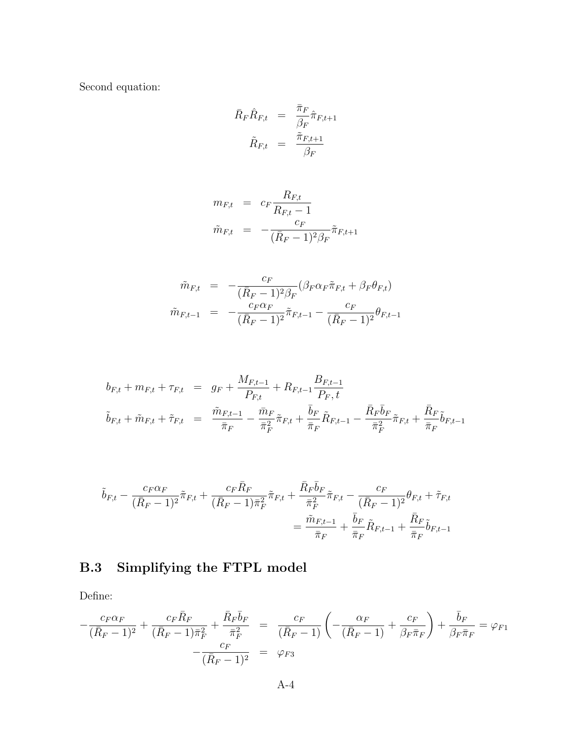Second equation:

$$
\begin{aligned}
\bar{R}_F \hat{R}_{F,t} &= \frac{\bar{\pi}_F}{\beta_F} \hat{\pi}_{F,t+1} \\
\tilde{R}_{F,t} &= \frac{\tilde{\pi}_{F,t+1}}{\beta_F}
\end{aligned}
$$

$$
\begin{aligned}
m_{F,t} &= c_F \frac{R_{F,t}}{R_{F,t} - 1} \\
\tilde{m}_{F,t} &= -\frac{c_F}{(\bar{R}_F - 1)^2 \beta_F} \tilde{\pi}_{F,t+1}
\end{aligned}
$$

$$
\begin{aligned}
\tilde{m}_{F,t} &= -\frac{c_F}{(\bar{R}_F - 1)^2 \beta_F} (\beta_F \alpha_F \tilde{\pi}_{F,t} + \beta_F \theta_{F,t}) \\
\tilde{m}_{F,t-1} &= -\frac{c_F \alpha_F}{(\bar{R}_F - 1)^2} \tilde{\pi}_{F,t-1} - \frac{c_F}{(\bar{R}_F - 1)^2} \theta_{F,t-1}
\end{aligned}
$$

$$
\begin{aligned}
b_{F,t} + m_{F,t} + \tau_{F,t} &= g_F + \frac{M_{F,t-1}}{P_{F,t}} + R_{F,t-1} \frac{B_{F,t-1}}{P_F, t} \\
\tilde{b}_{F,t} + \tilde{m}_{F,t} + \tilde{\tau}_{F,t} &= \frac{\tilde{m}_{F,t-1}}{\bar{\pi}_F} - \frac{\bar{m}_F}{\bar{\pi}_F^2} \tilde{\pi}_{F,t} + \frac{\bar{b}_F}{\bar{\pi}_F} \tilde{R}_{F,t-1} - \frac{\bar{R}_F \bar{b}_F}{\bar{\pi}_F^2} \tilde{\pi}_{F,t} + \frac{\bar{R}_F}{\bar{\pi}_F} \tilde{b}_{F,t-1}
\end{aligned}
$$

$$
\begin{aligned}
\tilde{b}_{F,t} - \frac{c_F \alpha_F}{(\bar{R}_F - 1)^2} \tilde{\pi}_{F,t} + \frac{c_F \bar{R}_F}{(\bar{R}_F - 1) \bar{\pi}_F^2} \tilde{\pi}_{F,t} + \frac{\bar{R}_F \bar{b}_F}{\bar{\pi}_F^2} \tilde{\pi}_{F,t} - \frac{c_F}{(\bar{R}_F - 1)^2} \theta_{F,t} + \tilde{\tau}_{F,t} \\
= \frac{\tilde{m}_{F,t-1}}{\bar{\pi}_F} + \frac{\bar{b}_F}{\bar{\pi}_F} \tilde{R}_{F,t-1} + \frac{\bar{R}_F}{\bar{\pi}_F} \tilde{b}_{F,t-1}
\end{aligned}
$$

### B.3 Simplifying the FTPL model

Define:

$$
\begin{aligned}
-\frac{c_F \alpha_F}{(\bar{R}_F - 1)^2} + \frac{c_F \bar{R}_F}{(\bar{R}_F - 1) \bar{\pi}_F^2} + \frac{\bar{R}_F \bar{b}_F}{\bar{\pi}_F^2} &= \frac{c_F}{(\bar{R}_F - 1)} \left( -\frac{\alpha_F}{(\bar{R}_F - 1)} + \frac{c_F}{\beta_F \bar{\pi}_F} \right) + \frac{\bar{b}_F}{\beta_F \bar{\pi}_F} = \varphi_{F1} \\
-\frac{c_F}{(\bar{R}_F - 1)^2} &= \varphi_{F3}
\end{aligned}
$$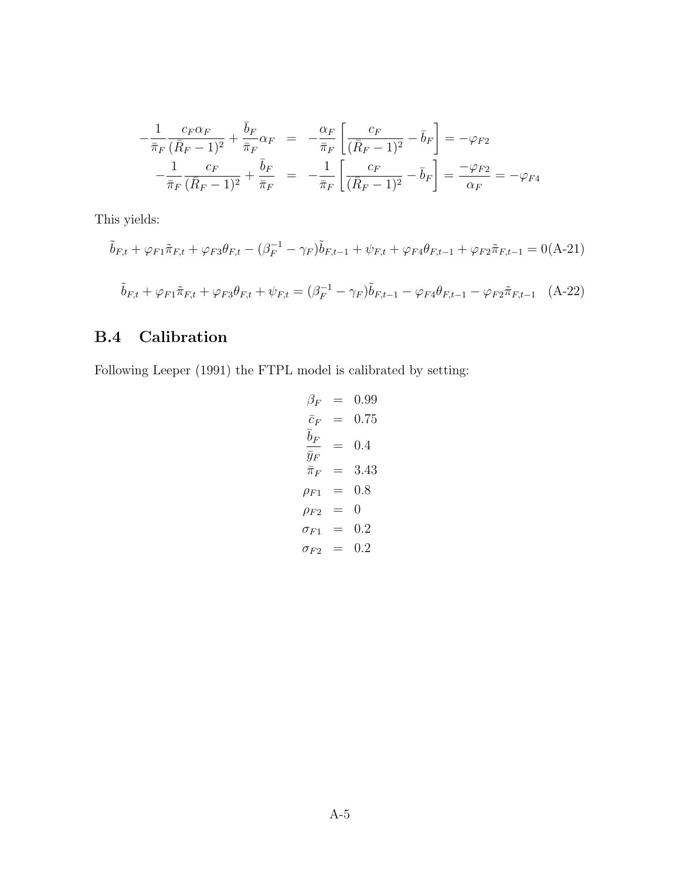$$
\begin{aligned}
-\frac{1}{\bar{\pi}_F}\frac{c_F\alpha_F}{(\bar{R}_F-1)^2}+\frac{\bar{b}_F}{\bar{\pi}_F}\alpha_F &= -\frac{\alpha_F}{\bar{\pi}_F}\left[\frac{c_F}{(\bar{R}_F-1)^2}-\bar{b}_F\right]=-\varphi_{F2} \\
-\frac{1}{\bar{\pi}_F}\frac{c_F}{(\bar{R}_F-1)^2}+\frac{\bar{b}_F}{\bar{\pi}_F} &= -\frac{1}{\bar{\pi}_F}\left[\frac{c_F}{(\bar{R}_F-1)^2}-\bar{b}_F\right]=\frac{-\varphi_{F2}}{\alpha_F}=-\varphi_{F4}
\end{aligned}
$$

This yields:

$$
\tilde{b}_{F,t}+\varphi_{F1}\tilde{\pi}_{F,t}+\varphi_{F3}\theta_{F,t}-(\beta_F^{-1}-\gamma_F)\tilde{b}_{F,t-1}+\psi_{F,t}+\varphi_{F4}\theta_{F,t-1}+\varphi_{F2}\tilde{\pi}_{F,t-1}=0 \quad \text{(A-21)}
$$

$$
\tilde{b}_{F,t}+\varphi_{F1}\tilde{\pi}_{F,t}+\varphi_{F3}\theta_{F,t}+\psi_{F,t}=(\beta_F^{-1}-\gamma_F)\tilde{b}_{F,t-1}-\varphi_{F4}\theta_{F,t-1}-\varphi_{F2}\tilde{\pi}_{F,t-1} \quad \text{(A-22)}
$$

## B.4 Calibration

Following Leeper (1991) the FTPL model is calibrated by setting:

$$
\begin{aligned}
\beta_F &= 0.99 \\
\bar{c}_F &= 0.75 \\
\frac{\bar{b}_F}{\bar{y}_F} &= 0.4 \\
\bar{\pi}_F &= 3.43 \\
\rho_{F1} &= 0.8 \\
\rho_{F2} &= 0 \\
\sigma_{F1} &= 0.2 \\
\sigma_{F2} &= 0.2
\end{aligned}
$$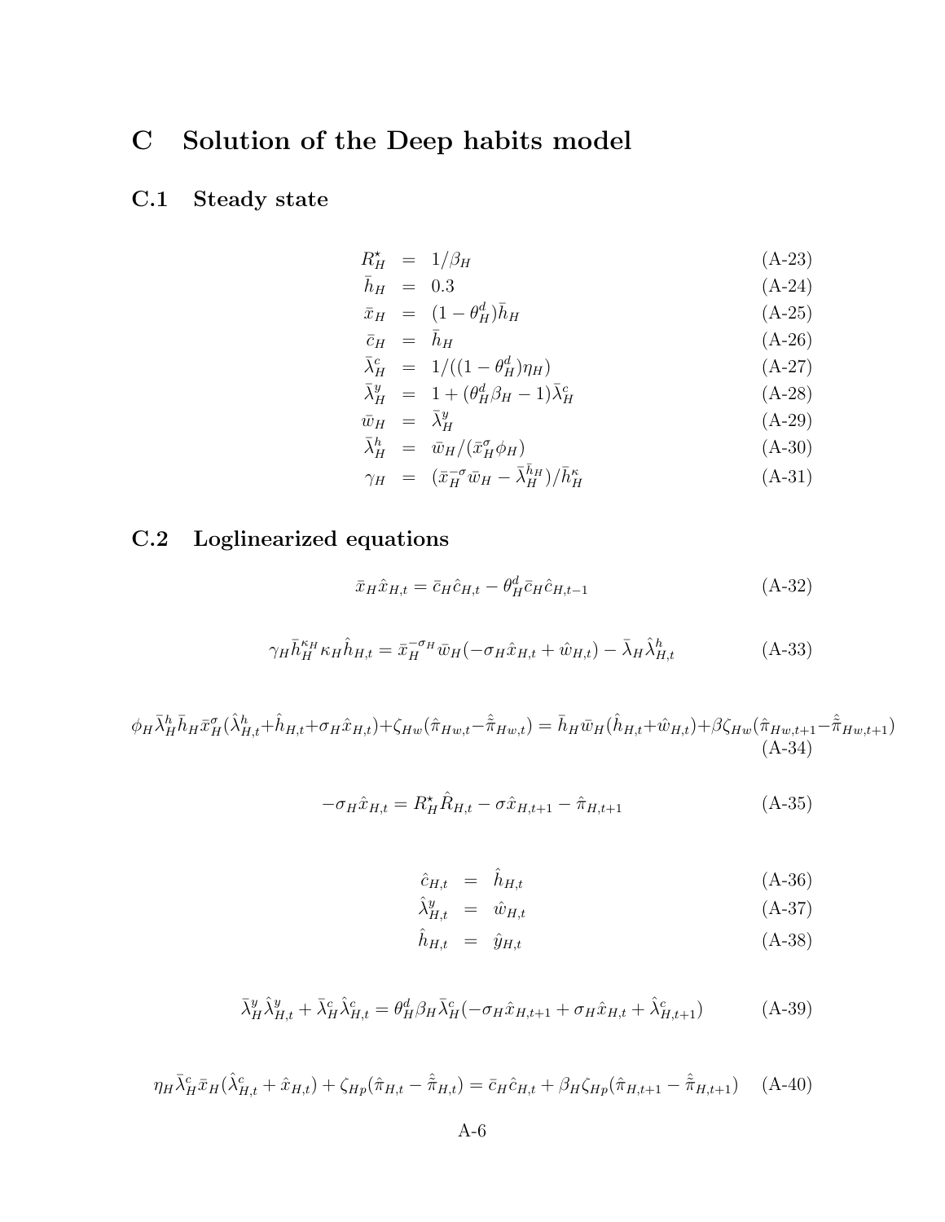# C Solution of the Deep habits model

## C.1 Steady state

$$
\begin{aligned}
R^{\star}_H &= 1/\beta_H && \text{(A-23)}\\
\bar{h}_H &= 0.3 && \text{(A-24)}\\
\bar{x}_H &= (1-\theta^d_H)\bar{h}_H && \text{(A-25)}\\
\bar{c}_H &= \bar{h}_H && \text{(A-26)}\\
\bar{\lambda}^c_H &= 1/((1-\theta^d_H)\eta_H) && \text{(A-27)}\\
\bar{\lambda}^y_H &= 1+(\theta^d_H\beta_H-1)\bar{\lambda}^c_H && \text{(A-28)}\\
\bar{w}_H &= \bar{\lambda}^y_H && \text{(A-29)}\\
\bar{\lambda}^h_H &= \bar{w}_H/(\bar{x}^{\sigma}_H\phi_H) && \text{(A-30)}\\
\gamma_H &= (\bar{x}^{-\sigma}_H\bar{w}_H-\bar{\lambda}^{\bar{h}_H}_H)/\bar{h}^{\kappa}_H && \text{(A-31)}
\end{aligned}
$$

## C.2 Loglinearized equations

$$\bar{x}_H\hat{x}_{H,t}=\bar{c}_H\hat{c}_{H,t}-\theta^d_H\bar{c}_H\hat{c}_{H,t-1} \tag{A-32}$$

$$\gamma_H\bar{h}^{\kappa_H}_H\kappa_H\hat{h}_{H,t}=\bar{x}^{-\sigma_H}_H\bar{w}_H(-\sigma_H\hat{x}_{H,t}+\hat{w}_{H,t})-\bar{\lambda}_H\hat{\lambda}^h_{H,t} \tag{A-33}$$

$$\phi_H\bar{\lambda}^h_H\bar{h}_H\bar{x}^{\sigma}_H(\hat{\lambda}^h_{H,t}+\hat{h}_{H,t}+\sigma_H\hat{x}_{H,t})+\zeta_{Hw}(\hat{\pi}_{Hw,t}-\hat{\bar{\pi}}_{Hw,t})=\bar{h}_H\bar{w}_H(\hat{h}_{H,t}+\hat{w}_{H,t})+\beta\zeta_{Hw}(\hat{\pi}_{Hw,t+1}-\hat{\bar{\pi}}_{Hw,t+1}) \tag{A-34}$$

$$-\sigma_H\hat{x}_{H,t}=R^{\star}_H\hat{R}_{H,t}-\sigma\hat{x}_{H,t+1}-\hat{\pi}_{H,t+1} \tag{A-35}$$

$$
\begin{aligned}
\hat{c}_{H,t} &= \hat{h}_{H,t} && \text{(A-36)}\\
\hat{\lambda}^y_{H,t} &= \hat{w}_{H,t} && \text{(A-37)}\\
\hat{h}_{H,t} &= \hat{y}_{H,t} && \text{(A-38)}
\end{aligned}
$$

$$\bar{\lambda}^y_H\hat{\lambda}^y_{H,t}+\bar{\lambda}^c_H\hat{\lambda}^c_{H,t}=\theta^d_H\beta_H\bar{\lambda}^c_H(-\sigma_H\hat{x}_{H,t+1}+\sigma_H\hat{x}_{H,t}+\hat{\lambda}^c_{H,t+1}) \tag{A-39}$$

$$\eta_H\bar{\lambda}^c_H\bar{x}_H(\hat{\lambda}^c_{H,t}+\hat{x}_{H,t})+\zeta_{Hp}(\hat{\pi}_{H,t}-\hat{\bar{\pi}}_{H,t})=\bar{c}_H\hat{c}_{H,t}+\beta_H\zeta_{Hp}(\hat{\pi}_{H,t+1}-\hat{\bar{\pi}}_{H,t+1}) \tag{A-40}$$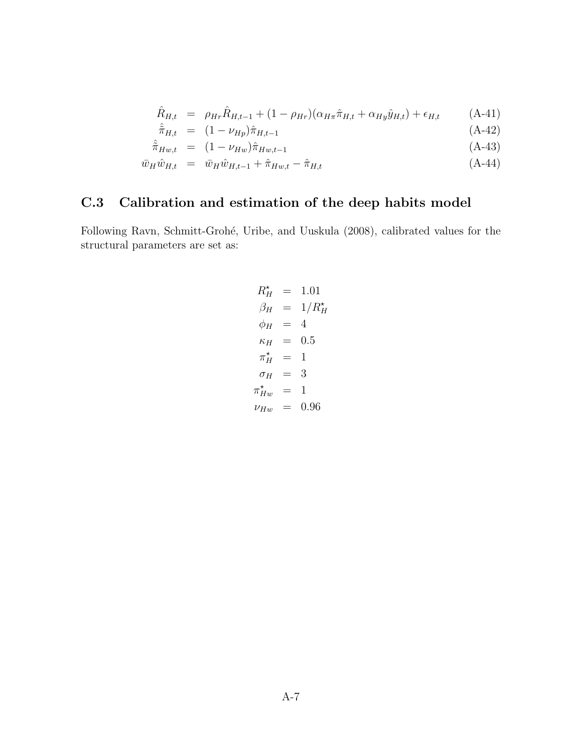$$\hat{R}_{H,t} = \rho_{Hr}\hat{R}_{H,t-1} + (1-\rho_{Hr})(\alpha_{H\pi}\hat{\pi}_{H,t} + \alpha_{Hy}\hat{y}_{H,t}) + \epsilon_{H,t} \tag{A-41}$$

$$\hat{\tilde{\pi}}_{H,t} = (1-\nu_{Hp})\hat{\pi}_{H,t-1} \tag{A-42}$$

$$\hat{\tilde{\pi}}_{Hw,t} = (1-\nu_{Hw})\hat{\pi}_{Hw,t-1} \tag{A-43}$$

$$\bar{w}_H\hat{w}_{H,t} = \bar{w}_H\hat{w}_{H,t-1} + \hat{\pi}_{Hw,t} - \hat{\pi}_{H,t} \tag{A-44}$$

## C.3 Calibration and estimation of the deep habits model

Following Ravn, Schmitt-Grohé, Uribe, and Uuskula (2008), calibrated values for the structural parameters are set as:

$$
\begin{aligned}
R^{\star}_H &= 1.01 \\
\beta_H &= 1/R^{\star}_H \\
\phi_H &= 4 \\
\kappa_H &= 0.5 \\
\pi^{\star}_H &= 1 \\
\sigma_H &= 3 \\
\pi^{\star}_{Hw} &= 1 \\
\nu_{Hw} &= 0.96
\end{aligned}
$$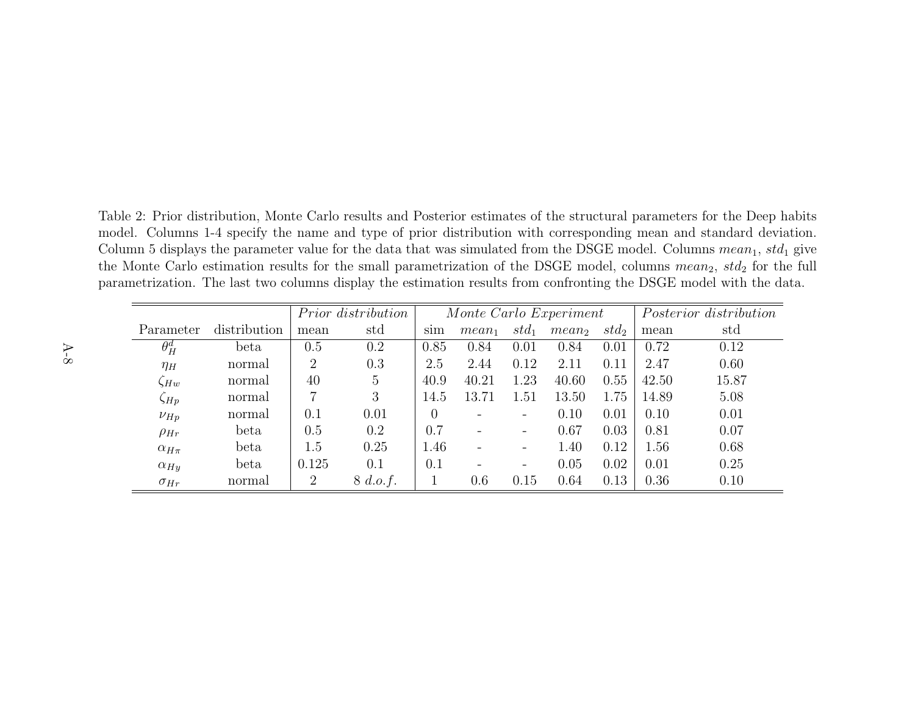Table 2: Prior distribution, Monte Carlo results and Posterior estimates of the structural parameters for the Deep habits model. Columns 1-4 specify the name and type of prior distribution with corresponding mean and standard deviation. Column 5 displays the parameter value for the data that was simulated from the DSGE model. Columns $mean_1$, $std_1$ give the Monte Carlo estimation results for the small parametrization of the DSGE model, columns $mean_2$, $std_2$ for the full parametrization. The last two columns display the estimation results from confronting the DSGE model with the data.

| | | *Prior distribution* | | *Monte Carlo Experiment* | | | | | *Posterior distribution* | |
|---|---|---|---|---|---|---|---|---|---|---|
| Parameter | distribution | mean | std | sim | $mean_1$ | $std_1$ | $mean_2$ | $std_2$ | mean | std |
| $\theta_H^d$ | beta | 0.5 | 0.2 | 0.85 | 0.84 | 0.01 | 0.84 | 0.01 | 0.72 | 0.12 |
| $\eta_H$ | normal | 2 | 0.3 | 2.5 | 2.44 | 0.12 | 2.11 | 0.11 | 2.47 | 0.60 |
| $\zeta_{Hw}$ | normal | 40 | 5 | 40.9 | 40.21 | 1.23 | 40.60 | 0.55 | 42.50 | 15.87 |
| $\zeta_{Hp}$ | normal | 7 | 3 | 14.5 | 13.71 | 1.51 | 13.50 | 1.75 | 14.89 | 5.08 |
| $\nu_{Hp}$ | normal | 0.1 | 0.01 | 0 | - | - | 0.10 | 0.01 | 0.10 | 0.01 |
| $\rho_{Hr}$ | beta | 0.5 | 0.2 | 0.7 | - | - | 0.67 | 0.03 | 0.81 | 0.07 |
| $\alpha_{H\pi}$ | beta | 1.5 | 0.25 | 1.46 | - | - | 1.40 | 0.12 | 1.56 | 0.68 |
| $\alpha_{Hy}$ | beta | 0.125 | 0.1 | 0.1 | - | - | 0.05 | 0.02 | 0.01 | 0.25 |
| $\sigma_{Hr}$ | normal | 2 | 8 *d.o.f.* | 1 | 0.6 | 0.15 | 0.64 | 0.13 | 0.36 | 0.10 |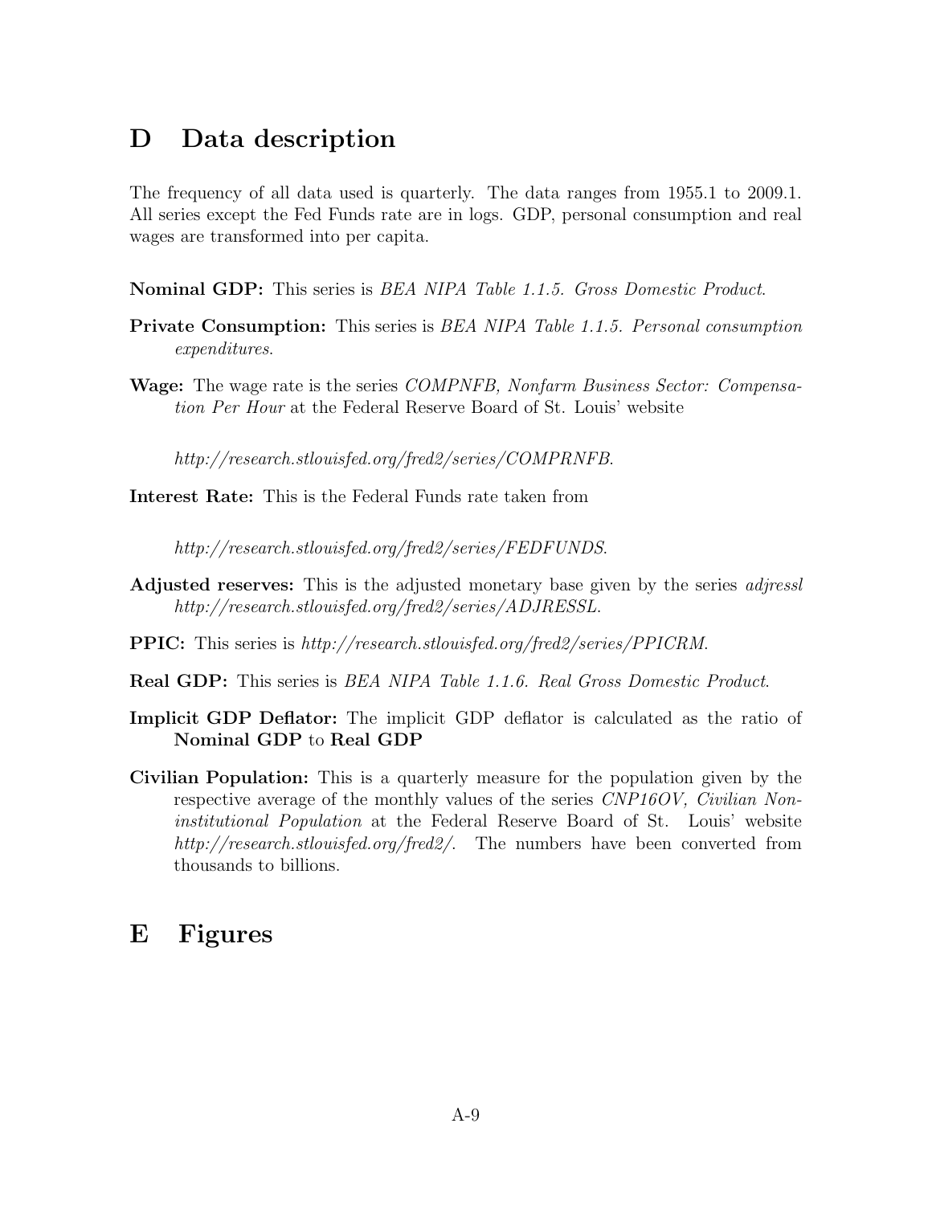# D Data description

The frequency of all data used is quarterly. The data ranges from 1955.1 to 2009.1. All series except the Fed Funds rate are in logs. GDP, personal consumption and real wages are transformed into per capita.

**Nominal GDP:** This series is *BEA NIPA Table 1.1.5. Gross Domestic Product*.

**Private Consumption:** This series is *BEA NIPA Table 1.1.5. Personal consumption expenditures*.

**Wage:** The wage rate is the series *COMPNFB, Nonfarm Business Sector: Compensation Per Hour* at the Federal Reserve Board of St. Louis' website

*http://research.stlouisfed.org/fred2/series/COMPRNFB*.

**Interest Rate:** This is the Federal Funds rate taken from

*http://research.stlouisfed.org/fred2/series/FEDFUNDS*.

**Adjusted reserves:** This is the adjusted monetary base given by the series *adjressl* *http://research.stlouisfed.org/fred2/series/ADJRESSL*.

**PPIC:** This series is *http://research.stlouisfed.org/fred2/series/PPICRM.*

**Real GDP:** This series is *BEA NIPA Table 1.1.6. Real Gross Domestic Product*.

**Implicit GDP Deflator:** The implicit GDP deflator is calculated as the ratio of **Nominal GDP** to **Real GDP**

**Civilian Population:** This is a quarterly measure for the population given by the respective average of the monthly values of the series *CNP16OV, Civilian Noninstitutional Population* at the Federal Reserve Board of St. Louis' website *http://research.stlouisfed.org/fred2/*. The numbers have been converted from thousands to billions.

# E Figures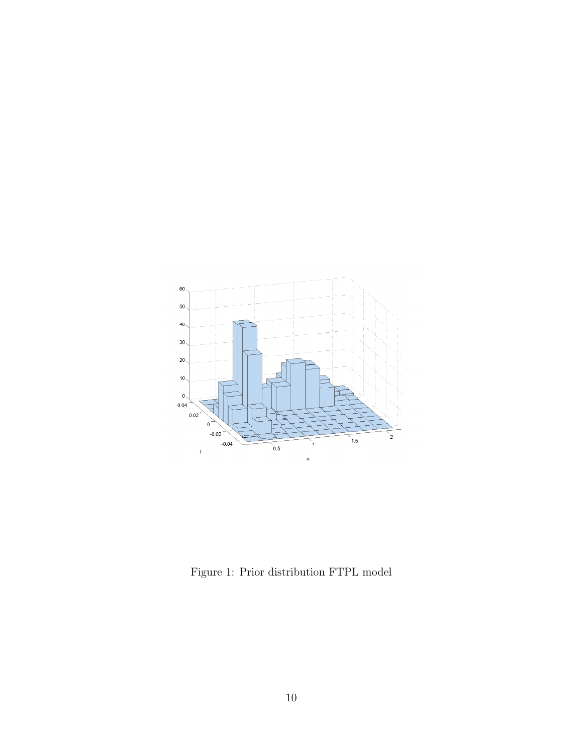Figure 1: Prior distribution FTPL model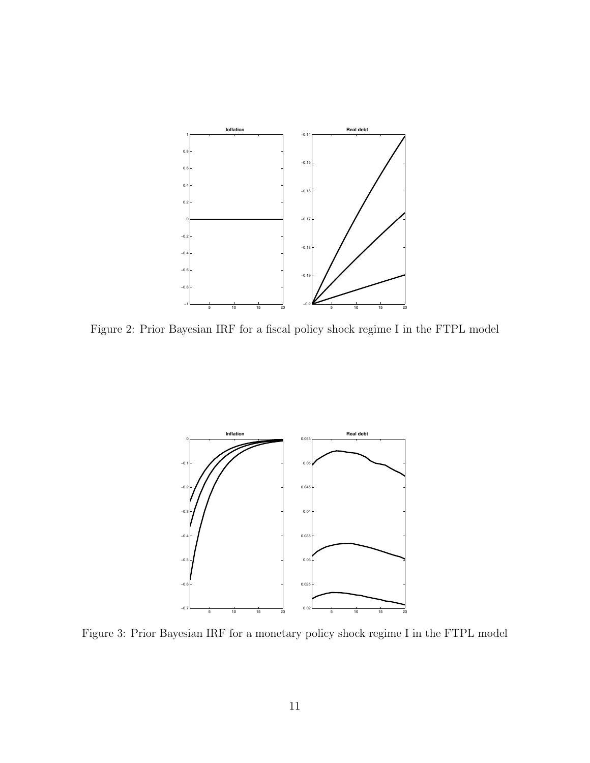Figure 2: Prior Bayesian IRF for a fiscal policy shock regime I in the FTPL model

Figure 3: Prior Bayesian IRF for a monetary policy shock regime I in the FTPL model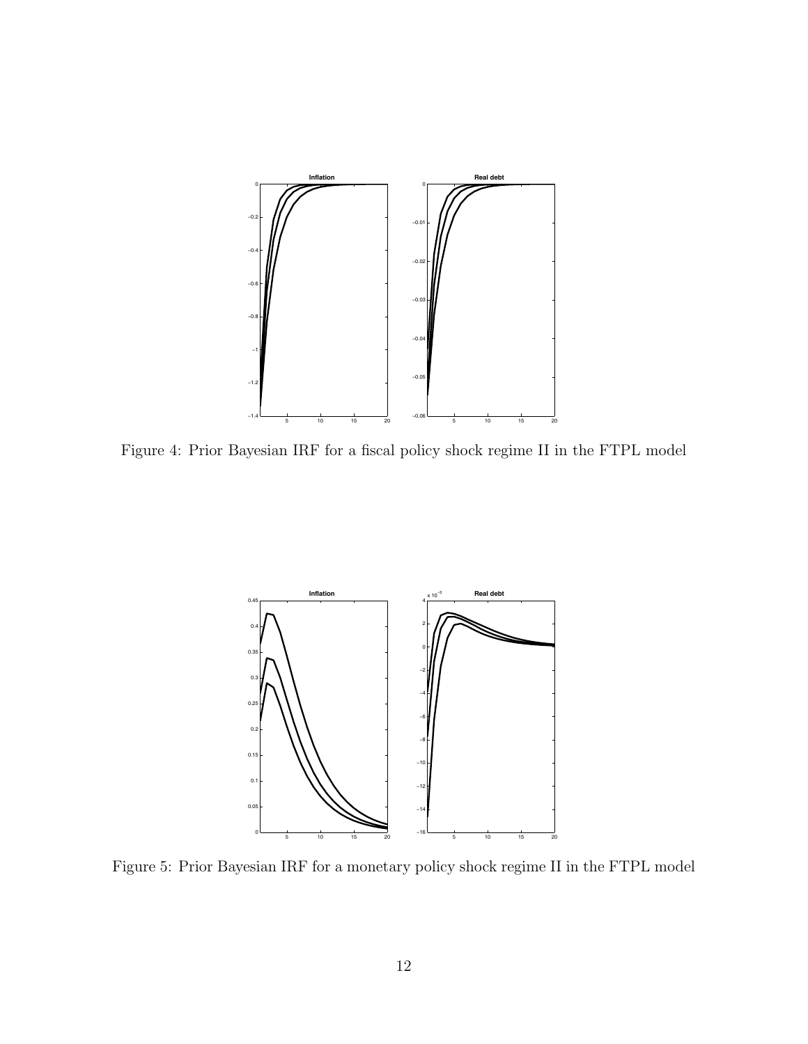Figure 4: Prior Bayesian IRF for a fiscal policy shock regime II in the FTPL model

Figure 5: Prior Bayesian IRF for a monetary policy shock regime II in the FTPL model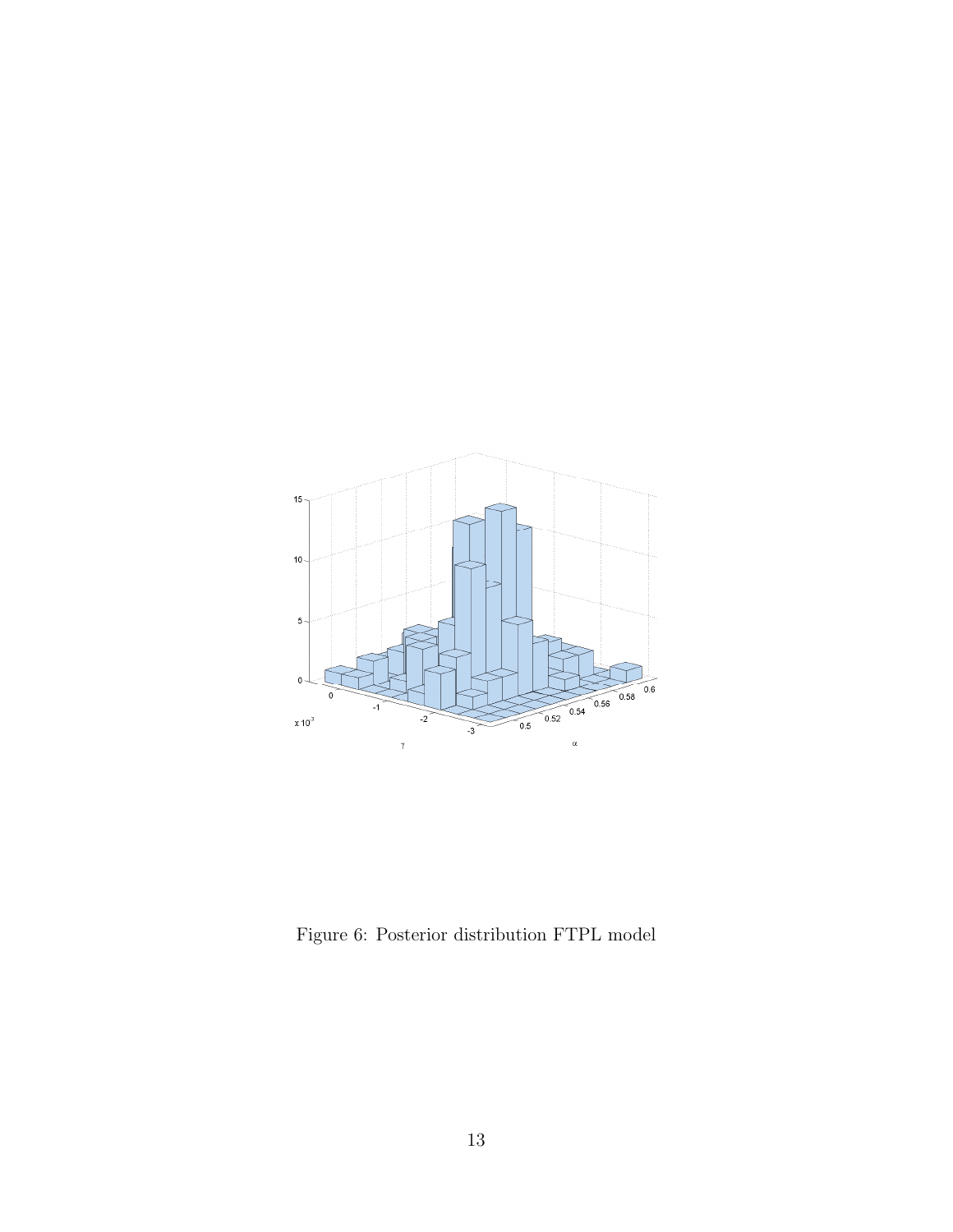Figure 6: Posterior distribution FTPL model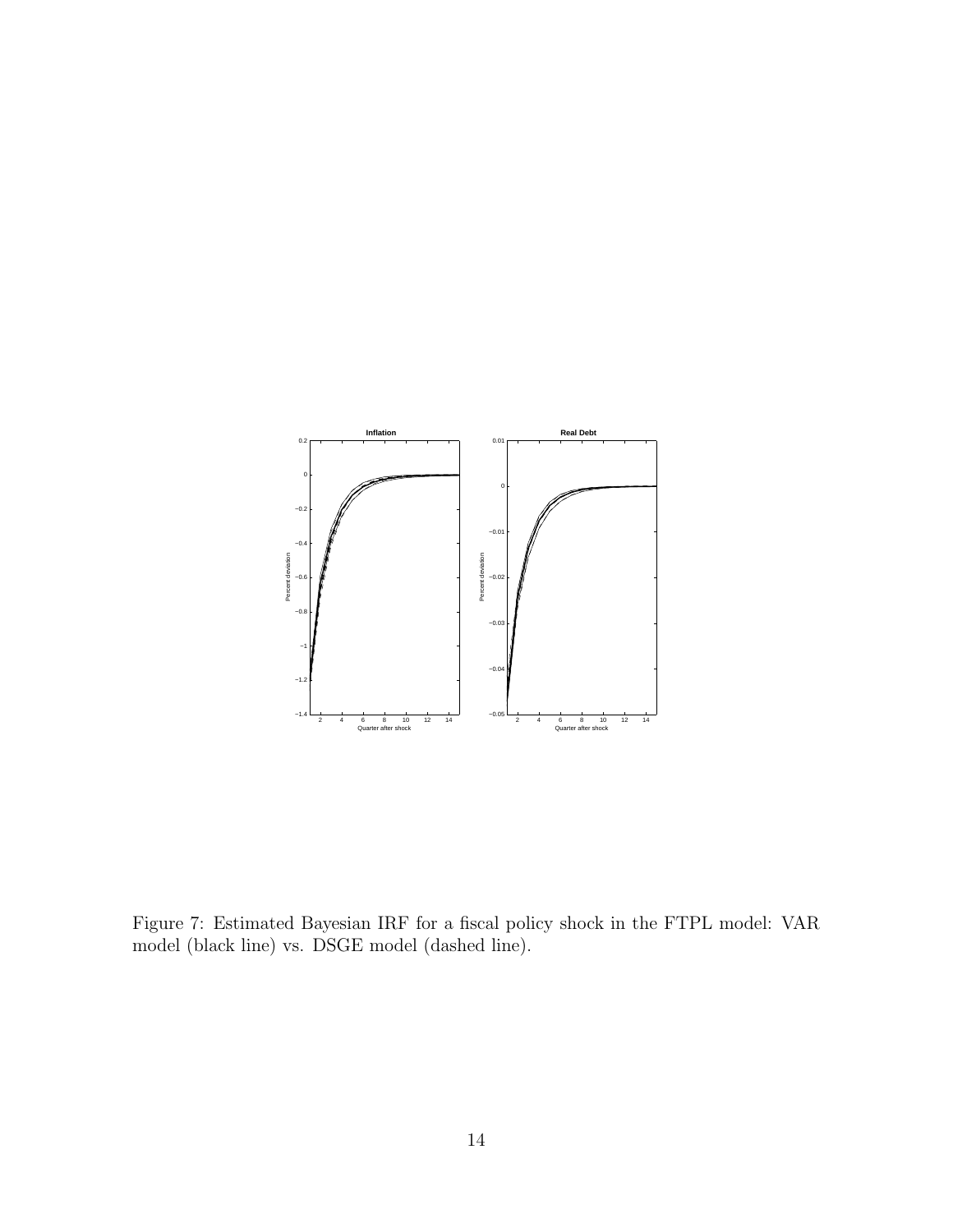Figure 7: Estimated Bayesian IRF for a fiscal policy shock in the FTPL model: VAR model (black line) vs. DSGE model (dashed line).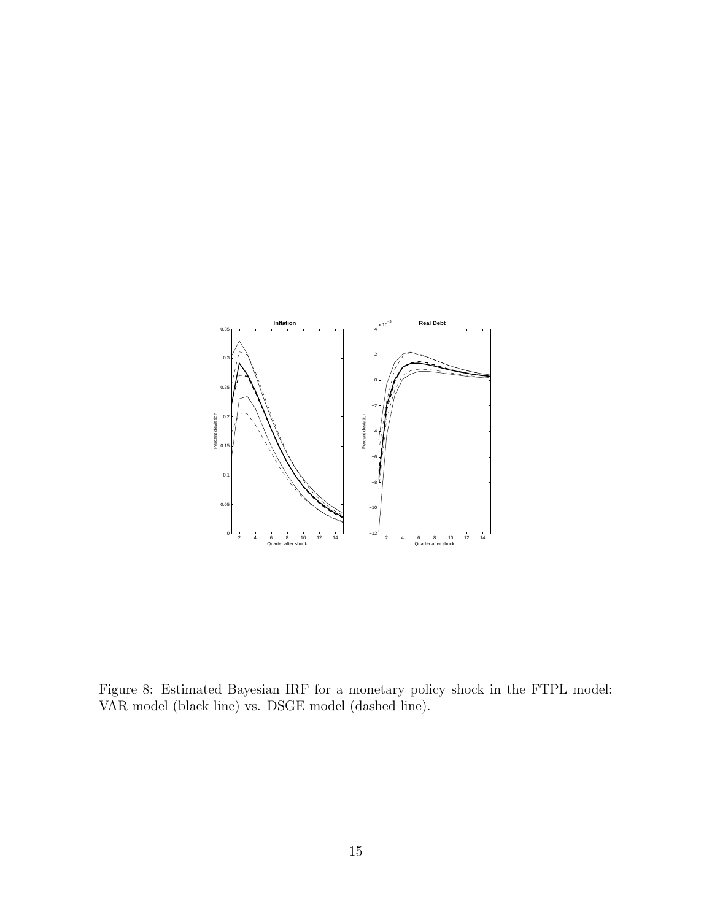Figure 8: Estimated Bayesian IRF for a monetary policy shock in the FTPL model: VAR model (black line) vs. DSGE model (dashed line).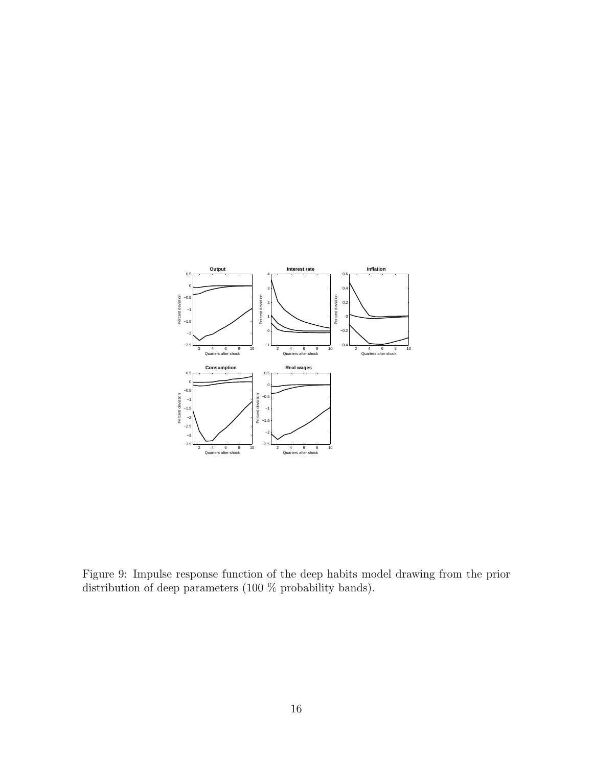Figure 9: Impulse response function of the deep habits model drawing from the prior distribution of deep parameters (100 % probability bands).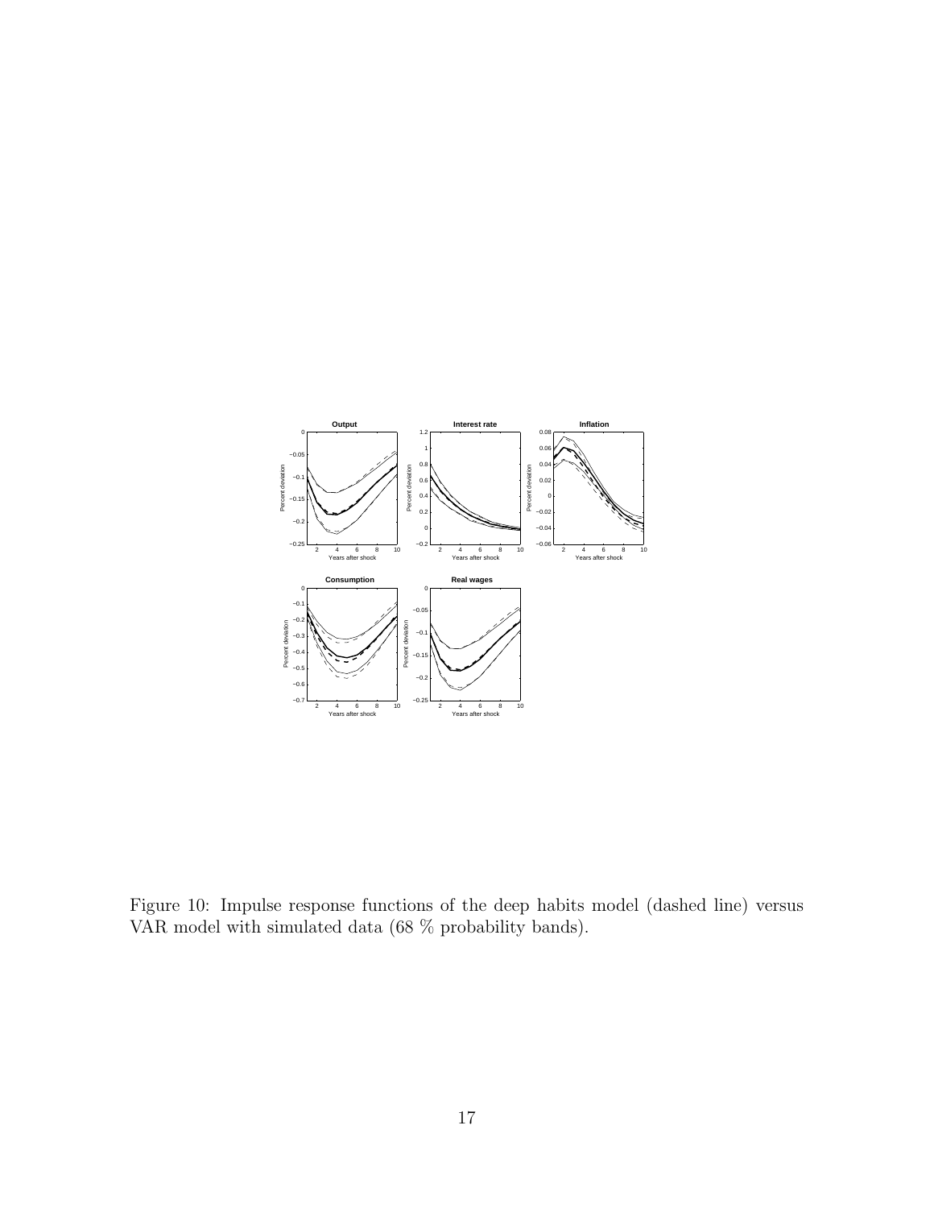Figure 10: Impulse response functions of the deep habits model (dashed line) versus VAR model with simulated data (68 % probability bands).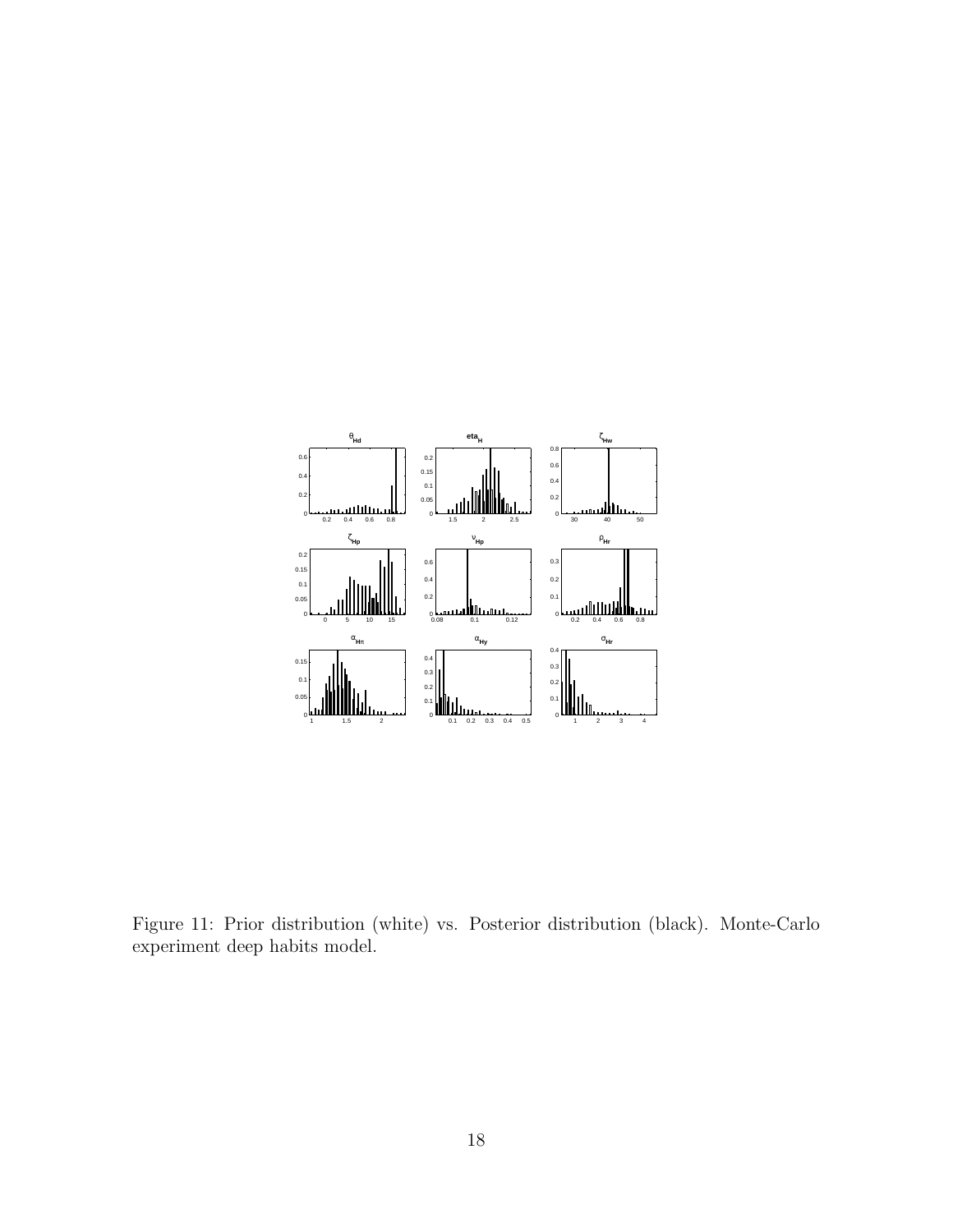Figure 11: Prior distribution (white) vs. Posterior distribution (black). Monte-Carlo experiment deep habits model.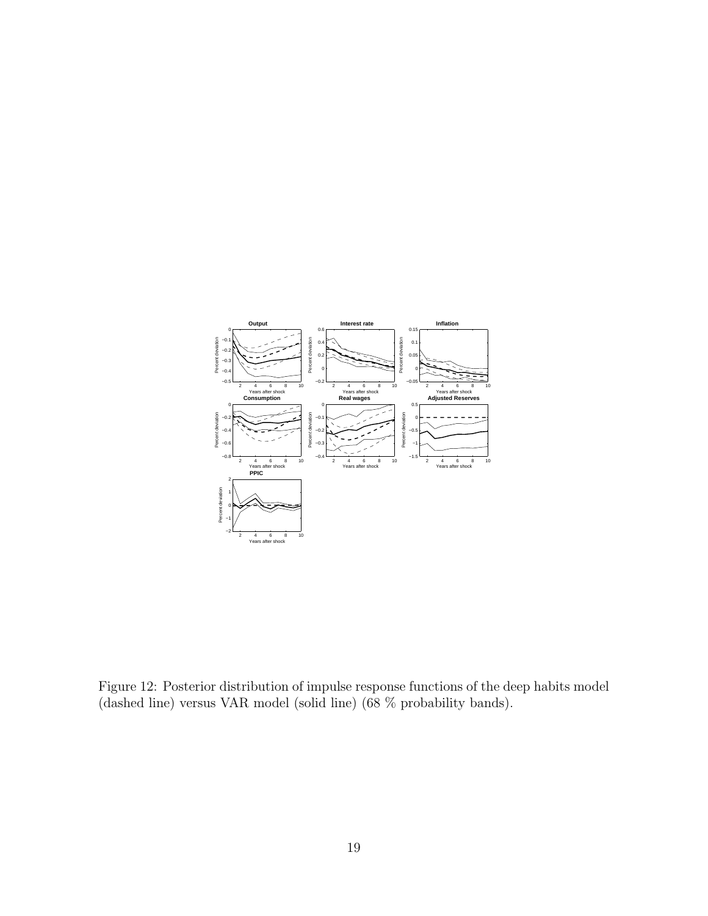Figure 12: Posterior distribution of impulse response functions of the deep habits model (dashed line) versus VAR model (solid line) (68 % probability bands).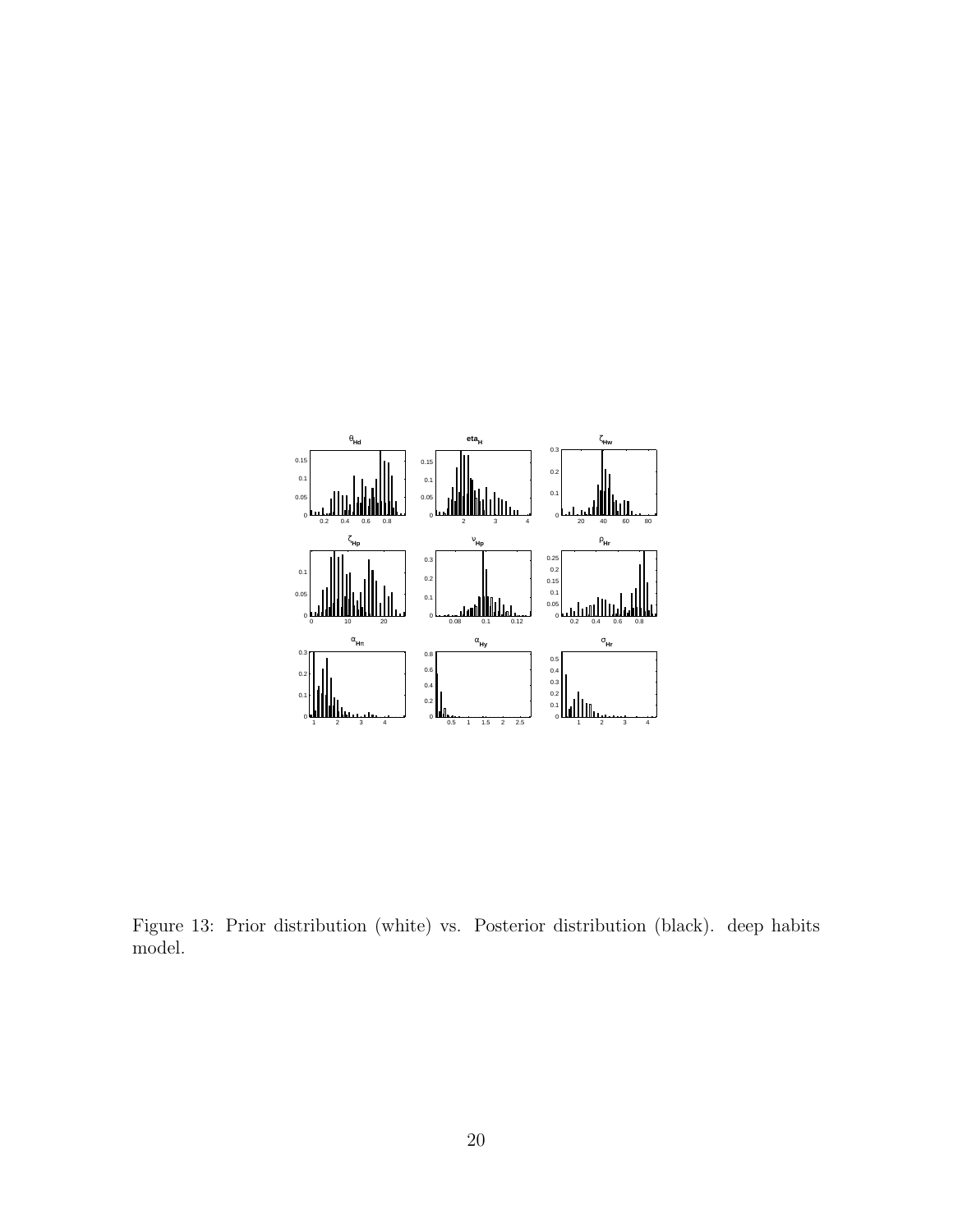$\theta_{Hd}$

0.15
0.1
0.05
0
0.2 0.4 0.6 0.8

eta$_H$

0.15
0.1
0.05
0
2 3 4

$\zeta_{Hw}$

0.3
0.2
0.1
0
20 40 60 80

$\zeta_{Hp}$

0.1
0.05
0
0 10 20

$\nu_{Hp}$

0.3
0.2
0.1
0
0.08 0.1 0.12

$\rho_{Hr}$

0.25
0.2
0.15
0.1
0.05
0
0.2 0.4 0.6 0.8

$\alpha_{H\pi}$

0.3
0.2
0.1
0
1 2 3 4

$\alpha_{Hy}$

0.8
0.6
0.4
0.2
0
0.5 1 1.5 2 2.5

$\sigma_{Hr}$

0.5
0.4
0.3
0.2
0.1
0
1 2 3 4

Figure 13: Prior distribution (white) vs. Posterior distribution (black). deep habits model.